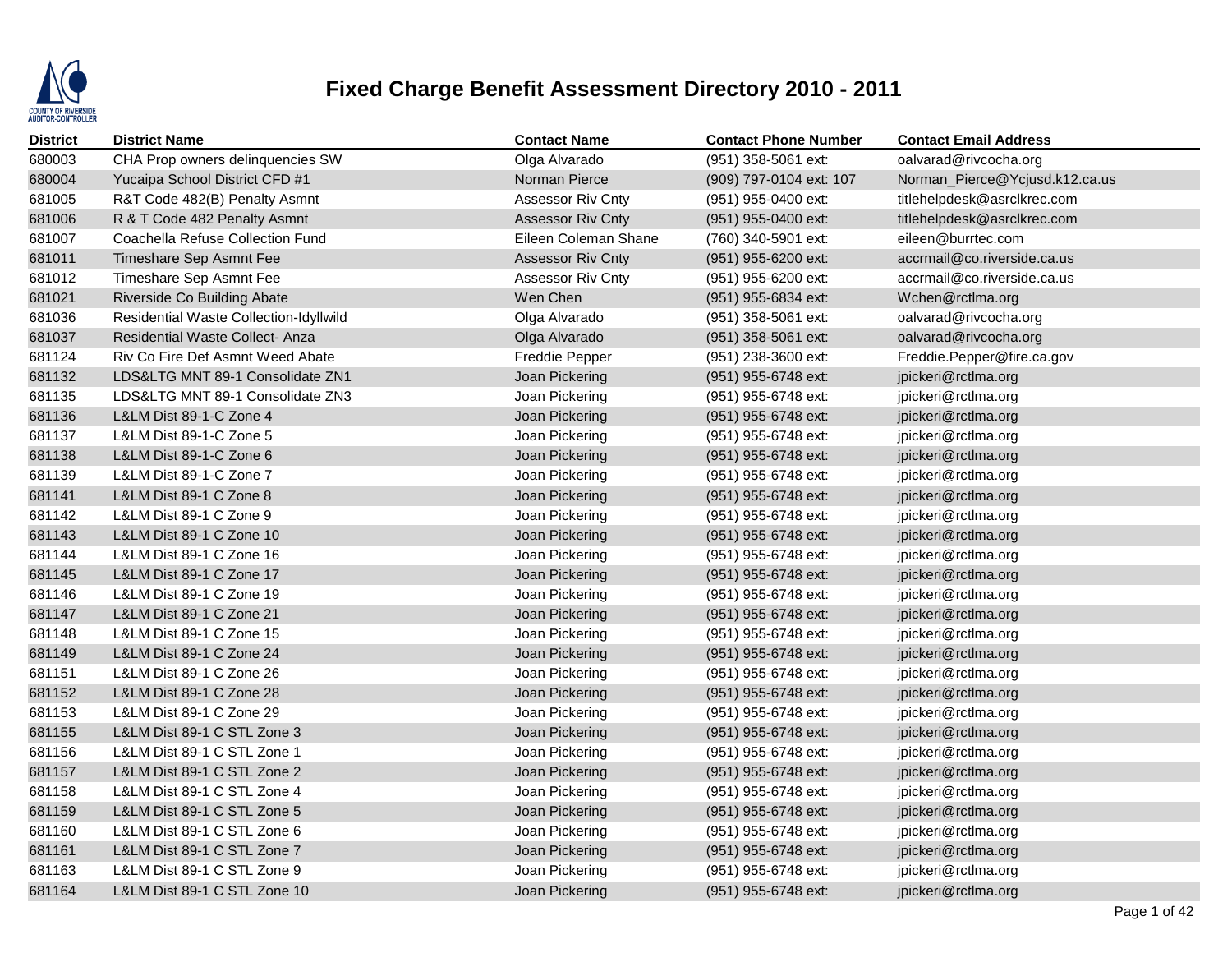# Fixed Charge Benefit Assessment Directory 2010 - 2011

| District | District Name | Contact Name | Contact Phone Number | Contact Email Address |
|---|---|---|---|---|
| 680003 | CHA Prop owners delinquencies SW | Olga Alvarado | (951) 358-5061 ext: | oalvarad@rivcocha.org |
| 680004 | Yucaipa School District CFD #1 | Norman Pierce | (909) 797-0104 ext: 107 | Norman_Pierce@Ycjusd.k12.ca.us |
| 681005 | R&T Code 482(B) Penalty Asmnt | Assessor Riv Cnty | (951) 955-0400 ext: | titlehelpdesk@asrclkrec.com |
| 681006 | R & T Code 482 Penalty Asmnt | Assessor Riv Cnty | (951) 955-0400 ext: | titlehelpdesk@asrclkrec.com |
| 681007 | Coachella Refuse Collection Fund | Eileen Coleman Shane | (760) 340-5901 ext: | eileen@burrtec.com |
| 681011 | Timeshare Sep Asmnt Fee | Assessor Riv Cnty | (951) 955-6200 ext: | accrmail@co.riverside.ca.us |
| 681012 | Timeshare Sep Asmnt Fee | Assessor Riv Cnty | (951) 955-6200 ext: | accrmail@co.riverside.ca.us |
| 681021 | Riverside Co Building Abate | Wen Chen | (951) 955-6834 ext: | Wchen@rctlma.org |
| 681036 | Residential Waste Collection-Idyllwild | Olga Alvarado | (951) 358-5061 ext: | oalvarad@rivcocha.org |
| 681037 | Residential Waste Collect- Anza | Olga Alvarado | (951) 358-5061 ext: | oalvarad@rivcocha.org |
| 681124 | Riv Co Fire Def Asmnt Weed Abate | Freddie Pepper | (951) 238-3600 ext: | Freddie.Pepper@fire.ca.gov |
| 681132 | LDS&LTG MNT 89-1 Consolidate ZN1 | Joan Pickering | (951) 955-6748 ext: | jpickeri@rctlma.org |
| 681135 | LDS&LTG MNT 89-1 Consolidate ZN3 | Joan Pickering | (951) 955-6748 ext: | jpickeri@rctlma.org |
| 681136 | L&LM Dist 89-1-C Zone 4 | Joan Pickering | (951) 955-6748 ext: | jpickeri@rctlma.org |
| 681137 | L&LM Dist 89-1-C Zone 5 | Joan Pickering | (951) 955-6748 ext: | jpickeri@rctlma.org |
| 681138 | L&LM Dist 89-1-C Zone 6 | Joan Pickering | (951) 955-6748 ext: | jpickeri@rctlma.org |
| 681139 | L&LM Dist 89-1-C Zone 7 | Joan Pickering | (951) 955-6748 ext: | jpickeri@rctlma.org |
| 681141 | L&LM Dist 89-1 C Zone 8 | Joan Pickering | (951) 955-6748 ext: | jpickeri@rctlma.org |
| 681142 | L&LM Dist 89-1 C Zone 9 | Joan Pickering | (951) 955-6748 ext: | jpickeri@rctlma.org |
| 681143 | L&LM Dist 89-1 C Zone 10 | Joan Pickering | (951) 955-6748 ext: | jpickeri@rctlma.org |
| 681144 | L&LM Dist 89-1 C Zone 16 | Joan Pickering | (951) 955-6748 ext: | jpickeri@rctlma.org |
| 681145 | L&LM Dist 89-1 C Zone 17 | Joan Pickering | (951) 955-6748 ext: | jpickeri@rctlma.org |
| 681146 | L&LM Dist 89-1 C Zone 19 | Joan Pickering | (951) 955-6748 ext: | jpickeri@rctlma.org |
| 681147 | L&LM Dist 89-1 C Zone 21 | Joan Pickering | (951) 955-6748 ext: | jpickeri@rctlma.org |
| 681148 | L&LM Dist 89-1 C Zone 15 | Joan Pickering | (951) 955-6748 ext: | jpickeri@rctlma.org |
| 681149 | L&LM Dist 89-1 C Zone 24 | Joan Pickering | (951) 955-6748 ext: | jpickeri@rctlma.org |
| 681151 | L&LM Dist 89-1 C Zone 26 | Joan Pickering | (951) 955-6748 ext: | jpickeri@rctlma.org |
| 681152 | L&LM Dist 89-1 C Zone 28 | Joan Pickering | (951) 955-6748 ext: | jpickeri@rctlma.org |
| 681153 | L&LM Dist 89-1 C Zone 29 | Joan Pickering | (951) 955-6748 ext: | jpickeri@rctlma.org |
| 681155 | L&LM Dist 89-1 C STL Zone 3 | Joan Pickering | (951) 955-6748 ext: | jpickeri@rctlma.org |
| 681156 | L&LM Dist 89-1 C STL Zone 1 | Joan Pickering | (951) 955-6748 ext: | jpickeri@rctlma.org |
| 681157 | L&LM Dist 89-1 C STL Zone 2 | Joan Pickering | (951) 955-6748 ext: | jpickeri@rctlma.org |
| 681158 | L&LM Dist 89-1 C STL Zone 4 | Joan Pickering | (951) 955-6748 ext: | jpickeri@rctlma.org |
| 681159 | L&LM Dist 89-1 C STL Zone 5 | Joan Pickering | (951) 955-6748 ext: | jpickeri@rctlma.org |
| 681160 | L&LM Dist 89-1 C STL Zone 6 | Joan Pickering | (951) 955-6748 ext: | jpickeri@rctlma.org |
| 681161 | L&LM Dist 89-1 C STL Zone 7 | Joan Pickering | (951) 955-6748 ext: | jpickeri@rctlma.org |
| 681163 | L&LM Dist 89-1 C STL Zone 9 | Joan Pickering | (951) 955-6748 ext: | jpickeri@rctlma.org |
| 681164 | L&LM Dist 89-1 C STL Zone 10 | Joan Pickering | (951) 955-6748 ext: | jpickeri@rctlma.org |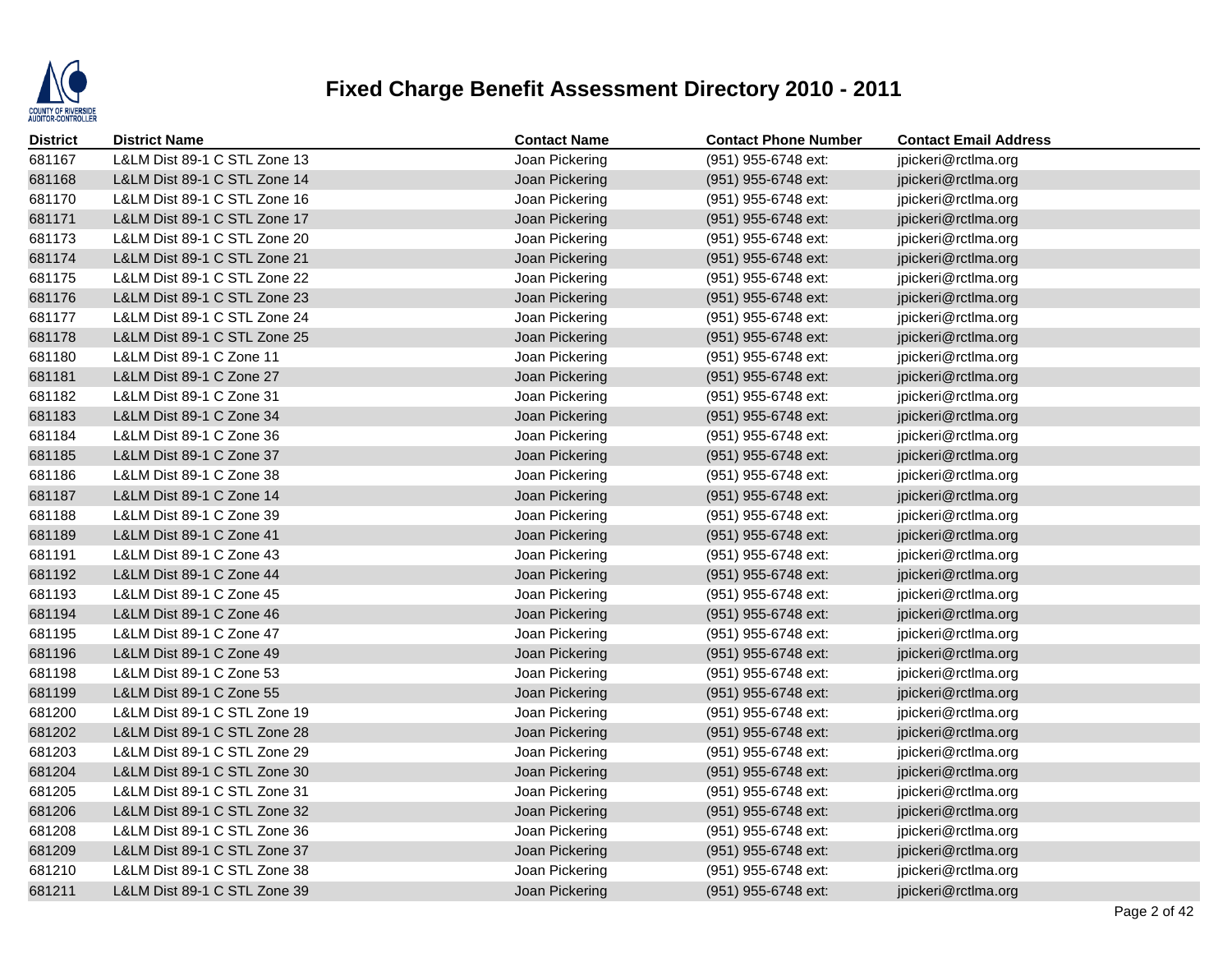# Fixed Charge Benefit Assessment Directory 2010 - 2011

| District | District Name | Contact Name | Contact Phone Number | Contact Email Address |
|---|---|---|---|---|
| 681167 | L&LM Dist 89-1 C STL Zone 13 | Joan Pickering | (951) 955-6748 ext: | jpickeri@rctlma.org |
| 681168 | L&LM Dist 89-1 C STL Zone 14 | Joan Pickering | (951) 955-6748 ext: | jpickeri@rctlma.org |
| 681170 | L&LM Dist 89-1 C STL Zone 16 | Joan Pickering | (951) 955-6748 ext: | jpickeri@rctlma.org |
| 681171 | L&LM Dist 89-1 C STL Zone 17 | Joan Pickering | (951) 955-6748 ext: | jpickeri@rctlma.org |
| 681173 | L&LM Dist 89-1 C STL Zone 20 | Joan Pickering | (951) 955-6748 ext: | jpickeri@rctlma.org |
| 681174 | L&LM Dist 89-1 C STL Zone 21 | Joan Pickering | (951) 955-6748 ext: | jpickeri@rctlma.org |
| 681175 | L&LM Dist 89-1 C STL Zone 22 | Joan Pickering | (951) 955-6748 ext: | jpickeri@rctlma.org |
| 681176 | L&LM Dist 89-1 C STL Zone 23 | Joan Pickering | (951) 955-6748 ext: | jpickeri@rctlma.org |
| 681177 | L&LM Dist 89-1 C STL Zone 24 | Joan Pickering | (951) 955-6748 ext: | jpickeri@rctlma.org |
| 681178 | L&LM Dist 89-1 C STL Zone 25 | Joan Pickering | (951) 955-6748 ext: | jpickeri@rctlma.org |
| 681180 | L&LM Dist 89-1 C Zone 11 | Joan Pickering | (951) 955-6748 ext: | jpickeri@rctlma.org |
| 681181 | L&LM Dist 89-1 C Zone 27 | Joan Pickering | (951) 955-6748 ext: | jpickeri@rctlma.org |
| 681182 | L&LM Dist 89-1 C Zone 31 | Joan Pickering | (951) 955-6748 ext: | jpickeri@rctlma.org |
| 681183 | L&LM Dist 89-1 C Zone 34 | Joan Pickering | (951) 955-6748 ext: | jpickeri@rctlma.org |
| 681184 | L&LM Dist 89-1 C Zone 36 | Joan Pickering | (951) 955-6748 ext: | jpickeri@rctlma.org |
| 681185 | L&LM Dist 89-1 C Zone 37 | Joan Pickering | (951) 955-6748 ext: | jpickeri@rctlma.org |
| 681186 | L&LM Dist 89-1 C Zone 38 | Joan Pickering | (951) 955-6748 ext: | jpickeri@rctlma.org |
| 681187 | L&LM Dist 89-1 C Zone 14 | Joan Pickering | (951) 955-6748 ext: | jpickeri@rctlma.org |
| 681188 | L&LM Dist 89-1 C Zone 39 | Joan Pickering | (951) 955-6748 ext: | jpickeri@rctlma.org |
| 681189 | L&LM Dist 89-1 C Zone 41 | Joan Pickering | (951) 955-6748 ext: | jpickeri@rctlma.org |
| 681191 | L&LM Dist 89-1 C Zone 43 | Joan Pickering | (951) 955-6748 ext: | jpickeri@rctlma.org |
| 681192 | L&LM Dist 89-1 C Zone 44 | Joan Pickering | (951) 955-6748 ext: | jpickeri@rctlma.org |
| 681193 | L&LM Dist 89-1 C Zone 45 | Joan Pickering | (951) 955-6748 ext: | jpickeri@rctlma.org |
| 681194 | L&LM Dist 89-1 C Zone 46 | Joan Pickering | (951) 955-6748 ext: | jpickeri@rctlma.org |
| 681195 | L&LM Dist 89-1 C Zone 47 | Joan Pickering | (951) 955-6748 ext: | jpickeri@rctlma.org |
| 681196 | L&LM Dist 89-1 C Zone 49 | Joan Pickering | (951) 955-6748 ext: | jpickeri@rctlma.org |
| 681198 | L&LM Dist 89-1 C Zone 53 | Joan Pickering | (951) 955-6748 ext: | jpickeri@rctlma.org |
| 681199 | L&LM Dist 89-1 C Zone 55 | Joan Pickering | (951) 955-6748 ext: | jpickeri@rctlma.org |
| 681200 | L&LM Dist 89-1 C STL Zone 19 | Joan Pickering | (951) 955-6748 ext: | jpickeri@rctlma.org |
| 681202 | L&LM Dist 89-1 C STL Zone 28 | Joan Pickering | (951) 955-6748 ext: | jpickeri@rctlma.org |
| 681203 | L&LM Dist 89-1 C STL Zone 29 | Joan Pickering | (951) 955-6748 ext: | jpickeri@rctlma.org |
| 681204 | L&LM Dist 89-1 C STL Zone 30 | Joan Pickering | (951) 955-6748 ext: | jpickeri@rctlma.org |
| 681205 | L&LM Dist 89-1 C STL Zone 31 | Joan Pickering | (951) 955-6748 ext: | jpickeri@rctlma.org |
| 681206 | L&LM Dist 89-1 C STL Zone 32 | Joan Pickering | (951) 955-6748 ext: | jpickeri@rctlma.org |
| 681208 | L&LM Dist 89-1 C STL Zone 36 | Joan Pickering | (951) 955-6748 ext: | jpickeri@rctlma.org |
| 681209 | L&LM Dist 89-1 C STL Zone 37 | Joan Pickering | (951) 955-6748 ext: | jpickeri@rctlma.org |
| 681210 | L&LM Dist 89-1 C STL Zone 38 | Joan Pickering | (951) 955-6748 ext: | jpickeri@rctlma.org |
| 681211 | L&LM Dist 89-1 C STL Zone 39 | Joan Pickering | (951) 955-6748 ext: | jpickeri@rctlma.org |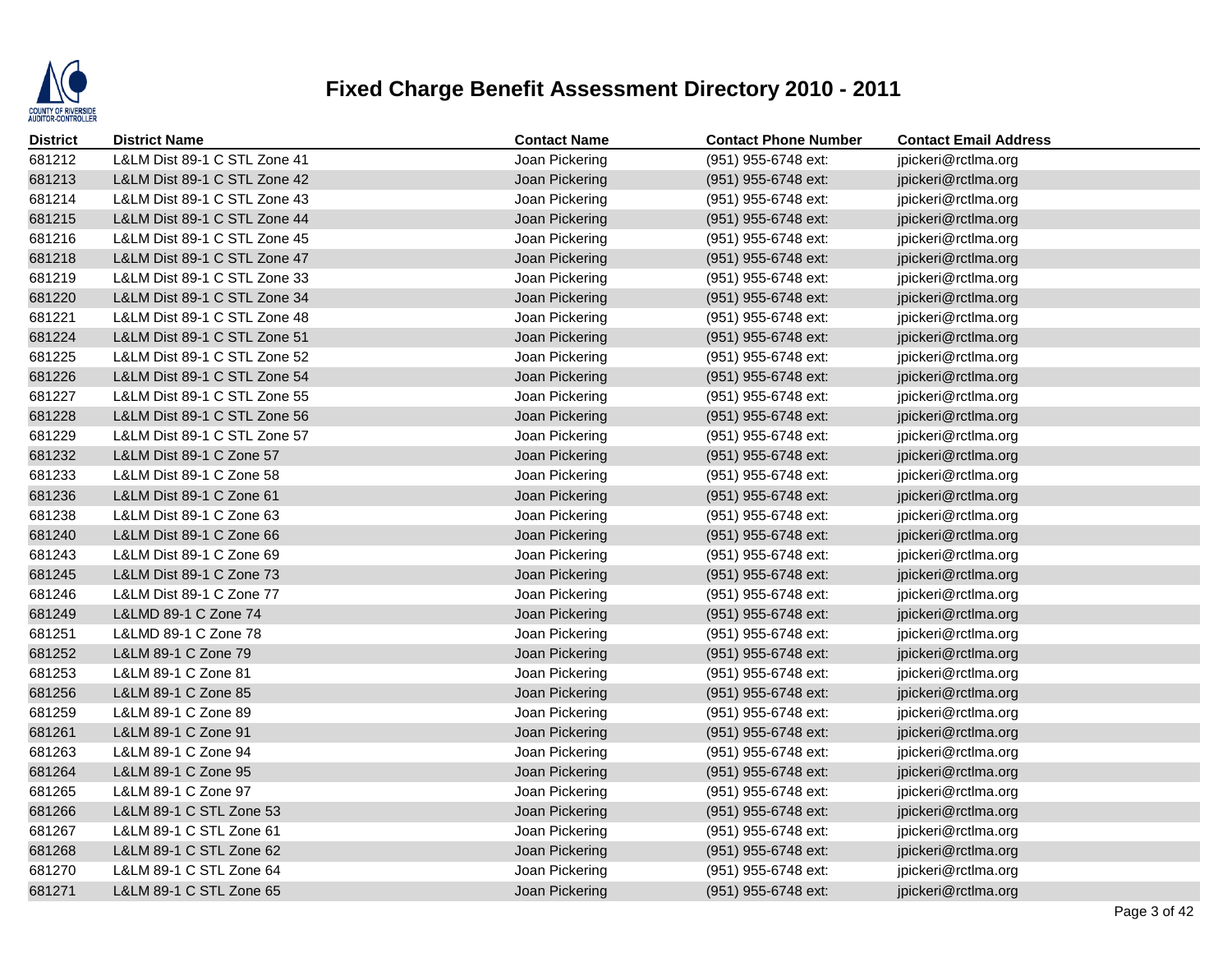# Fixed Charge Benefit Assessment Directory 2010 - 2011

| District | District Name | Contact Name | Contact Phone Number | Contact Email Address |
| --- | --- | --- | --- | --- |
| 681212 | L&LM Dist 89-1 C STL Zone 41 | Joan Pickering | (951) 955-6748 ext: | jpickeri@rctlma.org |
| 681213 | L&LM Dist 89-1 C STL Zone 42 | Joan Pickering | (951) 955-6748 ext: | jpickeri@rctlma.org |
| 681214 | L&LM Dist 89-1 C STL Zone 43 | Joan Pickering | (951) 955-6748 ext: | jpickeri@rctlma.org |
| 681215 | L&LM Dist 89-1 C STL Zone 44 | Joan Pickering | (951) 955-6748 ext: | jpickeri@rctlma.org |
| 681216 | L&LM Dist 89-1 C STL Zone 45 | Joan Pickering | (951) 955-6748 ext: | jpickeri@rctlma.org |
| 681218 | L&LM Dist 89-1 C STL Zone 47 | Joan Pickering | (951) 955-6748 ext: | jpickeri@rctlma.org |
| 681219 | L&LM Dist 89-1 C STL Zone 33 | Joan Pickering | (951) 955-6748 ext: | jpickeri@rctlma.org |
| 681220 | L&LM Dist 89-1 C STL Zone 34 | Joan Pickering | (951) 955-6748 ext: | jpickeri@rctlma.org |
| 681221 | L&LM Dist 89-1 C STL Zone 48 | Joan Pickering | (951) 955-6748 ext: | jpickeri@rctlma.org |
| 681224 | L&LM Dist 89-1 C STL Zone 51 | Joan Pickering | (951) 955-6748 ext: | jpickeri@rctlma.org |
| 681225 | L&LM Dist 89-1 C STL Zone 52 | Joan Pickering | (951) 955-6748 ext: | jpickeri@rctlma.org |
| 681226 | L&LM Dist 89-1 C STL Zone 54 | Joan Pickering | (951) 955-6748 ext: | jpickeri@rctlma.org |
| 681227 | L&LM Dist 89-1 C STL Zone 55 | Joan Pickering | (951) 955-6748 ext: | jpickeri@rctlma.org |
| 681228 | L&LM Dist 89-1 C STL Zone 56 | Joan Pickering | (951) 955-6748 ext: | jpickeri@rctlma.org |
| 681229 | L&LM Dist 89-1 C STL Zone 57 | Joan Pickering | (951) 955-6748 ext: | jpickeri@rctlma.org |
| 681232 | L&LM Dist 89-1 C Zone 57 | Joan Pickering | (951) 955-6748 ext: | jpickeri@rctlma.org |
| 681233 | L&LM Dist 89-1 C Zone 58 | Joan Pickering | (951) 955-6748 ext: | jpickeri@rctlma.org |
| 681236 | L&LM Dist 89-1 C Zone 61 | Joan Pickering | (951) 955-6748 ext: | jpickeri@rctlma.org |
| 681238 | L&LM Dist 89-1 C Zone 63 | Joan Pickering | (951) 955-6748 ext: | jpickeri@rctlma.org |
| 681240 | L&LM Dist 89-1 C Zone 66 | Joan Pickering | (951) 955-6748 ext: | jpickeri@rctlma.org |
| 681243 | L&LM Dist 89-1 C Zone 69 | Joan Pickering | (951) 955-6748 ext: | jpickeri@rctlma.org |
| 681245 | L&LM Dist 89-1 C Zone 73 | Joan Pickering | (951) 955-6748 ext: | jpickeri@rctlma.org |
| 681246 | L&LM Dist 89-1 C Zone 77 | Joan Pickering | (951) 955-6748 ext: | jpickeri@rctlma.org |
| 681249 | L&LMD 89-1 C Zone 74 | Joan Pickering | (951) 955-6748 ext: | jpickeri@rctlma.org |
| 681251 | L&LMD 89-1 C Zone 78 | Joan Pickering | (951) 955-6748 ext: | jpickeri@rctlma.org |
| 681252 | L&LM 89-1 C Zone 79 | Joan Pickering | (951) 955-6748 ext: | jpickeri@rctlma.org |
| 681253 | L&LM 89-1 C Zone 81 | Joan Pickering | (951) 955-6748 ext: | jpickeri@rctlma.org |
| 681256 | L&LM 89-1 C Zone 85 | Joan Pickering | (951) 955-6748 ext: | jpickeri@rctlma.org |
| 681259 | L&LM 89-1 C Zone 89 | Joan Pickering | (951) 955-6748 ext: | jpickeri@rctlma.org |
| 681261 | L&LM 89-1 C Zone 91 | Joan Pickering | (951) 955-6748 ext: | jpickeri@rctlma.org |
| 681263 | L&LM 89-1 C Zone 94 | Joan Pickering | (951) 955-6748 ext: | jpickeri@rctlma.org |
| 681264 | L&LM 89-1 C Zone 95 | Joan Pickering | (951) 955-6748 ext: | jpickeri@rctlma.org |
| 681265 | L&LM 89-1 C Zone 97 | Joan Pickering | (951) 955-6748 ext: | jpickeri@rctlma.org |
| 681266 | L&LM 89-1 C STL Zone 53 | Joan Pickering | (951) 955-6748 ext: | jpickeri@rctlma.org |
| 681267 | L&LM 89-1 C STL Zone 61 | Joan Pickering | (951) 955-6748 ext: | jpickeri@rctlma.org |
| 681268 | L&LM 89-1 C STL Zone 62 | Joan Pickering | (951) 955-6748 ext: | jpickeri@rctlma.org |
| 681270 | L&LM 89-1 C STL Zone 64 | Joan Pickering | (951) 955-6748 ext: | jpickeri@rctlma.org |
| 681271 | L&LM 89-1 C STL Zone 65 | Joan Pickering | (951) 955-6748 ext: | jpickeri@rctlma.org |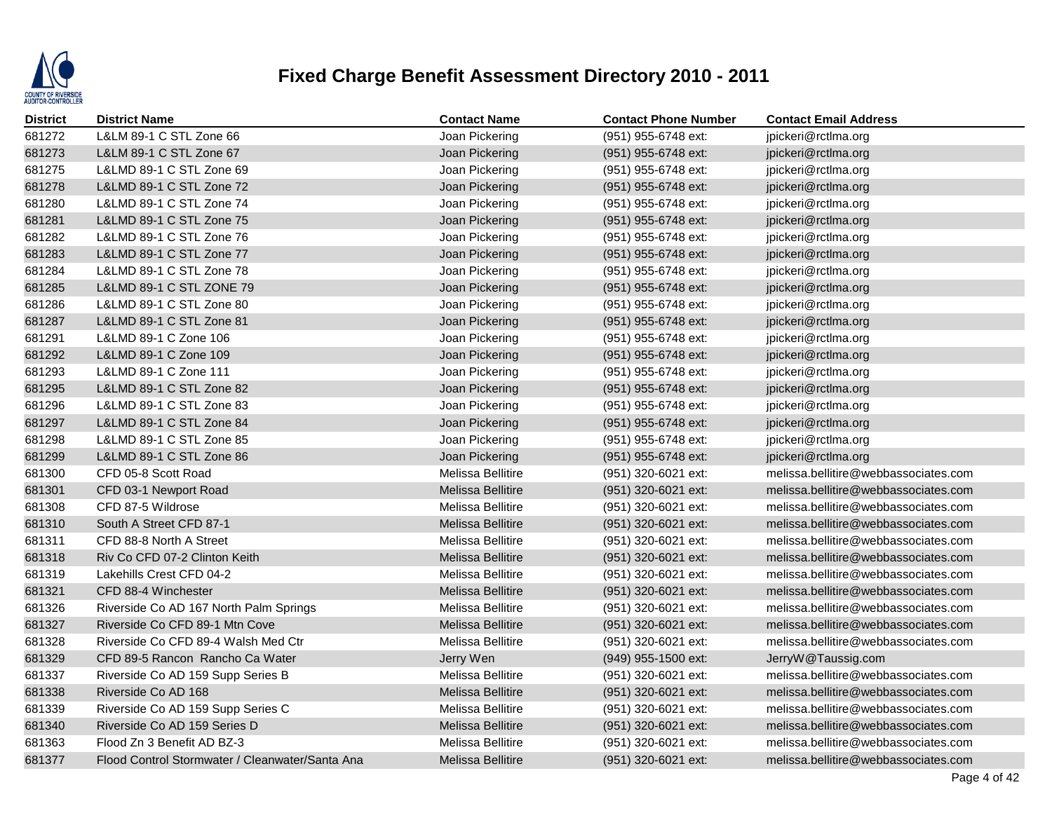# Fixed Charge Benefit Assessment Directory 2010 - 2011

| District | District Name | Contact Name | Contact Phone Number | Contact Email Address |
|---|---|---|---|---|
| 681272 | L&LM 89-1 C STL Zone 66 | Joan Pickering | (951) 955-6748 ext: | jpickeri@rctlma.org |
| 681273 | L&LM 89-1 C STL Zone 67 | Joan Pickering | (951) 955-6748 ext: | jpickeri@rctlma.org |
| 681275 | L&LMD 89-1 C STL Zone 69 | Joan Pickering | (951) 955-6748 ext: | jpickeri@rctlma.org |
| 681278 | L&LMD 89-1 C STL Zone 72 | Joan Pickering | (951) 955-6748 ext: | jpickeri@rctlma.org |
| 681280 | L&LMD 89-1 C STL Zone 74 | Joan Pickering | (951) 955-6748 ext: | jpickeri@rctlma.org |
| 681281 | L&LMD 89-1 C STL Zone 75 | Joan Pickering | (951) 955-6748 ext: | jpickeri@rctlma.org |
| 681282 | L&LMD 89-1 C STL Zone 76 | Joan Pickering | (951) 955-6748 ext: | jpickeri@rctlma.org |
| 681283 | L&LMD 89-1 C STL Zone 77 | Joan Pickering | (951) 955-6748 ext: | jpickeri@rctlma.org |
| 681284 | L&LMD 89-1 C STL Zone 78 | Joan Pickering | (951) 955-6748 ext: | jpickeri@rctlma.org |
| 681285 | L&LMD 89-1 C STL ZONE 79 | Joan Pickering | (951) 955-6748 ext: | jpickeri@rctlma.org |
| 681286 | L&LMD 89-1 C STL Zone 80 | Joan Pickering | (951) 955-6748 ext: | jpickeri@rctlma.org |
| 681287 | L&LMD 89-1 C STL Zone 81 | Joan Pickering | (951) 955-6748 ext: | jpickeri@rctlma.org |
| 681291 | L&LMD 89-1 C Zone 106 | Joan Pickering | (951) 955-6748 ext: | jpickeri@rctlma.org |
| 681292 | L&LMD 89-1 C Zone 109 | Joan Pickering | (951) 955-6748 ext: | jpickeri@rctlma.org |
| 681293 | L&LMD 89-1 C Zone 111 | Joan Pickering | (951) 955-6748 ext: | jpickeri@rctlma.org |
| 681295 | L&LMD 89-1 C STL Zone 82 | Joan Pickering | (951) 955-6748 ext: | jpickeri@rctlma.org |
| 681296 | L&LMD 89-1 C STL Zone 83 | Joan Pickering | (951) 955-6748 ext: | jpickeri@rctlma.org |
| 681297 | L&LMD 89-1 C STL Zone 84 | Joan Pickering | (951) 955-6748 ext: | jpickeri@rctlma.org |
| 681298 | L&LMD 89-1 C STL Zone 85 | Joan Pickering | (951) 955-6748 ext: | jpickeri@rctlma.org |
| 681299 | L&LMD 89-1 C STL Zone 86 | Joan Pickering | (951) 955-6748 ext: | jpickeri@rctlma.org |
| 681300 | CFD 05-8 Scott Road | Melissa Bellitire | (951) 320-6021 ext: | melissa.bellitire@webbassociates.com |
| 681301 | CFD 03-1 Newport Road | Melissa Bellitire | (951) 320-6021 ext: | melissa.bellitire@webbassociates.com |
| 681308 | CFD 87-5 Wildrose | Melissa Bellitire | (951) 320-6021 ext: | melissa.bellitire@webbassociates.com |
| 681310 | South A Street CFD 87-1 | Melissa Bellitire | (951) 320-6021 ext: | melissa.bellitire@webbassociates.com |
| 681311 | CFD 88-8 North A Street | Melissa Bellitire | (951) 320-6021 ext: | melissa.bellitire@webbassociates.com |
| 681318 | Riv Co CFD 07-2 Clinton Keith | Melissa Bellitire | (951) 320-6021 ext: | melissa.bellitire@webbassociates.com |
| 681319 | Lakehills Crest CFD 04-2 | Melissa Bellitire | (951) 320-6021 ext: | melissa.bellitire@webbassociates.com |
| 681321 | CFD 88-4 Winchester | Melissa Bellitire | (951) 320-6021 ext: | melissa.bellitire@webbassociates.com |
| 681326 | Riverside Co AD 167 North Palm Springs | Melissa Bellitire | (951) 320-6021 ext: | melissa.bellitire@webbassociates.com |
| 681327 | Riverside Co CFD 89-1 Mtn Cove | Melissa Bellitire | (951) 320-6021 ext: | melissa.bellitire@webbassociates.com |
| 681328 | Riverside Co CFD 89-4 Walsh Med Ctr | Melissa Bellitire | (951) 320-6021 ext: | melissa.bellitire@webbassociates.com |
| 681329 | CFD 89-5 Rancon Rancho Ca Water | Jerry Wen | (949) 955-1500 ext: | JerryW@Taussig.com |
| 681337 | Riverside Co AD 159 Supp Series B | Melissa Bellitire | (951) 320-6021 ext: | melissa.bellitire@webbassociates.com |
| 681338 | Riverside Co AD 168 | Melissa Bellitire | (951) 320-6021 ext: | melissa.bellitire@webbassociates.com |
| 681339 | Riverside Co AD 159 Supp Series C | Melissa Bellitire | (951) 320-6021 ext: | melissa.bellitire@webbassociates.com |
| 681340 | Riverside Co AD 159 Series D | Melissa Bellitire | (951) 320-6021 ext: | melissa.bellitire@webbassociates.com |
| 681363 | Flood Zn 3 Benefit AD BZ-3 | Melissa Bellitire | (951) 320-6021 ext: | melissa.bellitire@webbassociates.com |
| 681377 | Flood Control Stormwater / Cleanwater/Santa Ana | Melissa Bellitire | (951) 320-6021 ext: | melissa.bellitire@webbassociates.com |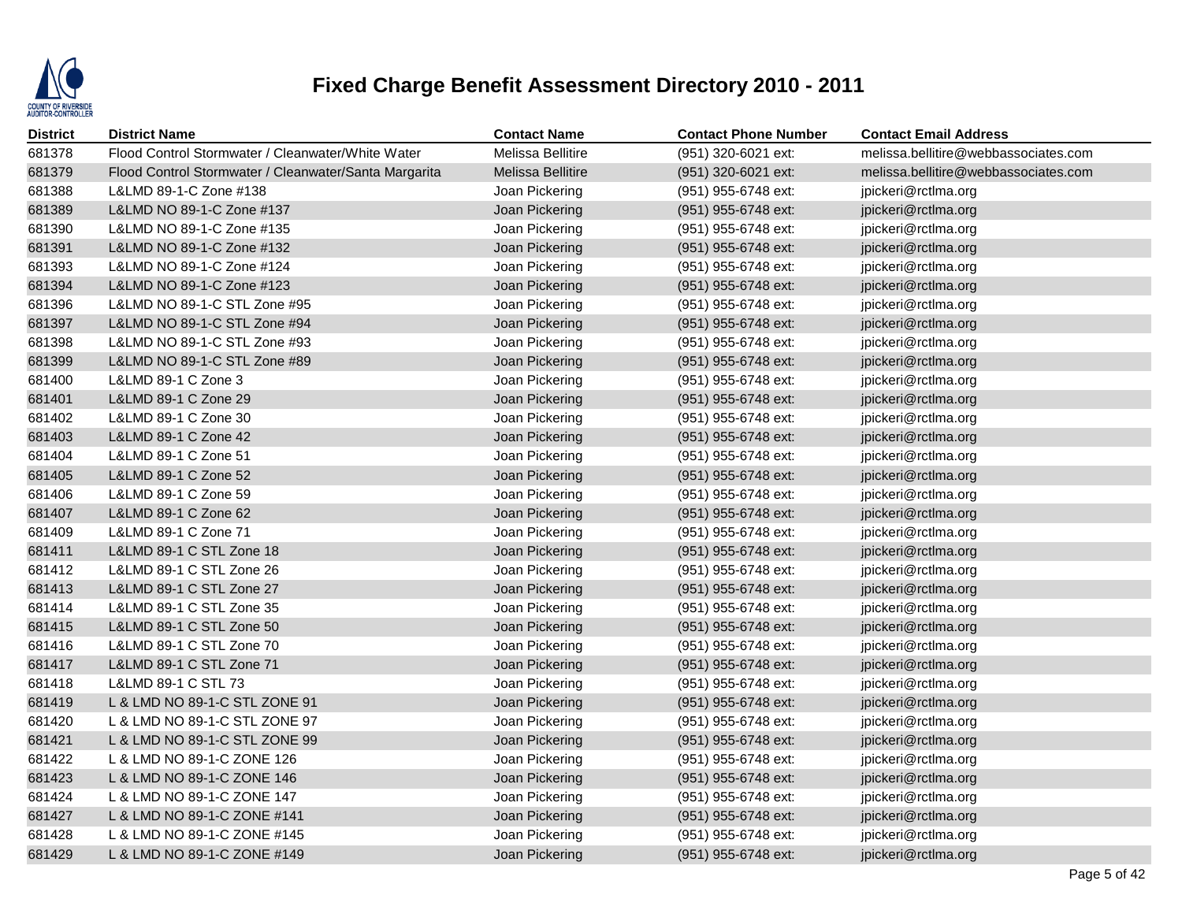# Fixed Charge Benefit Assessment Directory 2010 - 2011

| District | District Name | Contact Name | Contact Phone Number | Contact Email Address |
|---|---|---|---|---|
| 681378 | Flood Control Stormwater / Cleanwater/White Water | Melissa Bellitire | (951) 320-6021 ext: | melissa.bellitire@webbassociates.com |
| 681379 | Flood Control Stormwater / Cleanwater/Santa Margarita | Melissa Bellitire | (951) 320-6021 ext: | melissa.bellitire@webbassociates.com |
| 681388 | L&LMD 89-1-C Zone #138 | Joan Pickering | (951) 955-6748 ext: | jpickeri@rctlma.org |
| 681389 | L&LMD NO 89-1-C Zone #137 | Joan Pickering | (951) 955-6748 ext: | jpickeri@rctlma.org |
| 681390 | L&LMD NO 89-1-C Zone #135 | Joan Pickering | (951) 955-6748 ext: | jpickeri@rctlma.org |
| 681391 | L&LMD NO 89-1-C Zone #132 | Joan Pickering | (951) 955-6748 ext: | jpickeri@rctlma.org |
| 681393 | L&LMD NO 89-1-C Zone #124 | Joan Pickering | (951) 955-6748 ext: | jpickeri@rctlma.org |
| 681394 | L&LMD NO 89-1-C Zone #123 | Joan Pickering | (951) 955-6748 ext: | jpickeri@rctlma.org |
| 681396 | L&LMD NO 89-1-C STL Zone #95 | Joan Pickering | (951) 955-6748 ext: | jpickeri@rctlma.org |
| 681397 | L&LMD NO 89-1-C STL Zone #94 | Joan Pickering | (951) 955-6748 ext: | jpickeri@rctlma.org |
| 681398 | L&LMD NO 89-1-C STL Zone #93 | Joan Pickering | (951) 955-6748 ext: | jpickeri@rctlma.org |
| 681399 | L&LMD NO 89-1-C STL Zone #89 | Joan Pickering | (951) 955-6748 ext: | jpickeri@rctlma.org |
| 681400 | L&LMD 89-1 C Zone 3 | Joan Pickering | (951) 955-6748 ext: | jpickeri@rctlma.org |
| 681401 | L&LMD 89-1 C Zone 29 | Joan Pickering | (951) 955-6748 ext: | jpickeri@rctlma.org |
| 681402 | L&LMD 89-1 C Zone 30 | Joan Pickering | (951) 955-6748 ext: | jpickeri@rctlma.org |
| 681403 | L&LMD 89-1 C Zone 42 | Joan Pickering | (951) 955-6748 ext: | jpickeri@rctlma.org |
| 681404 | L&LMD 89-1 C Zone 51 | Joan Pickering | (951) 955-6748 ext: | jpickeri@rctlma.org |
| 681405 | L&LMD 89-1 C Zone 52 | Joan Pickering | (951) 955-6748 ext: | jpickeri@rctlma.org |
| 681406 | L&LMD 89-1 C Zone 59 | Joan Pickering | (951) 955-6748 ext: | jpickeri@rctlma.org |
| 681407 | L&LMD 89-1 C Zone 62 | Joan Pickering | (951) 955-6748 ext: | jpickeri@rctlma.org |
| 681409 | L&LMD 89-1 C Zone 71 | Joan Pickering | (951) 955-6748 ext: | jpickeri@rctlma.org |
| 681411 | L&LMD 89-1 C STL Zone 18 | Joan Pickering | (951) 955-6748 ext: | jpickeri@rctlma.org |
| 681412 | L&LMD 89-1 C STL Zone 26 | Joan Pickering | (951) 955-6748 ext: | jpickeri@rctlma.org |
| 681413 | L&LMD 89-1 C STL Zone 27 | Joan Pickering | (951) 955-6748 ext: | jpickeri@rctlma.org |
| 681414 | L&LMD 89-1 C STL Zone 35 | Joan Pickering | (951) 955-6748 ext: | jpickeri@rctlma.org |
| 681415 | L&LMD 89-1 C STL Zone 50 | Joan Pickering | (951) 955-6748 ext: | jpickeri@rctlma.org |
| 681416 | L&LMD 89-1 C STL Zone 70 | Joan Pickering | (951) 955-6748 ext: | jpickeri@rctlma.org |
| 681417 | L&LMD 89-1 C STL Zone 71 | Joan Pickering | (951) 955-6748 ext: | jpickeri@rctlma.org |
| 681418 | L&LMD 89-1 C STL 73 | Joan Pickering | (951) 955-6748 ext: | jpickeri@rctlma.org |
| 681419 | L & LMD NO 89-1-C STL ZONE 91 | Joan Pickering | (951) 955-6748 ext: | jpickeri@rctlma.org |
| 681420 | L & LMD NO 89-1-C STL ZONE 97 | Joan Pickering | (951) 955-6748 ext: | jpickeri@rctlma.org |
| 681421 | L & LMD NO 89-1-C STL ZONE 99 | Joan Pickering | (951) 955-6748 ext: | jpickeri@rctlma.org |
| 681422 | L & LMD NO 89-1-C ZONE 126 | Joan Pickering | (951) 955-6748 ext: | jpickeri@rctlma.org |
| 681423 | L & LMD NO 89-1-C ZONE 146 | Joan Pickering | (951) 955-6748 ext: | jpickeri@rctlma.org |
| 681424 | L & LMD NO 89-1-C ZONE 147 | Joan Pickering | (951) 955-6748 ext: | jpickeri@rctlma.org |
| 681427 | L & LMD NO 89-1-C ZONE #141 | Joan Pickering | (951) 955-6748 ext: | jpickeri@rctlma.org |
| 681428 | L & LMD NO 89-1-C ZONE #145 | Joan Pickering | (951) 955-6748 ext: | jpickeri@rctlma.org |
| 681429 | L & LMD NO 89-1-C ZONE #149 | Joan Pickering | (951) 955-6748 ext: | jpickeri@rctlma.org |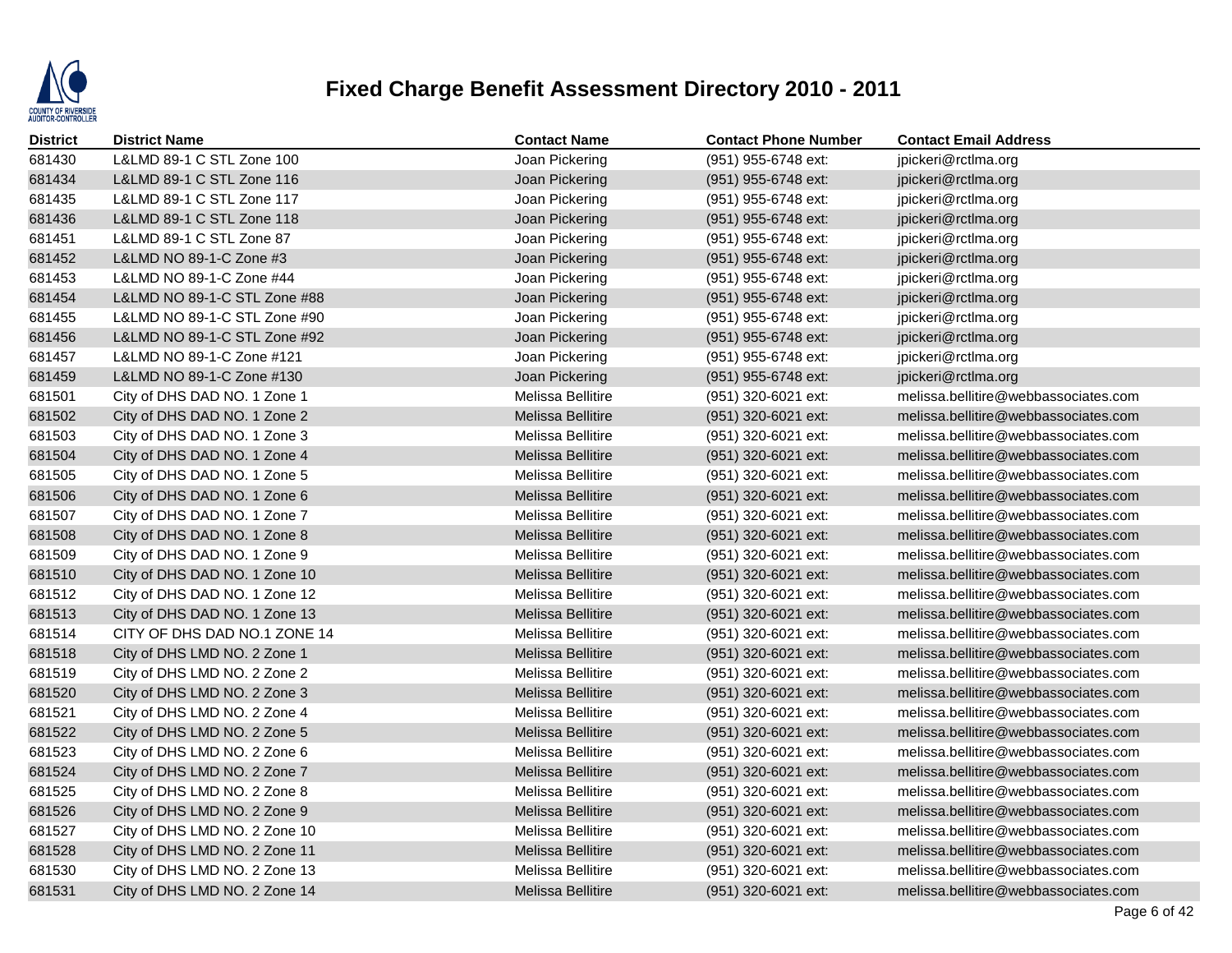# Fixed Charge Benefit Assessment Directory 2010 - 2011

| District | District Name | Contact Name | Contact Phone Number | Contact Email Address |
|---|---|---|---|---|
| 681430 | L&LMD 89-1 C STL Zone 100 | Joan Pickering | (951) 955-6748 ext: | jpickeri@rctlma.org |
| 681434 | L&LMD 89-1 C STL Zone 116 | Joan Pickering | (951) 955-6748 ext: | jpickeri@rctlma.org |
| 681435 | L&LMD 89-1 C STL Zone 117 | Joan Pickering | (951) 955-6748 ext: | jpickeri@rctlma.org |
| 681436 | L&LMD 89-1 C STL Zone 118 | Joan Pickering | (951) 955-6748 ext: | jpickeri@rctlma.org |
| 681451 | L&LMD 89-1 C STL Zone 87 | Joan Pickering | (951) 955-6748 ext: | jpickeri@rctlma.org |
| 681452 | L&LMD NO 89-1-C Zone #3 | Joan Pickering | (951) 955-6748 ext: | jpickeri@rctlma.org |
| 681453 | L&LMD NO 89-1-C Zone #44 | Joan Pickering | (951) 955-6748 ext: | jpickeri@rctlma.org |
| 681454 | L&LMD NO 89-1-C STL Zone #88 | Joan Pickering | (951) 955-6748 ext: | jpickeri@rctlma.org |
| 681455 | L&LMD NO 89-1-C STL Zone #90 | Joan Pickering | (951) 955-6748 ext: | jpickeri@rctlma.org |
| 681456 | L&LMD NO 89-1-C STL Zone #92 | Joan Pickering | (951) 955-6748 ext: | jpickeri@rctlma.org |
| 681457 | L&LMD NO 89-1-C Zone #121 | Joan Pickering | (951) 955-6748 ext: | jpickeri@rctlma.org |
| 681459 | L&LMD NO 89-1-C Zone #130 | Joan Pickering | (951) 955-6748 ext: | jpickeri@rctlma.org |
| 681501 | City of DHS DAD NO. 1 Zone 1 | Melissa Bellitire | (951) 320-6021 ext: | melissa.bellitire@webbassociates.com |
| 681502 | City of DHS DAD NO. 1 Zone 2 | Melissa Bellitire | (951) 320-6021 ext: | melissa.bellitire@webbassociates.com |
| 681503 | City of DHS DAD NO. 1 Zone 3 | Melissa Bellitire | (951) 320-6021 ext: | melissa.bellitire@webbassociates.com |
| 681504 | City of DHS DAD NO. 1 Zone 4 | Melissa Bellitire | (951) 320-6021 ext: | melissa.bellitire@webbassociates.com |
| 681505 | City of DHS DAD NO. 1 Zone 5 | Melissa Bellitire | (951) 320-6021 ext: | melissa.bellitire@webbassociates.com |
| 681506 | City of DHS DAD NO. 1 Zone 6 | Melissa Bellitire | (951) 320-6021 ext: | melissa.bellitire@webbassociates.com |
| 681507 | City of DHS DAD NO. 1 Zone 7 | Melissa Bellitire | (951) 320-6021 ext: | melissa.bellitire@webbassociates.com |
| 681508 | City of DHS DAD NO. 1 Zone 8 | Melissa Bellitire | (951) 320-6021 ext: | melissa.bellitire@webbassociates.com |
| 681509 | City of DHS DAD NO. 1 Zone 9 | Melissa Bellitire | (951) 320-6021 ext: | melissa.bellitire@webbassociates.com |
| 681510 | City of DHS DAD NO. 1 Zone 10 | Melissa Bellitire | (951) 320-6021 ext: | melissa.bellitire@webbassociates.com |
| 681512 | City of DHS DAD NO. 1 Zone 12 | Melissa Bellitire | (951) 320-6021 ext: | melissa.bellitire@webbassociates.com |
| 681513 | City of DHS DAD NO. 1 Zone 13 | Melissa Bellitire | (951) 320-6021 ext: | melissa.bellitire@webbassociates.com |
| 681514 | CITY OF DHS DAD NO.1 ZONE 14 | Melissa Bellitire | (951) 320-6021 ext: | melissa.bellitire@webbassociates.com |
| 681518 | City of DHS LMD NO. 2 Zone 1 | Melissa Bellitire | (951) 320-6021 ext: | melissa.bellitire@webbassociates.com |
| 681519 | City of DHS LMD NO. 2 Zone 2 | Melissa Bellitire | (951) 320-6021 ext: | melissa.bellitire@webbassociates.com |
| 681520 | City of DHS LMD NO. 2 Zone 3 | Melissa Bellitire | (951) 320-6021 ext: | melissa.bellitire@webbassociates.com |
| 681521 | City of DHS LMD NO. 2 Zone 4 | Melissa Bellitire | (951) 320-6021 ext: | melissa.bellitire@webbassociates.com |
| 681522 | City of DHS LMD NO. 2 Zone 5 | Melissa Bellitire | (951) 320-6021 ext: | melissa.bellitire@webbassociates.com |
| 681523 | City of DHS LMD NO. 2 Zone 6 | Melissa Bellitire | (951) 320-6021 ext: | melissa.bellitire@webbassociates.com |
| 681524 | City of DHS LMD NO. 2 Zone 7 | Melissa Bellitire | (951) 320-6021 ext: | melissa.bellitire@webbassociates.com |
| 681525 | City of DHS LMD NO. 2 Zone 8 | Melissa Bellitire | (951) 320-6021 ext: | melissa.bellitire@webbassociates.com |
| 681526 | City of DHS LMD NO. 2 Zone 9 | Melissa Bellitire | (951) 320-6021 ext: | melissa.bellitire@webbassociates.com |
| 681527 | City of DHS LMD NO. 2 Zone 10 | Melissa Bellitire | (951) 320-6021 ext: | melissa.bellitire@webbassociates.com |
| 681528 | City of DHS LMD NO. 2 Zone 11 | Melissa Bellitire | (951) 320-6021 ext: | melissa.bellitire@webbassociates.com |
| 681530 | City of DHS LMD NO. 2 Zone 13 | Melissa Bellitire | (951) 320-6021 ext: | melissa.bellitire@webbassociates.com |
| 681531 | City of DHS LMD NO. 2 Zone 14 | Melissa Bellitire | (951) 320-6021 ext: | melissa.bellitire@webbassociates.com |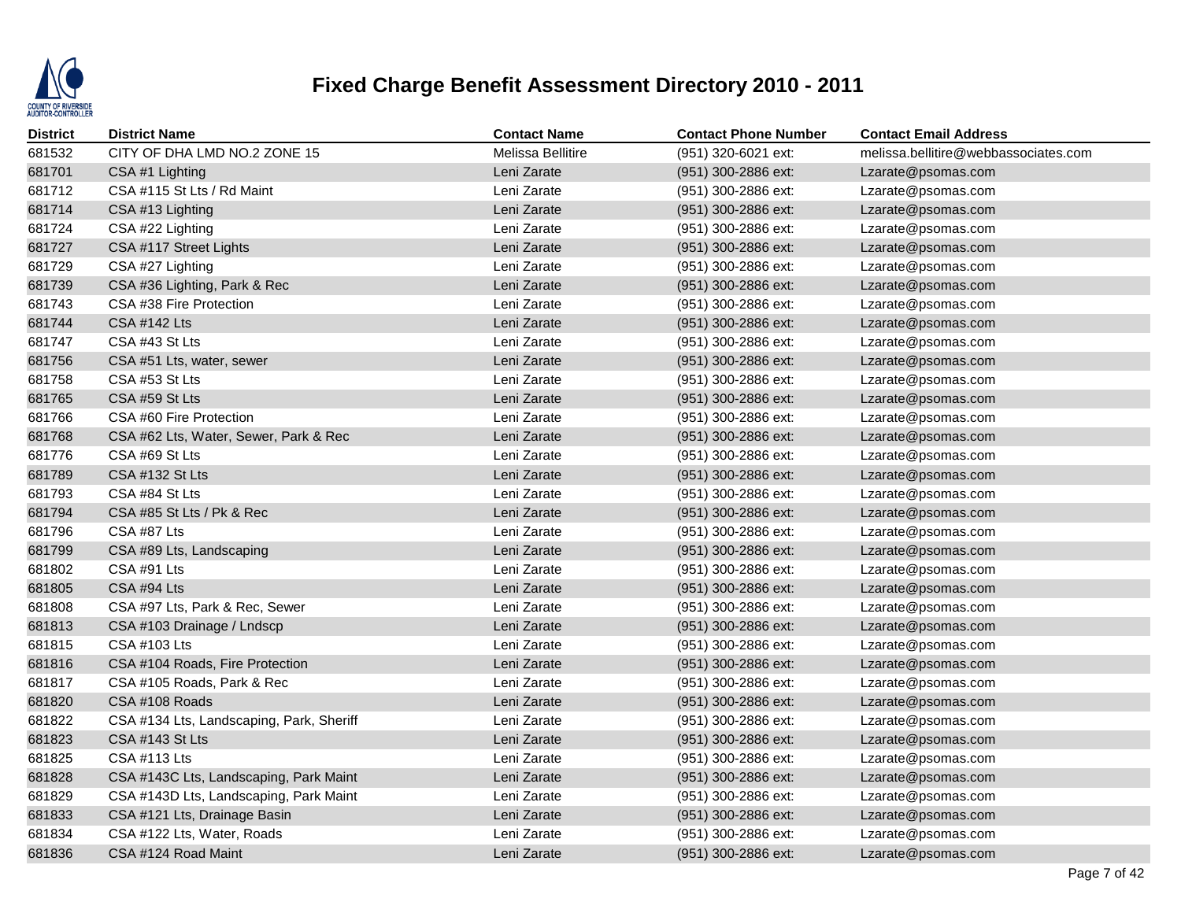# Fixed Charge Benefit Assessment Directory 2010 - 2011

| District | District Name | Contact Name | Contact Phone Number | Contact Email Address |
|---|---|---|---|---|
| 681532 | CITY OF DHA LMD NO.2 ZONE 15 | Melissa Bellitire | (951) 320-6021 ext: | melissa.bellitire@webbassociates.com |
| 681701 | CSA #1 Lighting | Leni Zarate | (951) 300-2886 ext: | Lzarate@psomas.com |
| 681712 | CSA #115 St Lts / Rd Maint | Leni Zarate | (951) 300-2886 ext: | Lzarate@psomas.com |
| 681714 | CSA #13 Lighting | Leni Zarate | (951) 300-2886 ext: | Lzarate@psomas.com |
| 681724 | CSA #22 Lighting | Leni Zarate | (951) 300-2886 ext: | Lzarate@psomas.com |
| 681727 | CSA #117 Street Lights | Leni Zarate | (951) 300-2886 ext: | Lzarate@psomas.com |
| 681729 | CSA #27 Lighting | Leni Zarate | (951) 300-2886 ext: | Lzarate@psomas.com |
| 681739 | CSA #36 Lighting, Park & Rec | Leni Zarate | (951) 300-2886 ext: | Lzarate@psomas.com |
| 681743 | CSA #38 Fire Protection | Leni Zarate | (951) 300-2886 ext: | Lzarate@psomas.com |
| 681744 | CSA #142 Lts | Leni Zarate | (951) 300-2886 ext: | Lzarate@psomas.com |
| 681747 | CSA #43 St Lts | Leni Zarate | (951) 300-2886 ext: | Lzarate@psomas.com |
| 681756 | CSA #51 Lts, water, sewer | Leni Zarate | (951) 300-2886 ext: | Lzarate@psomas.com |
| 681758 | CSA #53 St Lts | Leni Zarate | (951) 300-2886 ext: | Lzarate@psomas.com |
| 681765 | CSA #59 St Lts | Leni Zarate | (951) 300-2886 ext: | Lzarate@psomas.com |
| 681766 | CSA #60 Fire Protection | Leni Zarate | (951) 300-2886 ext: | Lzarate@psomas.com |
| 681768 | CSA #62 Lts, Water, Sewer, Park & Rec | Leni Zarate | (951) 300-2886 ext: | Lzarate@psomas.com |
| 681776 | CSA #69 St Lts | Leni Zarate | (951) 300-2886 ext: | Lzarate@psomas.com |
| 681789 | CSA #132 St Lts | Leni Zarate | (951) 300-2886 ext: | Lzarate@psomas.com |
| 681793 | CSA #84 St Lts | Leni Zarate | (951) 300-2886 ext: | Lzarate@psomas.com |
| 681794 | CSA #85 St Lts / Pk & Rec | Leni Zarate | (951) 300-2886 ext: | Lzarate@psomas.com |
| 681796 | CSA #87 Lts | Leni Zarate | (951) 300-2886 ext: | Lzarate@psomas.com |
| 681799 | CSA #89 Lts, Landscaping | Leni Zarate | (951) 300-2886 ext: | Lzarate@psomas.com |
| 681802 | CSA #91 Lts | Leni Zarate | (951) 300-2886 ext: | Lzarate@psomas.com |
| 681805 | CSA #94 Lts | Leni Zarate | (951) 300-2886 ext: | Lzarate@psomas.com |
| 681808 | CSA #97 Lts, Park & Rec, Sewer | Leni Zarate | (951) 300-2886 ext: | Lzarate@psomas.com |
| 681813 | CSA #103 Drainage / Lndscp | Leni Zarate | (951) 300-2886 ext: | Lzarate@psomas.com |
| 681815 | CSA #103 Lts | Leni Zarate | (951) 300-2886 ext: | Lzarate@psomas.com |
| 681816 | CSA #104 Roads, Fire Protection | Leni Zarate | (951) 300-2886 ext: | Lzarate@psomas.com |
| 681817 | CSA #105 Roads, Park & Rec | Leni Zarate | (951) 300-2886 ext: | Lzarate@psomas.com |
| 681820 | CSA #108 Roads | Leni Zarate | (951) 300-2886 ext: | Lzarate@psomas.com |
| 681822 | CSA #134 Lts, Landscaping, Park, Sheriff | Leni Zarate | (951) 300-2886 ext: | Lzarate@psomas.com |
| 681823 | CSA #143 St Lts | Leni Zarate | (951) 300-2886 ext: | Lzarate@psomas.com |
| 681825 | CSA #113 Lts | Leni Zarate | (951) 300-2886 ext: | Lzarate@psomas.com |
| 681828 | CSA #143C Lts, Landscaping, Park Maint | Leni Zarate | (951) 300-2886 ext: | Lzarate@psomas.com |
| 681829 | CSA #143D Lts, Landscaping, Park Maint | Leni Zarate | (951) 300-2886 ext: | Lzarate@psomas.com |
| 681833 | CSA #121 Lts, Drainage Basin | Leni Zarate | (951) 300-2886 ext: | Lzarate@psomas.com |
| 681834 | CSA #122 Lts, Water, Roads | Leni Zarate | (951) 300-2886 ext: | Lzarate@psomas.com |
| 681836 | CSA #124 Road Maint | Leni Zarate | (951) 300-2886 ext: | Lzarate@psomas.com |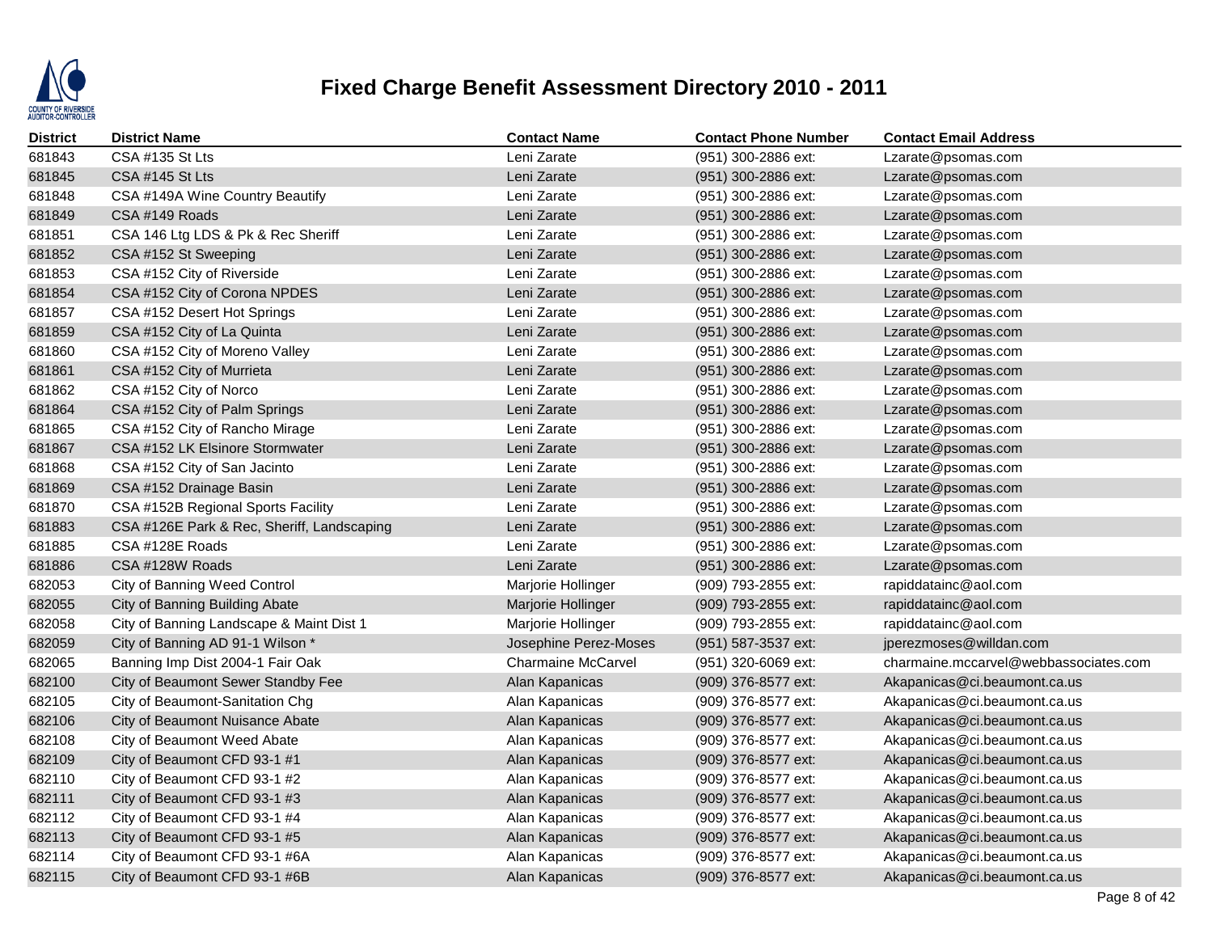# Fixed Charge Benefit Assessment Directory 2010 - 2011

| District | District Name | Contact Name | Contact Phone Number | Contact Email Address |
|---|---|---|---|---|
| 681843 | CSA #135 St Lts | Leni Zarate | (951) 300-2886 ext: | Lzarate@psomas.com |
| 681845 | CSA #145 St Lts | Leni Zarate | (951) 300-2886 ext: | Lzarate@psomas.com |
| 681848 | CSA #149A Wine Country Beautify | Leni Zarate | (951) 300-2886 ext: | Lzarate@psomas.com |
| 681849 | CSA #149 Roads | Leni Zarate | (951) 300-2886 ext: | Lzarate@psomas.com |
| 681851 | CSA 146 Ltg LDS & Pk & Rec Sheriff | Leni Zarate | (951) 300-2886 ext: | Lzarate@psomas.com |
| 681852 | CSA #152 St Sweeping | Leni Zarate | (951) 300-2886 ext: | Lzarate@psomas.com |
| 681853 | CSA #152 City of Riverside | Leni Zarate | (951) 300-2886 ext: | Lzarate@psomas.com |
| 681854 | CSA #152 City of Corona NPDES | Leni Zarate | (951) 300-2886 ext: | Lzarate@psomas.com |
| 681857 | CSA #152 Desert Hot Springs | Leni Zarate | (951) 300-2886 ext: | Lzarate@psomas.com |
| 681859 | CSA #152 City of La Quinta | Leni Zarate | (951) 300-2886 ext: | Lzarate@psomas.com |
| 681860 | CSA #152 City of Moreno Valley | Leni Zarate | (951) 300-2886 ext: | Lzarate@psomas.com |
| 681861 | CSA #152 City of Murrieta | Leni Zarate | (951) 300-2886 ext: | Lzarate@psomas.com |
| 681862 | CSA #152 City of Norco | Leni Zarate | (951) 300-2886 ext: | Lzarate@psomas.com |
| 681864 | CSA #152 City of Palm Springs | Leni Zarate | (951) 300-2886 ext: | Lzarate@psomas.com |
| 681865 | CSA #152 City of Rancho Mirage | Leni Zarate | (951) 300-2886 ext: | Lzarate@psomas.com |
| 681867 | CSA #152 LK Elsinore Stormwater | Leni Zarate | (951) 300-2886 ext: | Lzarate@psomas.com |
| 681868 | CSA #152 City of San Jacinto | Leni Zarate | (951) 300-2886 ext: | Lzarate@psomas.com |
| 681869 | CSA #152 Drainage Basin | Leni Zarate | (951) 300-2886 ext: | Lzarate@psomas.com |
| 681870 | CSA #152B Regional Sports Facility | Leni Zarate | (951) 300-2886 ext: | Lzarate@psomas.com |
| 681883 | CSA #126E Park & Rec, Sheriff, Landscaping | Leni Zarate | (951) 300-2886 ext: | Lzarate@psomas.com |
| 681885 | CSA #128E Roads | Leni Zarate | (951) 300-2886 ext: | Lzarate@psomas.com |
| 681886 | CSA #128W Roads | Leni Zarate | (951) 300-2886 ext: | Lzarate@psomas.com |
| 682053 | City of Banning Weed Control | Marjorie Hollinger | (909) 793-2855 ext: | rapiddatainc@aol.com |
| 682055 | City of Banning Building Abate | Marjorie Hollinger | (909) 793-2855 ext: | rapiddatainc@aol.com |
| 682058 | City of Banning Landscape & Maint Dist 1 | Marjorie Hollinger | (909) 793-2855 ext: | rapiddatainc@aol.com |
| 682059 | City of Banning AD 91-1 Wilson * | Josephine Perez-Moses | (951) 587-3537 ext: | jperezmoses@willdan.com |
| 682065 | Banning Imp Dist 2004-1 Fair Oak | Charmaine McCarvel | (951) 320-6069 ext: | charmaine.mccarvel@webbassociates.com |
| 682100 | City of Beaumont Sewer Standby Fee | Alan Kapanicas | (909) 376-8577 ext: | Akapanicas@ci.beaumont.ca.us |
| 682105 | City of Beaumont-Sanitation Chg | Alan Kapanicas | (909) 376-8577 ext: | Akapanicas@ci.beaumont.ca.us |
| 682106 | City of Beaumont Nuisance Abate | Alan Kapanicas | (909) 376-8577 ext: | Akapanicas@ci.beaumont.ca.us |
| 682108 | City of Beaumont Weed Abate | Alan Kapanicas | (909) 376-8577 ext: | Akapanicas@ci.beaumont.ca.us |
| 682109 | City of Beaumont CFD 93-1 #1 | Alan Kapanicas | (909) 376-8577 ext: | Akapanicas@ci.beaumont.ca.us |
| 682110 | City of Beaumont CFD 93-1 #2 | Alan Kapanicas | (909) 376-8577 ext: | Akapanicas@ci.beaumont.ca.us |
| 682111 | City of Beaumont CFD 93-1 #3 | Alan Kapanicas | (909) 376-8577 ext: | Akapanicas@ci.beaumont.ca.us |
| 682112 | City of Beaumont CFD 93-1 #4 | Alan Kapanicas | (909) 376-8577 ext: | Akapanicas@ci.beaumont.ca.us |
| 682113 | City of Beaumont CFD 93-1 #5 | Alan Kapanicas | (909) 376-8577 ext: | Akapanicas@ci.beaumont.ca.us |
| 682114 | City of Beaumont CFD 93-1 #6A | Alan Kapanicas | (909) 376-8577 ext: | Akapanicas@ci.beaumont.ca.us |
| 682115 | City of Beaumont CFD 93-1 #6B | Alan Kapanicas | (909) 376-8577 ext: | Akapanicas@ci.beaumont.ca.us |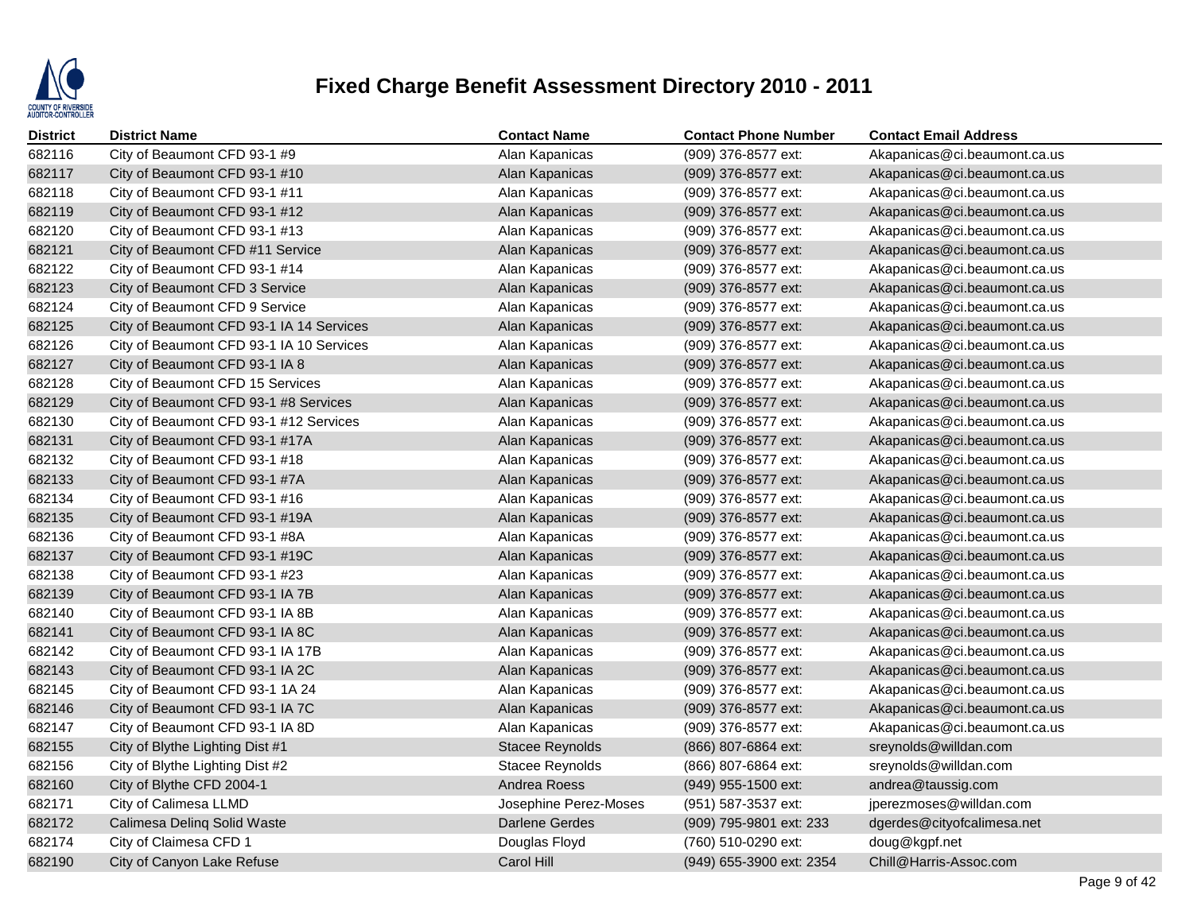# Fixed Charge Benefit Assessment Directory 2010 - 2011

| District | District Name | Contact Name | Contact Phone Number | Contact Email Address |
|---|---|---|---|---|
| 682116 | City of Beaumont CFD 93-1 #9 | Alan Kapanicas | (909) 376-8577 ext: | Akapanicas@ci.beaumont.ca.us |
| 682117 | City of Beaumont CFD 93-1 #10 | Alan Kapanicas | (909) 376-8577 ext: | Akapanicas@ci.beaumont.ca.us |
| 682118 | City of Beaumont CFD 93-1 #11 | Alan Kapanicas | (909) 376-8577 ext: | Akapanicas@ci.beaumont.ca.us |
| 682119 | City of Beaumont CFD 93-1 #12 | Alan Kapanicas | (909) 376-8577 ext: | Akapanicas@ci.beaumont.ca.us |
| 682120 | City of Beaumont CFD 93-1 #13 | Alan Kapanicas | (909) 376-8577 ext: | Akapanicas@ci.beaumont.ca.us |
| 682121 | City of Beaumont CFD #11 Service | Alan Kapanicas | (909) 376-8577 ext: | Akapanicas@ci.beaumont.ca.us |
| 682122 | City of Beaumont CFD 93-1 #14 | Alan Kapanicas | (909) 376-8577 ext: | Akapanicas@ci.beaumont.ca.us |
| 682123 | City of Beaumont CFD 3 Service | Alan Kapanicas | (909) 376-8577 ext: | Akapanicas@ci.beaumont.ca.us |
| 682124 | City of Beaumont CFD 9 Service | Alan Kapanicas | (909) 376-8577 ext: | Akapanicas@ci.beaumont.ca.us |
| 682125 | City of Beaumont CFD 93-1 IA 14 Services | Alan Kapanicas | (909) 376-8577 ext: | Akapanicas@ci.beaumont.ca.us |
| 682126 | City of Beaumont CFD 93-1 IA 10 Services | Alan Kapanicas | (909) 376-8577 ext: | Akapanicas@ci.beaumont.ca.us |
| 682127 | City of Beaumont CFD 93-1 IA 8 | Alan Kapanicas | (909) 376-8577 ext: | Akapanicas@ci.beaumont.ca.us |
| 682128 | City of Beaumont CFD 15 Services | Alan Kapanicas | (909) 376-8577 ext: | Akapanicas@ci.beaumont.ca.us |
| 682129 | City of Beaumont CFD 93-1 #8 Services | Alan Kapanicas | (909) 376-8577 ext: | Akapanicas@ci.beaumont.ca.us |
| 682130 | City of Beaumont CFD 93-1 #12 Services | Alan Kapanicas | (909) 376-8577 ext: | Akapanicas@ci.beaumont.ca.us |
| 682131 | City of Beaumont CFD 93-1 #17A | Alan Kapanicas | (909) 376-8577 ext: | Akapanicas@ci.beaumont.ca.us |
| 682132 | City of Beaumont CFD 93-1 #18 | Alan Kapanicas | (909) 376-8577 ext: | Akapanicas@ci.beaumont.ca.us |
| 682133 | City of Beaumont CFD 93-1 #7A | Alan Kapanicas | (909) 376-8577 ext: | Akapanicas@ci.beaumont.ca.us |
| 682134 | City of Beaumont CFD 93-1 #16 | Alan Kapanicas | (909) 376-8577 ext: | Akapanicas@ci.beaumont.ca.us |
| 682135 | City of Beaumont CFD 93-1 #19A | Alan Kapanicas | (909) 376-8577 ext: | Akapanicas@ci.beaumont.ca.us |
| 682136 | City of Beaumont CFD 93-1 #8A | Alan Kapanicas | (909) 376-8577 ext: | Akapanicas@ci.beaumont.ca.us |
| 682137 | City of Beaumont CFD 93-1 #19C | Alan Kapanicas | (909) 376-8577 ext: | Akapanicas@ci.beaumont.ca.us |
| 682138 | City of Beaumont CFD 93-1 #23 | Alan Kapanicas | (909) 376-8577 ext: | Akapanicas@ci.beaumont.ca.us |
| 682139 | City of Beaumont CFD 93-1 IA 7B | Alan Kapanicas | (909) 376-8577 ext: | Akapanicas@ci.beaumont.ca.us |
| 682140 | City of Beaumont CFD 93-1 IA 8B | Alan Kapanicas | (909) 376-8577 ext: | Akapanicas@ci.beaumont.ca.us |
| 682141 | City of Beaumont CFD 93-1 IA 8C | Alan Kapanicas | (909) 376-8577 ext: | Akapanicas@ci.beaumont.ca.us |
| 682142 | City of Beaumont CFD 93-1 IA 17B | Alan Kapanicas | (909) 376-8577 ext: | Akapanicas@ci.beaumont.ca.us |
| 682143 | City of Beaumont CFD 93-1 IA 2C | Alan Kapanicas | (909) 376-8577 ext: | Akapanicas@ci.beaumont.ca.us |
| 682145 | City of Beaumont CFD 93-1 1A 24 | Alan Kapanicas | (909) 376-8577 ext: | Akapanicas@ci.beaumont.ca.us |
| 682146 | City of Beaumont CFD 93-1 IA 7C | Alan Kapanicas | (909) 376-8577 ext: | Akapanicas@ci.beaumont.ca.us |
| 682147 | City of Beaumont CFD 93-1 IA 8D | Alan Kapanicas | (909) 376-8577 ext: | Akapanicas@ci.beaumont.ca.us |
| 682155 | City of Blythe Lighting Dist #1 | Stacee Reynolds | (866) 807-6864 ext: | sreynolds@willdan.com |
| 682156 | City of Blythe Lighting Dist #2 | Stacee Reynolds | (866) 807-6864 ext: | sreynolds@willdan.com |
| 682160 | City of Blythe CFD 2004-1 | Andrea Roess | (949) 955-1500 ext: | andrea@taussig.com |
| 682171 | City of Calimesa LLMD | Josephine Perez-Moses | (951) 587-3537 ext: | jperezmoses@willdan.com |
| 682172 | Calimesa Delinq Solid Waste | Darlene Gerdes | (909) 795-9801 ext: 233 | dgerdes@cityofcalimesa.net |
| 682174 | City of Claimesa CFD 1 | Douglas Floyd | (760) 510-0290 ext: | doug@kgpf.net |
| 682190 | City of Canyon Lake Refuse | Carol Hill | (949) 655-3900 ext: 2354 | Chill@Harris-Assoc.com |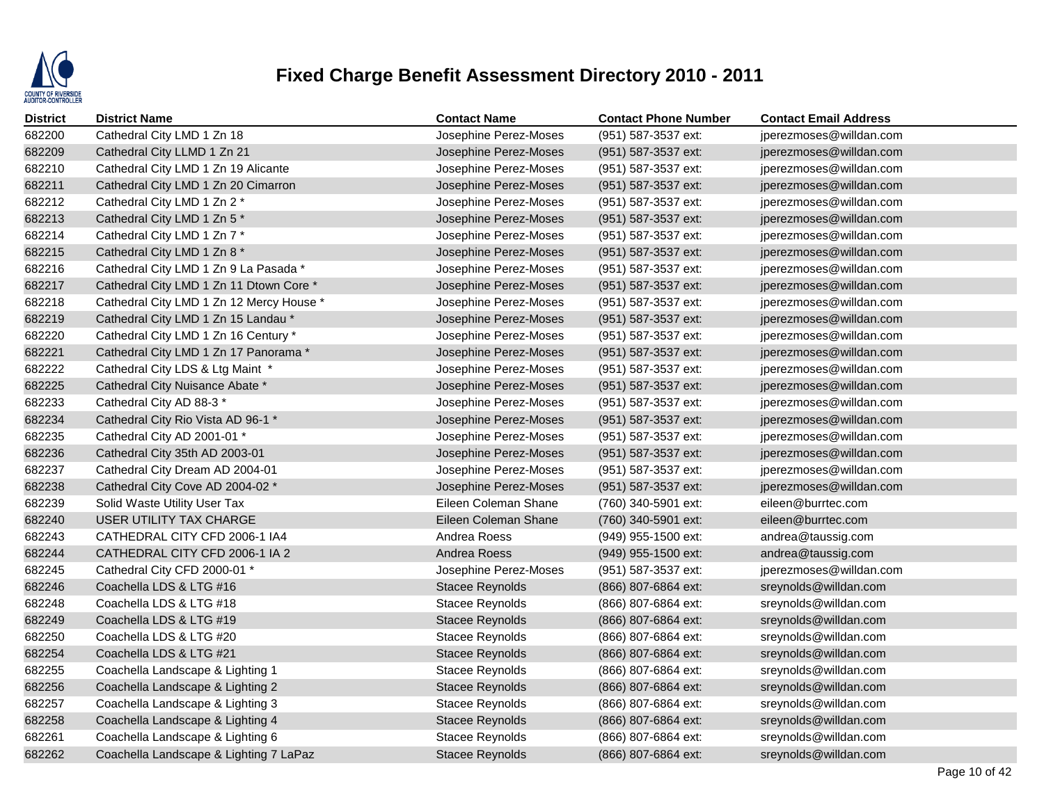# Fixed Charge Benefit Assessment Directory 2010 - 2011

| District | District Name | Contact Name | Contact Phone Number | Contact Email Address |
|---|---|---|---|---|
| 682200 | Cathedral City LMD 1 Zn 18 | Josephine Perez-Moses | (951) 587-3537 ext: | jperezmoses@willdan.com |
| 682209 | Cathedral City LLMD 1 Zn 21 | Josephine Perez-Moses | (951) 587-3537 ext: | jperezmoses@willdan.com |
| 682210 | Cathedral City LMD 1 Zn 19 Alicante | Josephine Perez-Moses | (951) 587-3537 ext: | jperezmoses@willdan.com |
| 682211 | Cathedral City LMD 1 Zn 20 Cimarron | Josephine Perez-Moses | (951) 587-3537 ext: | jperezmoses@willdan.com |
| 682212 | Cathedral City LMD 1 Zn 2 * | Josephine Perez-Moses | (951) 587-3537 ext: | jperezmoses@willdan.com |
| 682213 | Cathedral City LMD 1 Zn 5 * | Josephine Perez-Moses | (951) 587-3537 ext: | jperezmoses@willdan.com |
| 682214 | Cathedral City LMD 1 Zn 7 * | Josephine Perez-Moses | (951) 587-3537 ext: | jperezmoses@willdan.com |
| 682215 | Cathedral City LMD 1 Zn 8 * | Josephine Perez-Moses | (951) 587-3537 ext: | jperezmoses@willdan.com |
| 682216 | Cathedral City LMD 1 Zn 9 La Pasada * | Josephine Perez-Moses | (951) 587-3537 ext: | jperezmoses@willdan.com |
| 682217 | Cathedral City LMD 1 Zn 11 Dtown Core * | Josephine Perez-Moses | (951) 587-3537 ext: | jperezmoses@willdan.com |
| 682218 | Cathedral City LMD 1 Zn 12 Mercy House * | Josephine Perez-Moses | (951) 587-3537 ext: | jperezmoses@willdan.com |
| 682219 | Cathedral City LMD 1 Zn 15 Landau * | Josephine Perez-Moses | (951) 587-3537 ext: | jperezmoses@willdan.com |
| 682220 | Cathedral City LMD 1 Zn 16 Century * | Josephine Perez-Moses | (951) 587-3537 ext: | jperezmoses@willdan.com |
| 682221 | Cathedral City LMD 1 Zn 17 Panorama * | Josephine Perez-Moses | (951) 587-3537 ext: | jperezmoses@willdan.com |
| 682222 | Cathedral City LDS & Ltg Maint * | Josephine Perez-Moses | (951) 587-3537 ext: | jperezmoses@willdan.com |
| 682225 | Cathedral City Nuisance Abate * | Josephine Perez-Moses | (951) 587-3537 ext: | jperezmoses@willdan.com |
| 682233 | Cathedral City AD 88-3 * | Josephine Perez-Moses | (951) 587-3537 ext: | jperezmoses@willdan.com |
| 682234 | Cathedral City Rio Vista AD 96-1 * | Josephine Perez-Moses | (951) 587-3537 ext: | jperezmoses@willdan.com |
| 682235 | Cathedral City AD 2001-01 * | Josephine Perez-Moses | (951) 587-3537 ext: | jperezmoses@willdan.com |
| 682236 | Cathedral City 35th AD 2003-01 | Josephine Perez-Moses | (951) 587-3537 ext: | jperezmoses@willdan.com |
| 682237 | Cathedral City Dream AD 2004-01 | Josephine Perez-Moses | (951) 587-3537 ext: | jperezmoses@willdan.com |
| 682238 | Cathedral City Cove AD 2004-02 * | Josephine Perez-Moses | (951) 587-3537 ext: | jperezmoses@willdan.com |
| 682239 | Solid Waste Utility User Tax | Eileen Coleman Shane | (760) 340-5901 ext: | eileen@burrtec.com |
| 682240 | USER UTILITY TAX CHARGE | Eileen Coleman Shane | (760) 340-5901 ext: | eileen@burrtec.com |
| 682243 | CATHEDRAL CITY CFD 2006-1 IA4 | Andrea Roess | (949) 955-1500 ext: | andrea@taussig.com |
| 682244 | CATHEDRAL CITY CFD 2006-1 IA 2 | Andrea Roess | (949) 955-1500 ext: | andrea@taussig.com |
| 682245 | Cathedral City CFD 2000-01 * | Josephine Perez-Moses | (951) 587-3537 ext: | jperezmoses@willdan.com |
| 682246 | Coachella LDS & LTG #16 | Stacee Reynolds | (866) 807-6864 ext: | sreynolds@willdan.com |
| 682248 | Coachella LDS & LTG #18 | Stacee Reynolds | (866) 807-6864 ext: | sreynolds@willdan.com |
| 682249 | Coachella LDS & LTG #19 | Stacee Reynolds | (866) 807-6864 ext: | sreynolds@willdan.com |
| 682250 | Coachella LDS & LTG #20 | Stacee Reynolds | (866) 807-6864 ext: | sreynolds@willdan.com |
| 682254 | Coachella LDS & LTG #21 | Stacee Reynolds | (866) 807-6864 ext: | sreynolds@willdan.com |
| 682255 | Coachella Landscape & Lighting 1 | Stacee Reynolds | (866) 807-6864 ext: | sreynolds@willdan.com |
| 682256 | Coachella Landscape & Lighting 2 | Stacee Reynolds | (866) 807-6864 ext: | sreynolds@willdan.com |
| 682257 | Coachella Landscape & Lighting 3 | Stacee Reynolds | (866) 807-6864 ext: | sreynolds@willdan.com |
| 682258 | Coachella Landscape & Lighting 4 | Stacee Reynolds | (866) 807-6864 ext: | sreynolds@willdan.com |
| 682261 | Coachella Landscape & Lighting 6 | Stacee Reynolds | (866) 807-6864 ext: | sreynolds@willdan.com |
| 682262 | Coachella Landscape & Lighting 7 LaPaz | Stacee Reynolds | (866) 807-6864 ext: | sreynolds@willdan.com |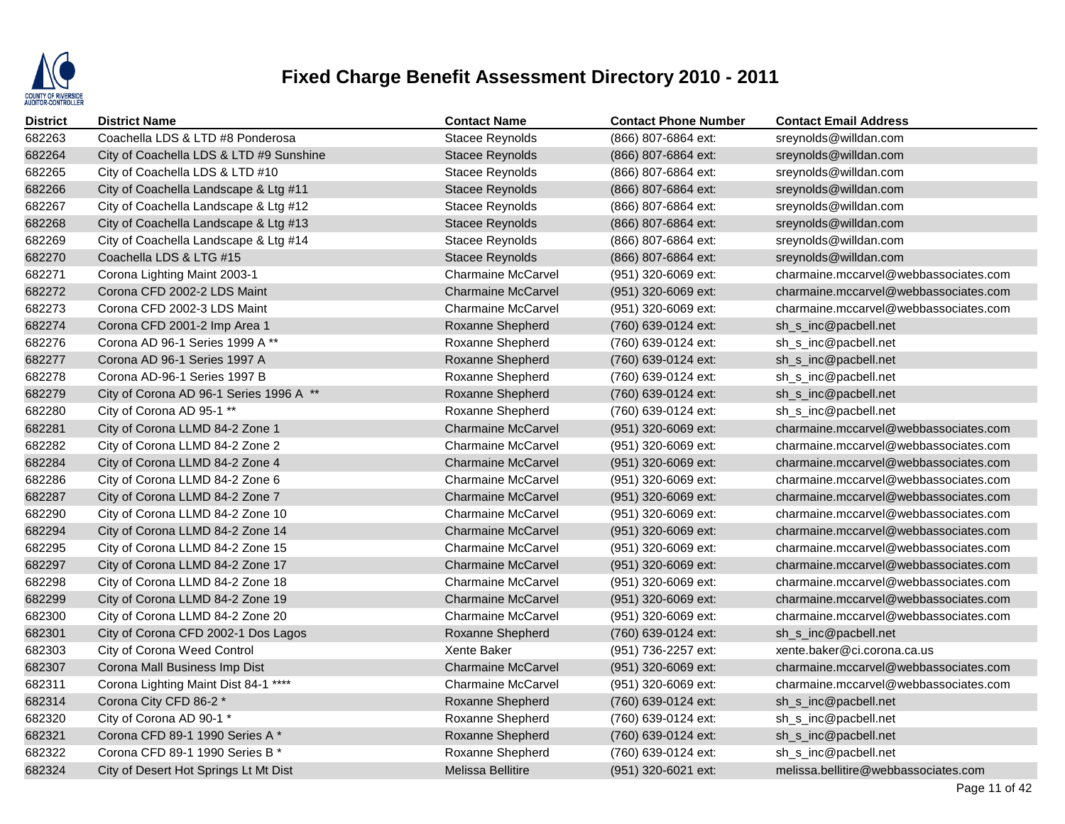# Fixed Charge Benefit Assessment Directory 2010 - 2011

| District | District Name | Contact Name | Contact Phone Number | Contact Email Address |
|---|---|---|---|---|
| 682263 | Coachella LDS & LTD #8 Ponderosa | Stacee Reynolds | (866) 807-6864 ext: | sreynolds@willdan.com |
| 682264 | City of Coachella LDS & LTD #9 Sunshine | Stacee Reynolds | (866) 807-6864 ext: | sreynolds@willdan.com |
| 682265 | City of Coachella LDS & LTD #10 | Stacee Reynolds | (866) 807-6864 ext: | sreynolds@willdan.com |
| 682266 | City of Coachella Landscape & Ltg #11 | Stacee Reynolds | (866) 807-6864 ext: | sreynolds@willdan.com |
| 682267 | City of Coachella Landscape & Ltg #12 | Stacee Reynolds | (866) 807-6864 ext: | sreynolds@willdan.com |
| 682268 | City of Coachella Landscape & Ltg #13 | Stacee Reynolds | (866) 807-6864 ext: | sreynolds@willdan.com |
| 682269 | City of Coachella Landscape & Ltg #14 | Stacee Reynolds | (866) 807-6864 ext: | sreynolds@willdan.com |
| 682270 | Coachella LDS & LTG #15 | Stacee Reynolds | (866) 807-6864 ext: | sreynolds@willdan.com |
| 682271 | Corona Lighting Maint 2003-1 | Charmaine McCarvel | (951) 320-6069 ext: | charmaine.mccarvel@webbassociates.com |
| 682272 | Corona CFD 2002-2 LDS Maint | Charmaine McCarvel | (951) 320-6069 ext: | charmaine.mccarvel@webbassociates.com |
| 682273 | Corona CFD 2002-3 LDS Maint | Charmaine McCarvel | (951) 320-6069 ext: | charmaine.mccarvel@webbassociates.com |
| 682274 | Corona CFD 2001-2 Imp Area 1 | Roxanne Shepherd | (760) 639-0124 ext: | sh_s_inc@pacbell.net |
| 682276 | Corona AD 96-1 Series 1999 A ** | Roxanne Shepherd | (760) 639-0124 ext: | sh_s_inc@pacbell.net |
| 682277 | Corona AD 96-1 Series 1997 A | Roxanne Shepherd | (760) 639-0124 ext: | sh_s_inc@pacbell.net |
| 682278 | Corona AD-96-1 Series 1997 B | Roxanne Shepherd | (760) 639-0124 ext: | sh_s_inc@pacbell.net |
| 682279 | City of Corona AD 96-1 Series 1996 A ** | Roxanne Shepherd | (760) 639-0124 ext: | sh_s_inc@pacbell.net |
| 682280 | City of Corona AD 95-1 ** | Roxanne Shepherd | (760) 639-0124 ext: | sh_s_inc@pacbell.net |
| 682281 | City of Corona LLMD 84-2 Zone 1 | Charmaine McCarvel | (951) 320-6069 ext: | charmaine.mccarvel@webbassociates.com |
| 682282 | City of Corona LLMD 84-2 Zone 2 | Charmaine McCarvel | (951) 320-6069 ext: | charmaine.mccarvel@webbassociates.com |
| 682284 | City of Corona LLMD 84-2 Zone 4 | Charmaine McCarvel | (951) 320-6069 ext: | charmaine.mccarvel@webbassociates.com |
| 682286 | City of Corona LLMD 84-2 Zone 6 | Charmaine McCarvel | (951) 320-6069 ext: | charmaine.mccarvel@webbassociates.com |
| 682287 | City of Corona LLMD 84-2 Zone 7 | Charmaine McCarvel | (951) 320-6069 ext: | charmaine.mccarvel@webbassociates.com |
| 682290 | City of Corona LLMD 84-2 Zone 10 | Charmaine McCarvel | (951) 320-6069 ext: | charmaine.mccarvel@webbassociates.com |
| 682294 | City of Corona LLMD 84-2 Zone 14 | Charmaine McCarvel | (951) 320-6069 ext: | charmaine.mccarvel@webbassociates.com |
| 682295 | City of Corona LLMD 84-2 Zone 15 | Charmaine McCarvel | (951) 320-6069 ext: | charmaine.mccarvel@webbassociates.com |
| 682297 | City of Corona LLMD 84-2 Zone 17 | Charmaine McCarvel | (951) 320-6069 ext: | charmaine.mccarvel@webbassociates.com |
| 682298 | City of Corona LLMD 84-2 Zone 18 | Charmaine McCarvel | (951) 320-6069 ext: | charmaine.mccarvel@webbassociates.com |
| 682299 | City of Corona LLMD 84-2 Zone 19 | Charmaine McCarvel | (951) 320-6069 ext: | charmaine.mccarvel@webbassociates.com |
| 682300 | City of Corona LLMD 84-2 Zone 20 | Charmaine McCarvel | (951) 320-6069 ext: | charmaine.mccarvel@webbassociates.com |
| 682301 | City of Corona CFD 2002-1 Dos Lagos | Roxanne Shepherd | (760) 639-0124 ext: | sh_s_inc@pacbell.net |
| 682303 | City of Corona Weed Control | Xente Baker | (951) 736-2257 ext: | xente.baker@ci.corona.ca.us |
| 682307 | Corona Mall Business Imp Dist | Charmaine McCarvel | (951) 320-6069 ext: | charmaine.mccarvel@webbassociates.com |
| 682311 | Corona Lighting Maint Dist 84-1 **** | Charmaine McCarvel | (951) 320-6069 ext: | charmaine.mccarvel@webbassociates.com |
| 682314 | Corona City CFD 86-2 * | Roxanne Shepherd | (760) 639-0124 ext: | sh_s_inc@pacbell.net |
| 682320 | City of Corona AD 90-1 * | Roxanne Shepherd | (760) 639-0124 ext: | sh_s_inc@pacbell.net |
| 682321 | Corona CFD 89-1 1990 Series A * | Roxanne Shepherd | (760) 639-0124 ext: | sh_s_inc@pacbell.net |
| 682322 | Corona CFD 89-1 1990 Series B * | Roxanne Shepherd | (760) 639-0124 ext: | sh_s_inc@pacbell.net |
| 682324 | City of Desert Hot Springs Lt Mt Dist | Melissa Bellitire | (951) 320-6021 ext: | melissa.bellitire@webbassociates.com |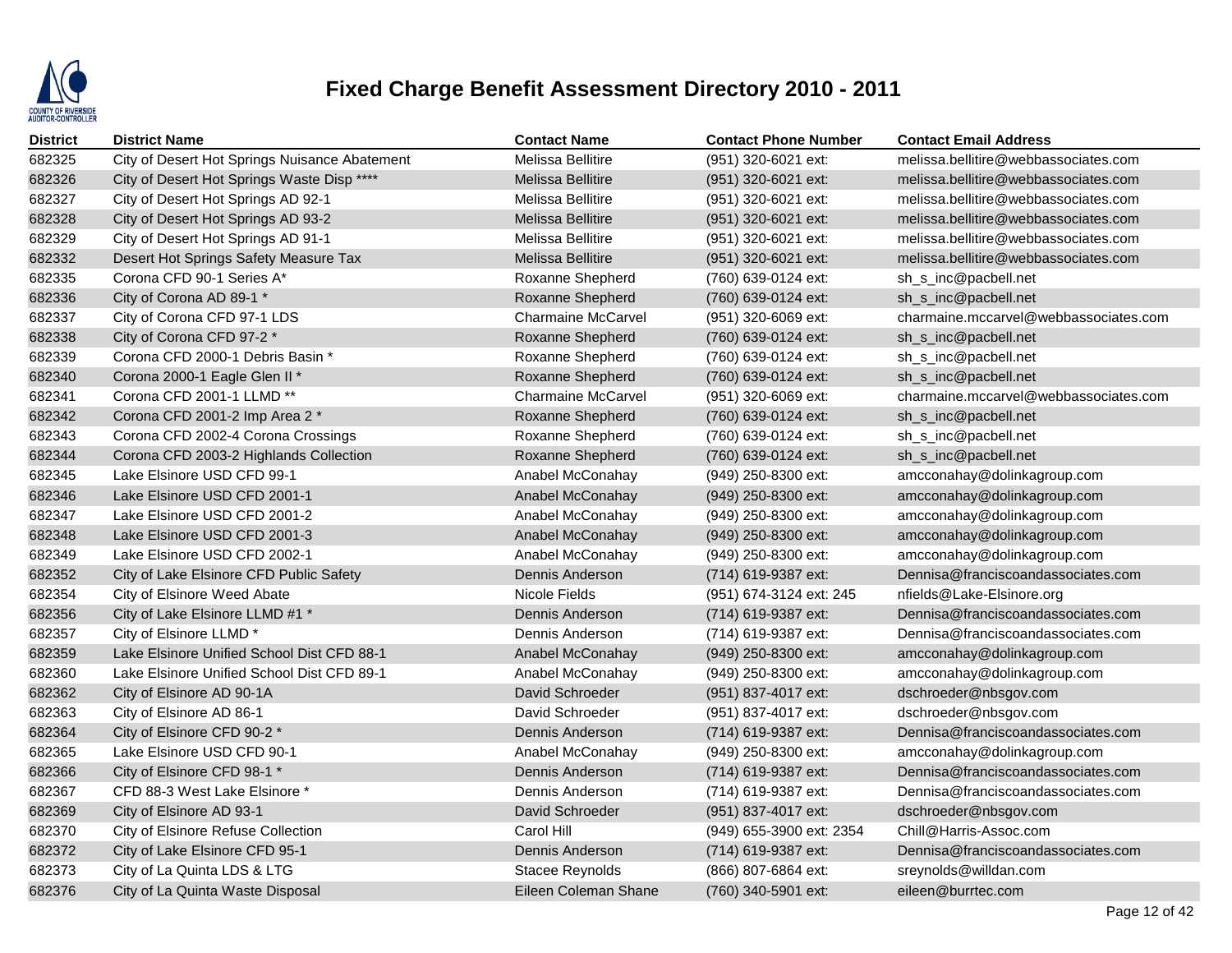# Fixed Charge Benefit Assessment Directory 2010 - 2011

| District | District Name | Contact Name | Contact Phone Number | Contact Email Address |
|---|---|---|---|---|
| 682325 | City of Desert Hot Springs Nuisance Abatement | Melissa Bellitire | (951) 320-6021 ext: | melissa.bellitire@webbassociates.com |
| 682326 | City of Desert Hot Springs Waste Disp **** | Melissa Bellitire | (951) 320-6021 ext: | melissa.bellitire@webbassociates.com |
| 682327 | City of Desert Hot Springs AD 92-1 | Melissa Bellitire | (951) 320-6021 ext: | melissa.bellitire@webbassociates.com |
| 682328 | City of Desert Hot Springs AD 93-2 | Melissa Bellitire | (951) 320-6021 ext: | melissa.bellitire@webbassociates.com |
| 682329 | City of Desert Hot Springs AD 91-1 | Melissa Bellitire | (951) 320-6021 ext: | melissa.bellitire@webbassociates.com |
| 682332 | Desert Hot Springs Safety Measure Tax | Melissa Bellitire | (951) 320-6021 ext: | melissa.bellitire@webbassociates.com |
| 682335 | Corona CFD 90-1 Series A* | Roxanne Shepherd | (760) 639-0124 ext: | sh_s_inc@pacbell.net |
| 682336 | City of Corona AD 89-1 * | Roxanne Shepherd | (760) 639-0124 ext: | sh_s_inc@pacbell.net |
| 682337 | City of Corona CFD 97-1 LDS | Charmaine McCarvel | (951) 320-6069 ext: | charmaine.mccarvel@webbassociates.com |
| 682338 | City of Corona CFD 97-2 * | Roxanne Shepherd | (760) 639-0124 ext: | sh_s_inc@pacbell.net |
| 682339 | Corona CFD 2000-1 Debris Basin * | Roxanne Shepherd | (760) 639-0124 ext: | sh_s_inc@pacbell.net |
| 682340 | Corona 2000-1 Eagle Glen II * | Roxanne Shepherd | (760) 639-0124 ext: | sh_s_inc@pacbell.net |
| 682341 | Corona CFD 2001-1 LLMD ** | Charmaine McCarvel | (951) 320-6069 ext: | charmaine.mccarvel@webbassociates.com |
| 682342 | Corona CFD 2001-2 Imp Area 2 * | Roxanne Shepherd | (760) 639-0124 ext: | sh_s_inc@pacbell.net |
| 682343 | Corona CFD 2002-4 Corona Crossings | Roxanne Shepherd | (760) 639-0124 ext: | sh_s_inc@pacbell.net |
| 682344 | Corona CFD 2003-2 Highlands Collection | Roxanne Shepherd | (760) 639-0124 ext: | sh_s_inc@pacbell.net |
| 682345 | Lake Elsinore USD CFD 99-1 | Anabel McConahay | (949) 250-8300 ext: | amcconahay@dolinkagroup.com |
| 682346 | Lake Elsinore USD CFD 2001-1 | Anabel McConahay | (949) 250-8300 ext: | amcconahay@dolinkagroup.com |
| 682347 | Lake Elsinore USD CFD 2001-2 | Anabel McConahay | (949) 250-8300 ext: | amcconahay@dolinkagroup.com |
| 682348 | Lake Elsinore USD CFD 2001-3 | Anabel McConahay | (949) 250-8300 ext: | amcconahay@dolinkagroup.com |
| 682349 | Lake Elsinore USD CFD 2002-1 | Anabel McConahay | (949) 250-8300 ext: | amcconahay@dolinkagroup.com |
| 682352 | City of Lake Elsinore CFD Public Safety | Dennis Anderson | (714) 619-9387 ext: | Dennisa@franciscoandassociates.com |
| 682354 | City of Elsinore Weed Abate | Nicole Fields | (951) 674-3124 ext: 245 | nfields@Lake-Elsinore.org |
| 682356 | City of Lake Elsinore LLMD #1 * | Dennis Anderson | (714) 619-9387 ext: | Dennisa@franciscoandassociates.com |
| 682357 | City of Elsinore LLMD * | Dennis Anderson | (714) 619-9387 ext: | Dennisa@franciscoandassociates.com |
| 682359 | Lake Elsinore Unified School Dist CFD 88-1 | Anabel McConahay | (949) 250-8300 ext: | amcconahay@dolinkagroup.com |
| 682360 | Lake Elsinore Unified School Dist CFD 89-1 | Anabel McConahay | (949) 250-8300 ext: | amcconahay@dolinkagroup.com |
| 682362 | City of Elsinore AD 90-1A | David Schroeder | (951) 837-4017 ext: | dschroeder@nbsgov.com |
| 682363 | City of Elsinore AD 86-1 | David Schroeder | (951) 837-4017 ext: | dschroeder@nbsgov.com |
| 682364 | City of Elsinore CFD 90-2 * | Dennis Anderson | (714) 619-9387 ext: | Dennisa@franciscoandassociates.com |
| 682365 | Lake Elsinore USD CFD 90-1 | Anabel McConahay | (949) 250-8300 ext: | amcconahay@dolinkagroup.com |
| 682366 | City of Elsinore CFD 98-1 * | Dennis Anderson | (714) 619-9387 ext: | Dennisa@franciscoandassociates.com |
| 682367 | CFD 88-3 West Lake Elsinore * | Dennis Anderson | (714) 619-9387 ext: | Dennisa@franciscoandassociates.com |
| 682369 | City of Elsinore AD 93-1 | David Schroeder | (951) 837-4017 ext: | dschroeder@nbsgov.com |
| 682370 | City of Elsinore Refuse Collection | Carol Hill | (949) 655-3900 ext: 2354 | Chill@Harris-Assoc.com |
| 682372 | City of Lake Elsinore CFD 95-1 | Dennis Anderson | (714) 619-9387 ext: | Dennisa@franciscoandassociates.com |
| 682373 | City of La Quinta LDS & LTG | Stacee Reynolds | (866) 807-6864 ext: | sreynolds@willdan.com |
| 682376 | City of La Quinta Waste Disposal | Eileen Coleman Shane | (760) 340-5901 ext: | eileen@burrtec.com |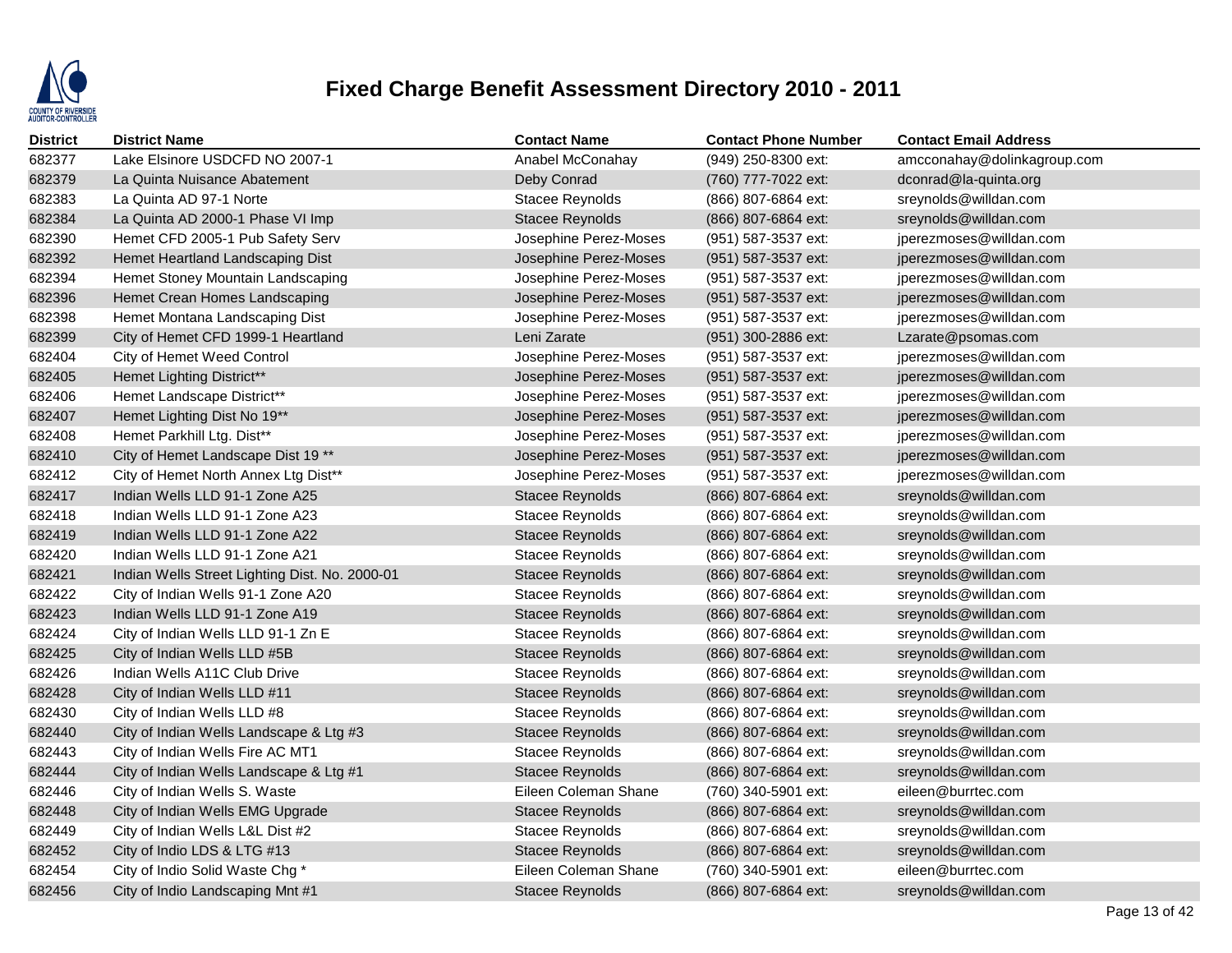# Fixed Charge Benefit Assessment Directory 2010 - 2011

| District | District Name | Contact Name | Contact Phone Number | Contact Email Address |
|---|---|---|---|---|
| 682377 | Lake Elsinore USDCFD NO 2007-1 | Anabel McConahay | (949) 250-8300 ext: | amcconahay@dolinkagroup.com |
| 682379 | La Quinta Nuisance Abatement | Deby Conrad | (760) 777-7022 ext: | dconrad@la-quinta.org |
| 682383 | La Quinta AD 97-1 Norte | Stacee Reynolds | (866) 807-6864 ext: | sreynolds@willdan.com |
| 682384 | La Quinta AD 2000-1 Phase VI Imp | Stacee Reynolds | (866) 807-6864 ext: | sreynolds@willdan.com |
| 682390 | Hemet CFD 2005-1 Pub Safety Serv | Josephine Perez-Moses | (951) 587-3537 ext: | jperezmoses@willdan.com |
| 682392 | Hemet Heartland Landscaping Dist | Josephine Perez-Moses | (951) 587-3537 ext: | jperezmoses@willdan.com |
| 682394 | Hemet Stoney Mountain Landscaping | Josephine Perez-Moses | (951) 587-3537 ext: | jperezmoses@willdan.com |
| 682396 | Hemet Crean Homes Landscaping | Josephine Perez-Moses | (951) 587-3537 ext: | jperezmoses@willdan.com |
| 682398 | Hemet Montana Landscaping Dist | Josephine Perez-Moses | (951) 587-3537 ext: | jperezmoses@willdan.com |
| 682399 | City of Hemet CFD 1999-1 Heartland | Leni Zarate | (951) 300-2886 ext: | Lzarate@psomas.com |
| 682404 | City of Hemet Weed Control | Josephine Perez-Moses | (951) 587-3537 ext: | jperezmoses@willdan.com |
| 682405 | Hemet Lighting District** | Josephine Perez-Moses | (951) 587-3537 ext: | jperezmoses@willdan.com |
| 682406 | Hemet Landscape District** | Josephine Perez-Moses | (951) 587-3537 ext: | jperezmoses@willdan.com |
| 682407 | Hemet Lighting Dist No 19** | Josephine Perez-Moses | (951) 587-3537 ext: | jperezmoses@willdan.com |
| 682408 | Hemet Parkhill Ltg. Dist** | Josephine Perez-Moses | (951) 587-3537 ext: | jperezmoses@willdan.com |
| 682410 | City of Hemet Landscape Dist 19 ** | Josephine Perez-Moses | (951) 587-3537 ext: | jperezmoses@willdan.com |
| 682412 | City of Hemet North Annex Ltg Dist** | Josephine Perez-Moses | (951) 587-3537 ext: | jperezmoses@willdan.com |
| 682417 | Indian Wells LLD 91-1 Zone A25 | Stacee Reynolds | (866) 807-6864 ext: | sreynolds@willdan.com |
| 682418 | Indian Wells LLD 91-1 Zone A23 | Stacee Reynolds | (866) 807-6864 ext: | sreynolds@willdan.com |
| 682419 | Indian Wells LLD 91-1 Zone A22 | Stacee Reynolds | (866) 807-6864 ext: | sreynolds@willdan.com |
| 682420 | Indian Wells LLD 91-1 Zone A21 | Stacee Reynolds | (866) 807-6864 ext: | sreynolds@willdan.com |
| 682421 | Indian Wells Street Lighting Dist. No. 2000-01 | Stacee Reynolds | (866) 807-6864 ext: | sreynolds@willdan.com |
| 682422 | City of Indian Wells 91-1 Zone A20 | Stacee Reynolds | (866) 807-6864 ext: | sreynolds@willdan.com |
| 682423 | Indian Wells LLD 91-1 Zone A19 | Stacee Reynolds | (866) 807-6864 ext: | sreynolds@willdan.com |
| 682424 | City of Indian Wells LLD 91-1 Zn E | Stacee Reynolds | (866) 807-6864 ext: | sreynolds@willdan.com |
| 682425 | City of Indian Wells LLD #5B | Stacee Reynolds | (866) 807-6864 ext: | sreynolds@willdan.com |
| 682426 | Indian Wells A11C Club Drive | Stacee Reynolds | (866) 807-6864 ext: | sreynolds@willdan.com |
| 682428 | City of Indian Wells LLD #11 | Stacee Reynolds | (866) 807-6864 ext: | sreynolds@willdan.com |
| 682430 | City of Indian Wells LLD #8 | Stacee Reynolds | (866) 807-6864 ext: | sreynolds@willdan.com |
| 682440 | City of Indian Wells Landscape & Ltg #3 | Stacee Reynolds | (866) 807-6864 ext: | sreynolds@willdan.com |
| 682443 | City of Indian Wells Fire AC MT1 | Stacee Reynolds | (866) 807-6864 ext: | sreynolds@willdan.com |
| 682444 | City of Indian Wells Landscape & Ltg #1 | Stacee Reynolds | (866) 807-6864 ext: | sreynolds@willdan.com |
| 682446 | City of Indian Wells S. Waste | Eileen Coleman Shane | (760) 340-5901 ext: | eileen@burrtec.com |
| 682448 | City of Indian Wells EMG Upgrade | Stacee Reynolds | (866) 807-6864 ext: | sreynolds@willdan.com |
| 682449 | City of Indian Wells L&L Dist #2 | Stacee Reynolds | (866) 807-6864 ext: | sreynolds@willdan.com |
| 682452 | City of Indio LDS & LTG #13 | Stacee Reynolds | (866) 807-6864 ext: | sreynolds@willdan.com |
| 682454 | City of Indio Solid Waste Chg * | Eileen Coleman Shane | (760) 340-5901 ext: | eileen@burrtec.com |
| 682456 | City of Indio Landscaping Mnt #1 | Stacee Reynolds | (866) 807-6864 ext: | sreynolds@willdan.com |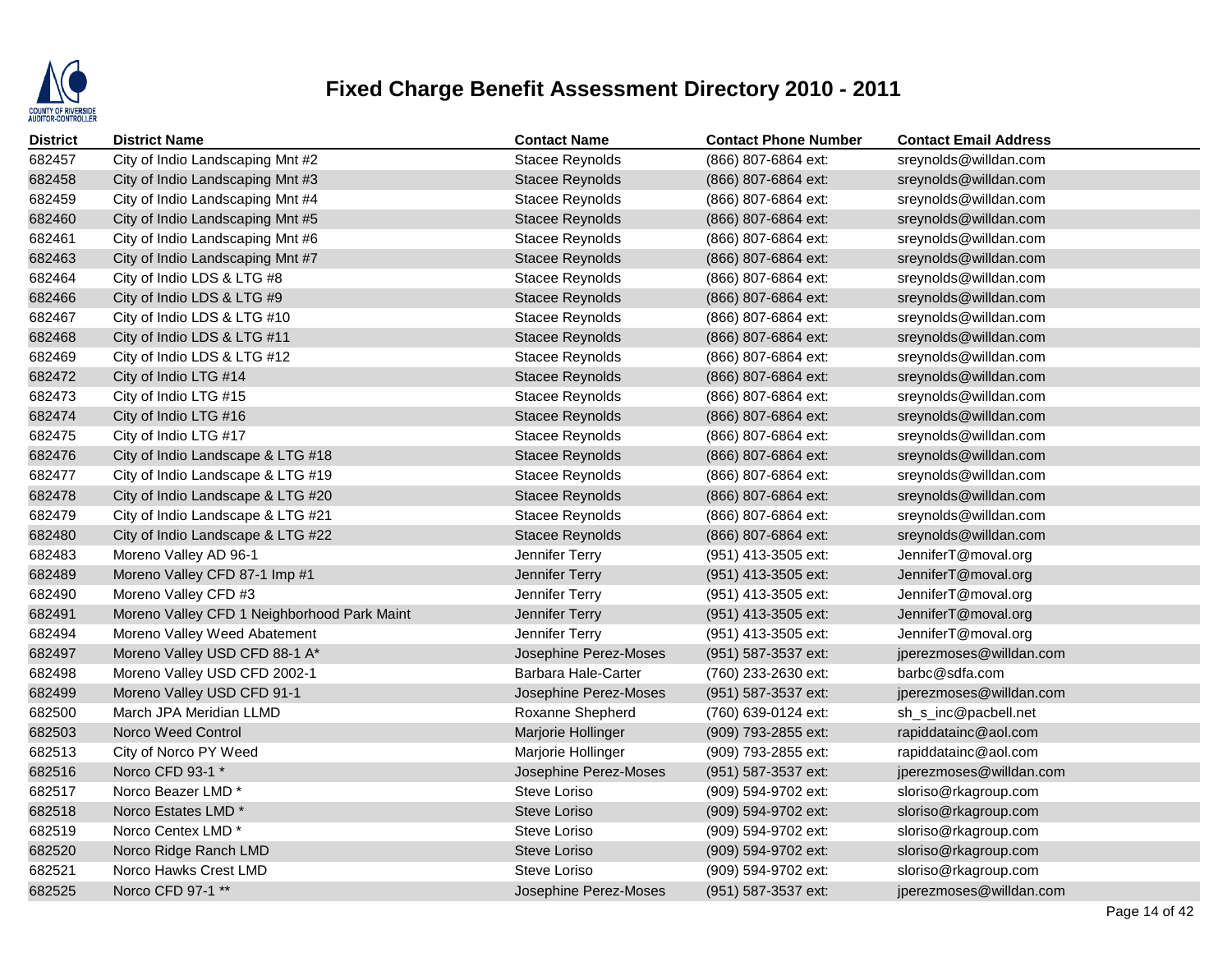# Fixed Charge Benefit Assessment Directory 2010 - 2011

| District | District Name | Contact Name | Contact Phone Number | Contact Email Address |
|---|---|---|---|---|
| 682457 | City of Indio Landscaping Mnt #2 | Stacee Reynolds | (866) 807-6864 ext: | sreynolds@willdan.com |
| 682458 | City of Indio Landscaping Mnt #3 | Stacee Reynolds | (866) 807-6864 ext: | sreynolds@willdan.com |
| 682459 | City of Indio Landscaping Mnt #4 | Stacee Reynolds | (866) 807-6864 ext: | sreynolds@willdan.com |
| 682460 | City of Indio Landscaping Mnt #5 | Stacee Reynolds | (866) 807-6864 ext: | sreynolds@willdan.com |
| 682461 | City of Indio Landscaping Mnt #6 | Stacee Reynolds | (866) 807-6864 ext: | sreynolds@willdan.com |
| 682463 | City of Indio Landscaping Mnt #7 | Stacee Reynolds | (866) 807-6864 ext: | sreynolds@willdan.com |
| 682464 | City of Indio LDS & LTG #8 | Stacee Reynolds | (866) 807-6864 ext: | sreynolds@willdan.com |
| 682466 | City of Indio LDS & LTG #9 | Stacee Reynolds | (866) 807-6864 ext: | sreynolds@willdan.com |
| 682467 | City of Indio LDS & LTG #10 | Stacee Reynolds | (866) 807-6864 ext: | sreynolds@willdan.com |
| 682468 | City of Indio LDS & LTG #11 | Stacee Reynolds | (866) 807-6864 ext: | sreynolds@willdan.com |
| 682469 | City of Indio LDS & LTG #12 | Stacee Reynolds | (866) 807-6864 ext: | sreynolds@willdan.com |
| 682472 | City of Indio LTG #14 | Stacee Reynolds | (866) 807-6864 ext: | sreynolds@willdan.com |
| 682473 | City of Indio LTG #15 | Stacee Reynolds | (866) 807-6864 ext: | sreynolds@willdan.com |
| 682474 | City of Indio LTG #16 | Stacee Reynolds | (866) 807-6864 ext: | sreynolds@willdan.com |
| 682475 | City of Indio LTG #17 | Stacee Reynolds | (866) 807-6864 ext: | sreynolds@willdan.com |
| 682476 | City of Indio Landscape & LTG #18 | Stacee Reynolds | (866) 807-6864 ext: | sreynolds@willdan.com |
| 682477 | City of Indio Landscape & LTG #19 | Stacee Reynolds | (866) 807-6864 ext: | sreynolds@willdan.com |
| 682478 | City of Indio Landscape & LTG #20 | Stacee Reynolds | (866) 807-6864 ext: | sreynolds@willdan.com |
| 682479 | City of Indio Landscape & LTG #21 | Stacee Reynolds | (866) 807-6864 ext: | sreynolds@willdan.com |
| 682480 | City of Indio Landscape & LTG #22 | Stacee Reynolds | (866) 807-6864 ext: | sreynolds@willdan.com |
| 682483 | Moreno Valley AD 96-1 | Jennifer Terry | (951) 413-3505 ext: | JenniferT@moval.org |
| 682489 | Moreno Valley CFD 87-1 Imp #1 | Jennifer Terry | (951) 413-3505 ext: | JenniferT@moval.org |
| 682490 | Moreno Valley CFD #3 | Jennifer Terry | (951) 413-3505 ext: | JenniferT@moval.org |
| 682491 | Moreno Valley CFD 1 Neighborhood Park Maint | Jennifer Terry | (951) 413-3505 ext: | JenniferT@moval.org |
| 682494 | Moreno Valley Weed Abatement | Jennifer Terry | (951) 413-3505 ext: | JenniferT@moval.org |
| 682497 | Moreno Valley USD CFD 88-1 A* | Josephine Perez-Moses | (951) 587-3537 ext: | jperezmoses@willdan.com |
| 682498 | Moreno Valley USD CFD 2002-1 | Barbara Hale-Carter | (760) 233-2630 ext: | barbc@sdfa.com |
| 682499 | Moreno Valley USD CFD 91-1 | Josephine Perez-Moses | (951) 587-3537 ext: | jperezmoses@willdan.com |
| 682500 | March JPA Meridian LLMD | Roxanne Shepherd | (760) 639-0124 ext: | sh_s_inc@pacbell.net |
| 682503 | Norco Weed Control | Marjorie Hollinger | (909) 793-2855 ext: | rapiddatainc@aol.com |
| 682513 | City of Norco PY Weed | Marjorie Hollinger | (909) 793-2855 ext: | rapiddatainc@aol.com |
| 682516 | Norco CFD 93-1 * | Josephine Perez-Moses | (951) 587-3537 ext: | jperezmoses@willdan.com |
| 682517 | Norco Beazer LMD * | Steve Loriso | (909) 594-9702 ext: | sloriso@rkagroup.com |
| 682518 | Norco Estates LMD * | Steve Loriso | (909) 594-9702 ext: | sloriso@rkagroup.com |
| 682519 | Norco Centex LMD * | Steve Loriso | (909) 594-9702 ext: | sloriso@rkagroup.com |
| 682520 | Norco Ridge Ranch LMD | Steve Loriso | (909) 594-9702 ext: | sloriso@rkagroup.com |
| 682521 | Norco Hawks Crest LMD | Steve Loriso | (909) 594-9702 ext: | sloriso@rkagroup.com |
| 682525 | Norco CFD 97-1 ** | Josephine Perez-Moses | (951) 587-3537 ext: | jperezmoses@willdan.com |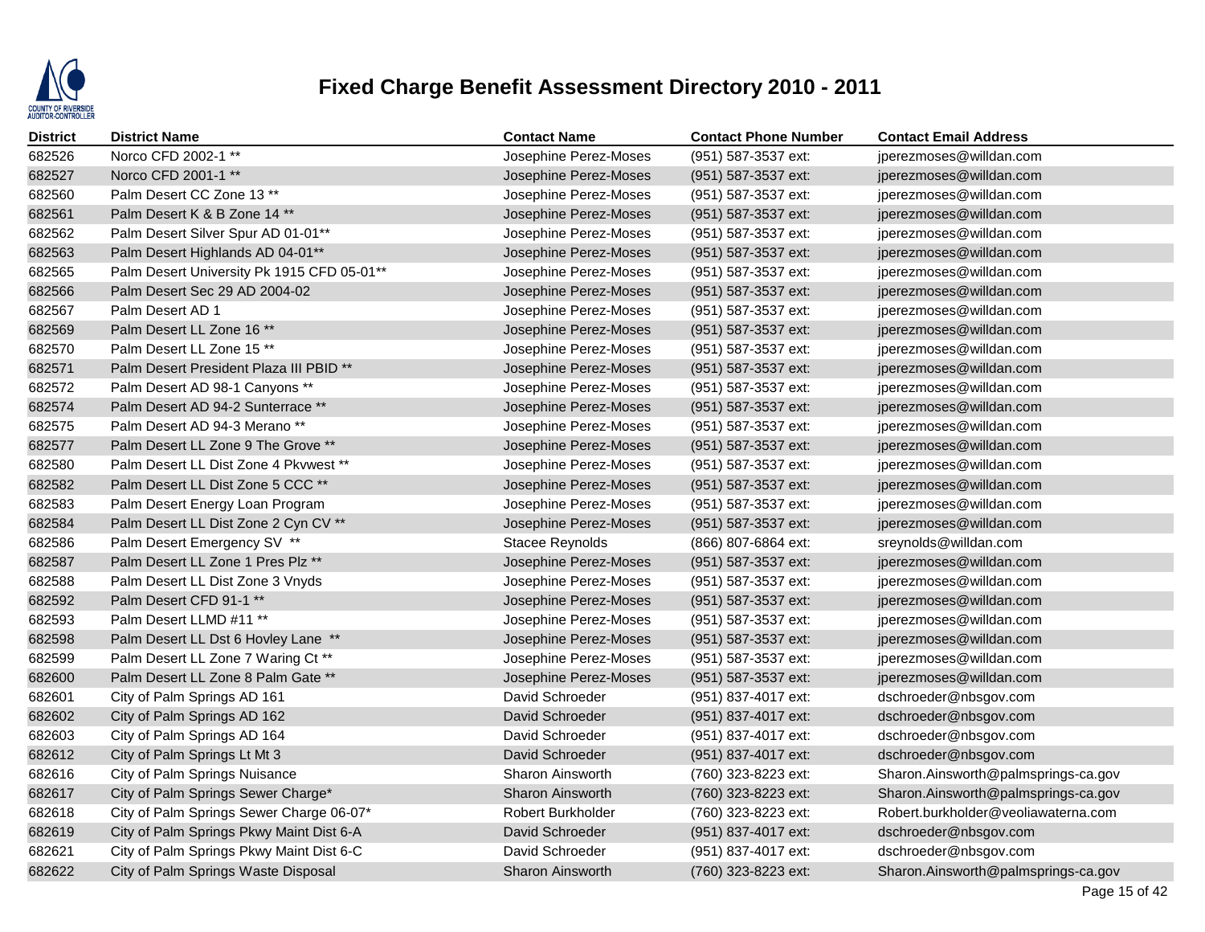# Fixed Charge Benefit Assessment Directory 2010 - 2011

| District | District Name | Contact Name | Contact Phone Number | Contact Email Address |
| --- | --- | --- | --- | --- |
| 682526 | Norco CFD 2002-1 ** | Josephine Perez-Moses | (951) 587-3537 ext: | jperezmoses@willdan.com |
| 682527 | Norco CFD 2001-1 ** | Josephine Perez-Moses | (951) 587-3537 ext: | jperezmoses@willdan.com |
| 682560 | Palm Desert CC Zone 13 ** | Josephine Perez-Moses | (951) 587-3537 ext: | jperezmoses@willdan.com |
| 682561 | Palm Desert K & B Zone 14 ** | Josephine Perez-Moses | (951) 587-3537 ext: | jperezmoses@willdan.com |
| 682562 | Palm Desert Silver Spur AD 01-01** | Josephine Perez-Moses | (951) 587-3537 ext: | jperezmoses@willdan.com |
| 682563 | Palm Desert Highlands AD 04-01** | Josephine Perez-Moses | (951) 587-3537 ext: | jperezmoses@willdan.com |
| 682565 | Palm Desert University Pk 1915 CFD 05-01** | Josephine Perez-Moses | (951) 587-3537 ext: | jperezmoses@willdan.com |
| 682566 | Palm Desert Sec 29 AD 2004-02 | Josephine Perez-Moses | (951) 587-3537 ext: | jperezmoses@willdan.com |
| 682567 | Palm Desert AD 1 | Josephine Perez-Moses | (951) 587-3537 ext: | jperezmoses@willdan.com |
| 682569 | Palm Desert LL Zone 16 ** | Josephine Perez-Moses | (951) 587-3537 ext: | jperezmoses@willdan.com |
| 682570 | Palm Desert LL Zone 15 ** | Josephine Perez-Moses | (951) 587-3537 ext: | jperezmoses@willdan.com |
| 682571 | Palm Desert President Plaza III PBID ** | Josephine Perez-Moses | (951) 587-3537 ext: | jperezmoses@willdan.com |
| 682572 | Palm Desert AD 98-1 Canyons ** | Josephine Perez-Moses | (951) 587-3537 ext: | jperezmoses@willdan.com |
| 682574 | Palm Desert AD 94-2 Sunterrace ** | Josephine Perez-Moses | (951) 587-3537 ext: | jperezmoses@willdan.com |
| 682575 | Palm Desert AD 94-3 Merano ** | Josephine Perez-Moses | (951) 587-3537 ext: | jperezmoses@willdan.com |
| 682577 | Palm Desert LL Zone 9 The Grove ** | Josephine Perez-Moses | (951) 587-3537 ext: | jperezmoses@willdan.com |
| 682580 | Palm Desert LL Dist Zone 4 Pkvwest ** | Josephine Perez-Moses | (951) 587-3537 ext: | jperezmoses@willdan.com |
| 682582 | Palm Desert LL Dist Zone 5 CCC ** | Josephine Perez-Moses | (951) 587-3537 ext: | jperezmoses@willdan.com |
| 682583 | Palm Desert Energy Loan Program | Josephine Perez-Moses | (951) 587-3537 ext: | jperezmoses@willdan.com |
| 682584 | Palm Desert LL Dist Zone 2 Cyn CV ** | Josephine Perez-Moses | (951) 587-3537 ext: | jperezmoses@willdan.com |
| 682586 | Palm Desert Emergency SV ** | Stacee Reynolds | (866) 807-6864 ext: | sreynolds@willdan.com |
| 682587 | Palm Desert LL Zone 1 Pres Plz ** | Josephine Perez-Moses | (951) 587-3537 ext: | jperezmoses@willdan.com |
| 682588 | Palm Desert LL Dist Zone 3 Vnyds | Josephine Perez-Moses | (951) 587-3537 ext: | jperezmoses@willdan.com |
| 682592 | Palm Desert CFD 91-1 ** | Josephine Perez-Moses | (951) 587-3537 ext: | jperezmoses@willdan.com |
| 682593 | Palm Desert LLMD #11 ** | Josephine Perez-Moses | (951) 587-3537 ext: | jperezmoses@willdan.com |
| 682598 | Palm Desert LL Dst 6 Hovley Lane ** | Josephine Perez-Moses | (951) 587-3537 ext: | jperezmoses@willdan.com |
| 682599 | Palm Desert LL Zone 7 Waring Ct ** | Josephine Perez-Moses | (951) 587-3537 ext: | jperezmoses@willdan.com |
| 682600 | Palm Desert LL Zone 8 Palm Gate ** | Josephine Perez-Moses | (951) 587-3537 ext: | jperezmoses@willdan.com |
| 682601 | City of Palm Springs AD 161 | David Schroeder | (951) 837-4017 ext: | dschroeder@nbsgov.com |
| 682602 | City of Palm Springs AD 162 | David Schroeder | (951) 837-4017 ext: | dschroeder@nbsgov.com |
| 682603 | City of Palm Springs AD 164 | David Schroeder | (951) 837-4017 ext: | dschroeder@nbsgov.com |
| 682612 | City of Palm Springs Lt Mt 3 | David Schroeder | (951) 837-4017 ext: | dschroeder@nbsgov.com |
| 682616 | City of Palm Springs Nuisance | Sharon Ainsworth | (760) 323-8223 ext: | Sharon.Ainsworth@palmsprings-ca.gov |
| 682617 | City of Palm Springs Sewer Charge* | Sharon Ainsworth | (760) 323-8223 ext: | Sharon.Ainsworth@palmsprings-ca.gov |
| 682618 | City of Palm Springs Sewer Charge 06-07* | Robert Burkholder | (760) 323-8223 ext: | Robert.burkholder@veoliawaterna.com |
| 682619 | City of Palm Springs Pkwy Maint Dist 6-A | David Schroeder | (951) 837-4017 ext: | dschroeder@nbsgov.com |
| 682621 | City of Palm Springs Pkwy Maint Dist 6-C | David Schroeder | (951) 837-4017 ext: | dschroeder@nbsgov.com |
| 682622 | City of Palm Springs Waste Disposal | Sharon Ainsworth | (760) 323-8223 ext: | Sharon.Ainsworth@palmsprings-ca.gov |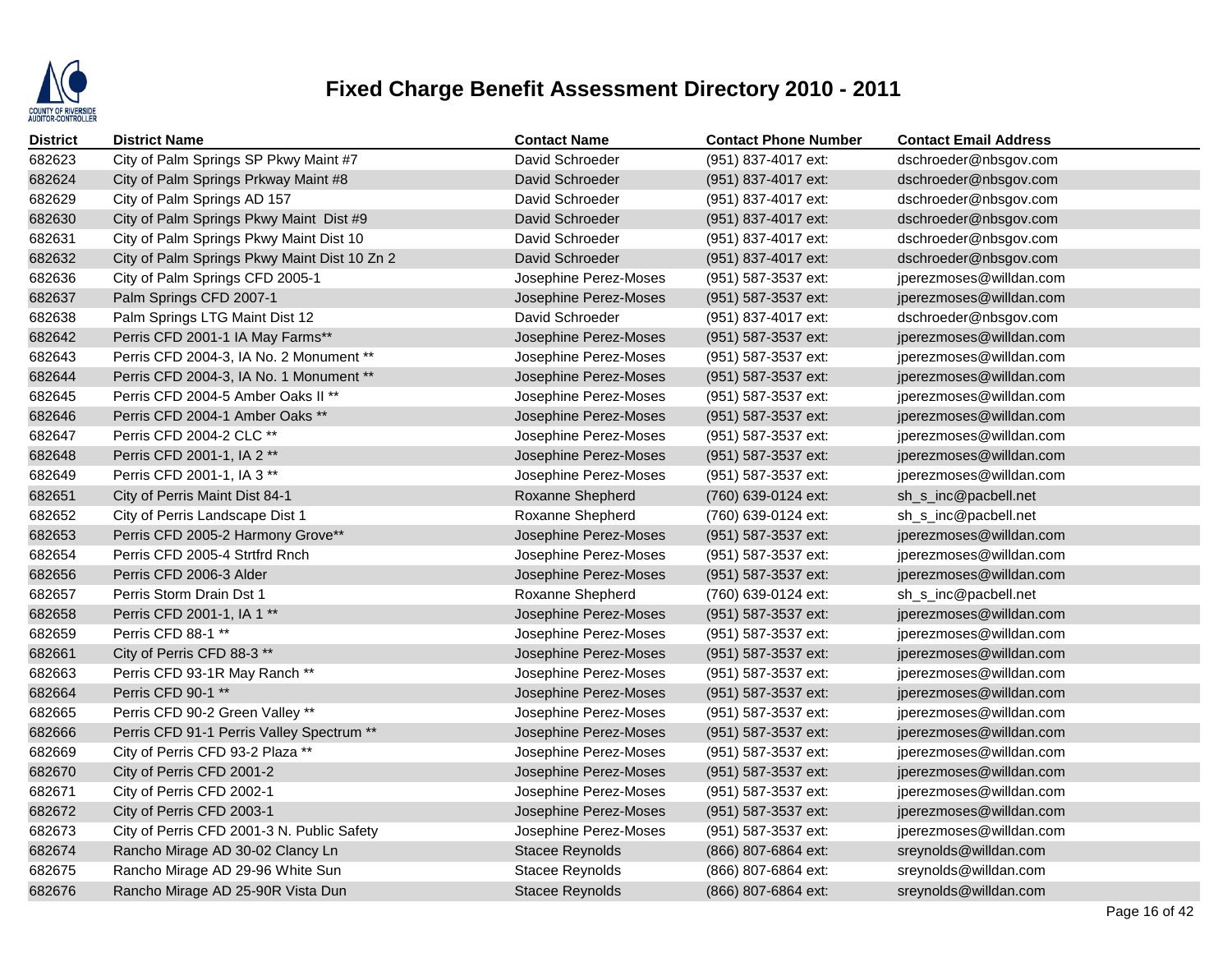# Fixed Charge Benefit Assessment Directory 2010 - 2011

| District | District Name | Contact Name | Contact Phone Number | Contact Email Address |
|---|---|---|---|---|
| 682623 | City of Palm Springs SP Pkwy Maint #7 | David Schroeder | (951) 837-4017 ext: | dschroeder@nbsgov.com |
| 682624 | City of Palm Springs Prkway Maint #8 | David Schroeder | (951) 837-4017 ext: | dschroeder@nbsgov.com |
| 682629 | City of Palm Springs AD 157 | David Schroeder | (951) 837-4017 ext: | dschroeder@nbsgov.com |
| 682630 | City of Palm Springs Pkwy Maint Dist #9 | David Schroeder | (951) 837-4017 ext: | dschroeder@nbsgov.com |
| 682631 | City of Palm Springs Pkwy Maint Dist 10 | David Schroeder | (951) 837-4017 ext: | dschroeder@nbsgov.com |
| 682632 | City of Palm Springs Pkwy Maint Dist 10 Zn 2 | David Schroeder | (951) 837-4017 ext: | dschroeder@nbsgov.com |
| 682636 | City of Palm Springs CFD 2005-1 | Josephine Perez-Moses | (951) 587-3537 ext: | jperezmoses@willdan.com |
| 682637 | Palm Springs CFD 2007-1 | Josephine Perez-Moses | (951) 587-3537 ext: | jperezmoses@willdan.com |
| 682638 | Palm Springs LTG Maint Dist 12 | David Schroeder | (951) 837-4017 ext: | dschroeder@nbsgov.com |
| 682642 | Perris CFD 2001-1 IA May Farms** | Josephine Perez-Moses | (951) 587-3537 ext: | jperezmoses@willdan.com |
| 682643 | Perris CFD 2004-3, IA No. 2 Monument ** | Josephine Perez-Moses | (951) 587-3537 ext: | jperezmoses@willdan.com |
| 682644 | Perris CFD 2004-3, IA No. 1 Monument ** | Josephine Perez-Moses | (951) 587-3537 ext: | jperezmoses@willdan.com |
| 682645 | Perris CFD 2004-5 Amber Oaks II ** | Josephine Perez-Moses | (951) 587-3537 ext: | jperezmoses@willdan.com |
| 682646 | Perris CFD 2004-1 Amber Oaks ** | Josephine Perez-Moses | (951) 587-3537 ext: | jperezmoses@willdan.com |
| 682647 | Perris CFD 2004-2 CLC ** | Josephine Perez-Moses | (951) 587-3537 ext: | jperezmoses@willdan.com |
| 682648 | Perris CFD 2001-1, IA 2 ** | Josephine Perez-Moses | (951) 587-3537 ext: | jperezmoses@willdan.com |
| 682649 | Perris CFD 2001-1, IA 3 ** | Josephine Perez-Moses | (951) 587-3537 ext: | jperezmoses@willdan.com |
| 682651 | City of Perris Maint Dist 84-1 | Roxanne Shepherd | (760) 639-0124 ext: | sh_s_inc@pacbell.net |
| 682652 | City of Perris Landscape Dist 1 | Roxanne Shepherd | (760) 639-0124 ext: | sh_s_inc@pacbell.net |
| 682653 | Perris CFD 2005-2 Harmony Grove** | Josephine Perez-Moses | (951) 587-3537 ext: | jperezmoses@willdan.com |
| 682654 | Perris CFD 2005-4 Strtfrd Rnch | Josephine Perez-Moses | (951) 587-3537 ext: | jperezmoses@willdan.com |
| 682656 | Perris CFD 2006-3 Alder | Josephine Perez-Moses | (951) 587-3537 ext: | jperezmoses@willdan.com |
| 682657 | Perris Storm Drain Dst 1 | Roxanne Shepherd | (760) 639-0124 ext: | sh_s_inc@pacbell.net |
| 682658 | Perris CFD 2001-1, IA 1 ** | Josephine Perez-Moses | (951) 587-3537 ext: | jperezmoses@willdan.com |
| 682659 | Perris CFD 88-1 ** | Josephine Perez-Moses | (951) 587-3537 ext: | jperezmoses@willdan.com |
| 682661 | City of Perris CFD 88-3 ** | Josephine Perez-Moses | (951) 587-3537 ext: | jperezmoses@willdan.com |
| 682663 | Perris CFD 93-1R May Ranch ** | Josephine Perez-Moses | (951) 587-3537 ext: | jperezmoses@willdan.com |
| 682664 | Perris CFD 90-1 ** | Josephine Perez-Moses | (951) 587-3537 ext: | jperezmoses@willdan.com |
| 682665 | Perris CFD 90-2 Green Valley ** | Josephine Perez-Moses | (951) 587-3537 ext: | jperezmoses@willdan.com |
| 682666 | Perris CFD 91-1 Perris Valley Spectrum ** | Josephine Perez-Moses | (951) 587-3537 ext: | jperezmoses@willdan.com |
| 682669 | City of Perris CFD 93-2 Plaza ** | Josephine Perez-Moses | (951) 587-3537 ext: | jperezmoses@willdan.com |
| 682670 | City of Perris CFD 2001-2 | Josephine Perez-Moses | (951) 587-3537 ext: | jperezmoses@willdan.com |
| 682671 | City of Perris CFD 2002-1 | Josephine Perez-Moses | (951) 587-3537 ext: | jperezmoses@willdan.com |
| 682672 | City of Perris CFD 2003-1 | Josephine Perez-Moses | (951) 587-3537 ext: | jperezmoses@willdan.com |
| 682673 | City of Perris CFD 2001-3 N. Public Safety | Josephine Perez-Moses | (951) 587-3537 ext: | jperezmoses@willdan.com |
| 682674 | Rancho Mirage AD 30-02 Clancy Ln | Stacee Reynolds | (866) 807-6864 ext: | sreynolds@willdan.com |
| 682675 | Rancho Mirage AD 29-96 White Sun | Stacee Reynolds | (866) 807-6864 ext: | sreynolds@willdan.com |
| 682676 | Rancho Mirage AD 25-90R Vista Dun | Stacee Reynolds | (866) 807-6864 ext: | sreynolds@willdan.com |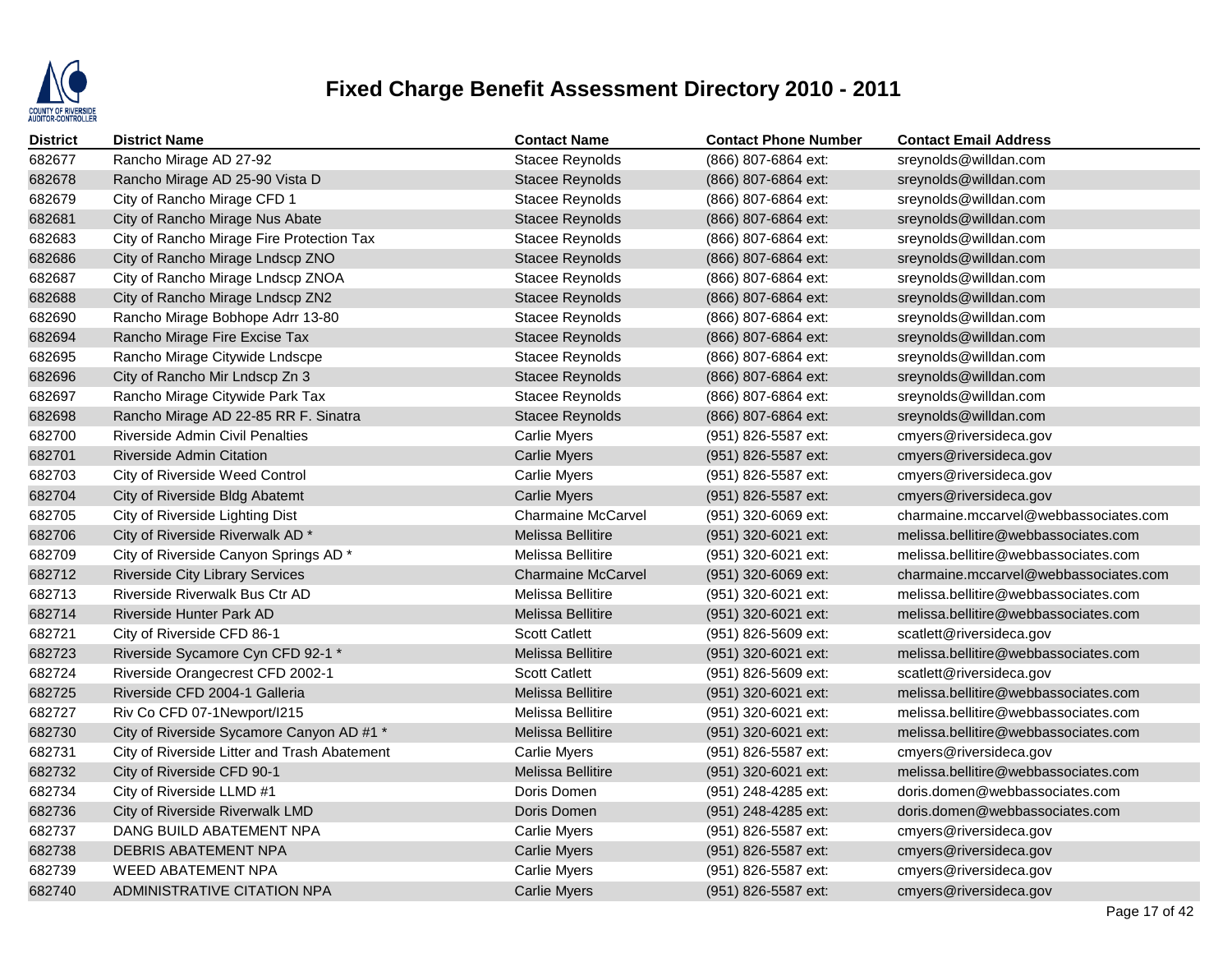# Fixed Charge Benefit Assessment Directory 2010 - 2011

| District | District Name | Contact Name | Contact Phone Number | Contact Email Address |
|---|---|---|---|---|
| 682677 | Rancho Mirage AD 27-92 | Stacee Reynolds | (866) 807-6864 ext: | sreynolds@willdan.com |
| 682678 | Rancho Mirage AD 25-90 Vista D | Stacee Reynolds | (866) 807-6864 ext: | sreynolds@willdan.com |
| 682679 | City of Rancho Mirage CFD 1 | Stacee Reynolds | (866) 807-6864 ext: | sreynolds@willdan.com |
| 682681 | City of Rancho Mirage Nus Abate | Stacee Reynolds | (866) 807-6864 ext: | sreynolds@willdan.com |
| 682683 | City of Rancho Mirage Fire Protection Tax | Stacee Reynolds | (866) 807-6864 ext: | sreynolds@willdan.com |
| 682686 | City of Rancho Mirage Lndscp ZNO | Stacee Reynolds | (866) 807-6864 ext: | sreynolds@willdan.com |
| 682687 | City of Rancho Mirage Lndscp ZNOA | Stacee Reynolds | (866) 807-6864 ext: | sreynolds@willdan.com |
| 682688 | City of Rancho Mirage Lndscp ZN2 | Stacee Reynolds | (866) 807-6864 ext: | sreynolds@willdan.com |
| 682690 | Rancho Mirage Bobhope Adrr 13-80 | Stacee Reynolds | (866) 807-6864 ext: | sreynolds@willdan.com |
| 682694 | Rancho Mirage Fire Excise Tax | Stacee Reynolds | (866) 807-6864 ext: | sreynolds@willdan.com |
| 682695 | Rancho Mirage Citywide Lndscpe | Stacee Reynolds | (866) 807-6864 ext: | sreynolds@willdan.com |
| 682696 | City of Rancho Mir Lndscp Zn 3 | Stacee Reynolds | (866) 807-6864 ext: | sreynolds@willdan.com |
| 682697 | Rancho Mirage Citywide Park Tax | Stacee Reynolds | (866) 807-6864 ext: | sreynolds@willdan.com |
| 682698 | Rancho Mirage AD 22-85 RR F. Sinatra | Stacee Reynolds | (866) 807-6864 ext: | sreynolds@willdan.com |
| 682700 | Riverside Admin Civil Penalties | Carlie Myers | (951) 826-5587 ext: | cmyers@riversideca.gov |
| 682701 | Riverside Admin Citation | Carlie Myers | (951) 826-5587 ext: | cmyers@riversideca.gov |
| 682703 | City of Riverside Weed Control | Carlie Myers | (951) 826-5587 ext: | cmyers@riversideca.gov |
| 682704 | City of Riverside Bldg Abatemt | Carlie Myers | (951) 826-5587 ext: | cmyers@riversideca.gov |
| 682705 | City of Riverside Lighting Dist | Charmaine McCarvel | (951) 320-6069 ext: | charmaine.mccarvel@webbassociates.com |
| 682706 | City of Riverside Riverwalk AD * | Melissa Bellitire | (951) 320-6021 ext: | melissa.bellitire@webbassociates.com |
| 682709 | City of Riverside Canyon Springs AD * | Melissa Bellitire | (951) 320-6021 ext: | melissa.bellitire@webbassociates.com |
| 682712 | Riverside City Library Services | Charmaine McCarvel | (951) 320-6069 ext: | charmaine.mccarvel@webbassociates.com |
| 682713 | Riverside Riverwalk Bus Ctr AD | Melissa Bellitire | (951) 320-6021 ext: | melissa.bellitire@webbassociates.com |
| 682714 | Riverside Hunter Park AD | Melissa Bellitire | (951) 320-6021 ext: | melissa.bellitire@webbassociates.com |
| 682721 | City of Riverside CFD 86-1 | Scott Catlett | (951) 826-5609 ext: | scatlett@riversideca.gov |
| 682723 | Riverside Sycamore Cyn CFD 92-1 * | Melissa Bellitire | (951) 320-6021 ext: | melissa.bellitire@webbassociates.com |
| 682724 | Riverside Orangecrest CFD 2002-1 | Scott Catlett | (951) 826-5609 ext: | scatlett@riversideca.gov |
| 682725 | Riverside CFD 2004-1 Galleria | Melissa Bellitire | (951) 320-6021 ext: | melissa.bellitire@webbassociates.com |
| 682727 | Riv Co CFD 07-1Newport/I215 | Melissa Bellitire | (951) 320-6021 ext: | melissa.bellitire@webbassociates.com |
| 682730 | City of Riverside Sycamore Canyon AD #1 * | Melissa Bellitire | (951) 320-6021 ext: | melissa.bellitire@webbassociates.com |
| 682731 | City of Riverside Litter and Trash Abatement | Carlie Myers | (951) 826-5587 ext: | cmyers@riversideca.gov |
| 682732 | City of Riverside CFD 90-1 | Melissa Bellitire | (951) 320-6021 ext: | melissa.bellitire@webbassociates.com |
| 682734 | City of Riverside LLMD #1 | Doris Domen | (951) 248-4285 ext: | doris.domen@webbassociates.com |
| 682736 | City of Riverside Riverwalk LMD | Doris Domen | (951) 248-4285 ext: | doris.domen@webbassociates.com |
| 682737 | DANG BUILD ABATEMENT NPA | Carlie Myers | (951) 826-5587 ext: | cmyers@riversideca.gov |
| 682738 | DEBRIS ABATEMENT NPA | Carlie Myers | (951) 826-5587 ext: | cmyers@riversideca.gov |
| 682739 | WEED ABATEMENT NPA | Carlie Myers | (951) 826-5587 ext: | cmyers@riversideca.gov |
| 682740 | ADMINISTRATIVE CITATION NPA | Carlie Myers | (951) 826-5587 ext: | cmyers@riversideca.gov |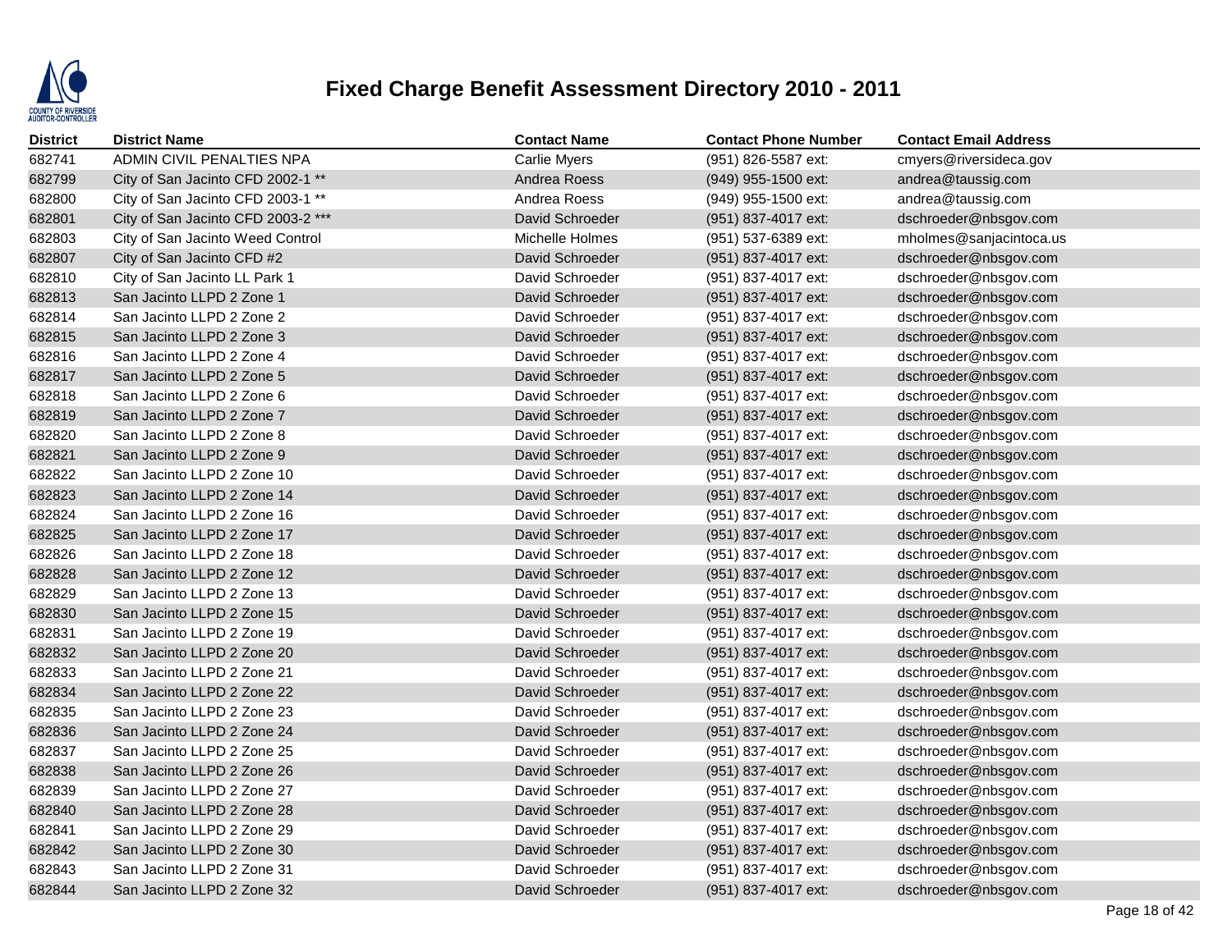# Fixed Charge Benefit Assessment Directory 2010 - 2011

| District | District Name | Contact Name | Contact Phone Number | Contact Email Address |
|---|---|---|---|---|
| 682741 | ADMIN CIVIL PENALTIES NPA | Carlie Myers | (951) 826-5587 ext: | cmyers@riversideca.gov |
| 682799 | City of San Jacinto CFD 2002-1 ** | Andrea Roess | (949) 955-1500 ext: | andrea@taussig.com |
| 682800 | City of San Jacinto CFD 2003-1 ** | Andrea Roess | (949) 955-1500 ext: | andrea@taussig.com |
| 682801 | City of San Jacinto CFD 2003-2 *** | David Schroeder | (951) 837-4017 ext: | dschroeder@nbsgov.com |
| 682803 | City of San Jacinto Weed Control | Michelle Holmes | (951) 537-6389 ext: | mholmes@sanjacintoca.us |
| 682807 | City of San Jacinto CFD #2 | David Schroeder | (951) 837-4017 ext: | dschroeder@nbsgov.com |
| 682810 | City of San Jacinto LL Park 1 | David Schroeder | (951) 837-4017 ext: | dschroeder@nbsgov.com |
| 682813 | San Jacinto LLPD 2 Zone 1 | David Schroeder | (951) 837-4017 ext: | dschroeder@nbsgov.com |
| 682814 | San Jacinto LLPD 2 Zone 2 | David Schroeder | (951) 837-4017 ext: | dschroeder@nbsgov.com |
| 682815 | San Jacinto LLPD 2 Zone 3 | David Schroeder | (951) 837-4017 ext: | dschroeder@nbsgov.com |
| 682816 | San Jacinto LLPD 2 Zone 4 | David Schroeder | (951) 837-4017 ext: | dschroeder@nbsgov.com |
| 682817 | San Jacinto LLPD 2 Zone 5 | David Schroeder | (951) 837-4017 ext: | dschroeder@nbsgov.com |
| 682818 | San Jacinto LLPD 2 Zone 6 | David Schroeder | (951) 837-4017 ext: | dschroeder@nbsgov.com |
| 682819 | San Jacinto LLPD 2 Zone 7 | David Schroeder | (951) 837-4017 ext: | dschroeder@nbsgov.com |
| 682820 | San Jacinto LLPD 2 Zone 8 | David Schroeder | (951) 837-4017 ext: | dschroeder@nbsgov.com |
| 682821 | San Jacinto LLPD 2 Zone 9 | David Schroeder | (951) 837-4017 ext: | dschroeder@nbsgov.com |
| 682822 | San Jacinto LLPD 2 Zone 10 | David Schroeder | (951) 837-4017 ext: | dschroeder@nbsgov.com |
| 682823 | San Jacinto LLPD 2 Zone 14 | David Schroeder | (951) 837-4017 ext: | dschroeder@nbsgov.com |
| 682824 | San Jacinto LLPD 2 Zone 16 | David Schroeder | (951) 837-4017 ext: | dschroeder@nbsgov.com |
| 682825 | San Jacinto LLPD 2 Zone 17 | David Schroeder | (951) 837-4017 ext: | dschroeder@nbsgov.com |
| 682826 | San Jacinto LLPD 2 Zone 18 | David Schroeder | (951) 837-4017 ext: | dschroeder@nbsgov.com |
| 682828 | San Jacinto LLPD 2 Zone 12 | David Schroeder | (951) 837-4017 ext: | dschroeder@nbsgov.com |
| 682829 | San Jacinto LLPD 2 Zone 13 | David Schroeder | (951) 837-4017 ext: | dschroeder@nbsgov.com |
| 682830 | San Jacinto LLPD 2 Zone 15 | David Schroeder | (951) 837-4017 ext: | dschroeder@nbsgov.com |
| 682831 | San Jacinto LLPD 2 Zone 19 | David Schroeder | (951) 837-4017 ext: | dschroeder@nbsgov.com |
| 682832 | San Jacinto LLPD 2 Zone 20 | David Schroeder | (951) 837-4017 ext: | dschroeder@nbsgov.com |
| 682833 | San Jacinto LLPD 2 Zone 21 | David Schroeder | (951) 837-4017 ext: | dschroeder@nbsgov.com |
| 682834 | San Jacinto LLPD 2 Zone 22 | David Schroeder | (951) 837-4017 ext: | dschroeder@nbsgov.com |
| 682835 | San Jacinto LLPD 2 Zone 23 | David Schroeder | (951) 837-4017 ext: | dschroeder@nbsgov.com |
| 682836 | San Jacinto LLPD 2 Zone 24 | David Schroeder | (951) 837-4017 ext: | dschroeder@nbsgov.com |
| 682837 | San Jacinto LLPD 2 Zone 25 | David Schroeder | (951) 837-4017 ext: | dschroeder@nbsgov.com |
| 682838 | San Jacinto LLPD 2 Zone 26 | David Schroeder | (951) 837-4017 ext: | dschroeder@nbsgov.com |
| 682839 | San Jacinto LLPD 2 Zone 27 | David Schroeder | (951) 837-4017 ext: | dschroeder@nbsgov.com |
| 682840 | San Jacinto LLPD 2 Zone 28 | David Schroeder | (951) 837-4017 ext: | dschroeder@nbsgov.com |
| 682841 | San Jacinto LLPD 2 Zone 29 | David Schroeder | (951) 837-4017 ext: | dschroeder@nbsgov.com |
| 682842 | San Jacinto LLPD 2 Zone 30 | David Schroeder | (951) 837-4017 ext: | dschroeder@nbsgov.com |
| 682843 | San Jacinto LLPD 2 Zone 31 | David Schroeder | (951) 837-4017 ext: | dschroeder@nbsgov.com |
| 682844 | San Jacinto LLPD 2 Zone 32 | David Schroeder | (951) 837-4017 ext: | dschroeder@nbsgov.com |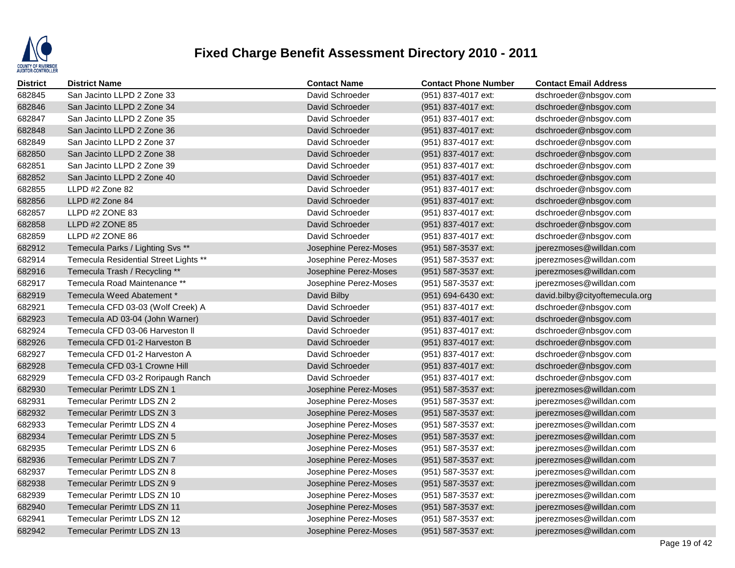# Fixed Charge Benefit Assessment Directory 2010 - 2011

| District | District Name | Contact Name | Contact Phone Number | Contact Email Address |
|---|---|---|---|---|
| 682845 | San Jacinto LLPD 2 Zone 33 | David Schroeder | (951) 837-4017 ext: | dschroeder@nbsgov.com |
| 682846 | San Jacinto LLPD 2 Zone 34 | David Schroeder | (951) 837-4017 ext: | dschroeder@nbsgov.com |
| 682847 | San Jacinto LLPD 2 Zone 35 | David Schroeder | (951) 837-4017 ext: | dschroeder@nbsgov.com |
| 682848 | San Jacinto LLPD 2 Zone 36 | David Schroeder | (951) 837-4017 ext: | dschroeder@nbsgov.com |
| 682849 | San Jacinto LLPD 2 Zone 37 | David Schroeder | (951) 837-4017 ext: | dschroeder@nbsgov.com |
| 682850 | San Jacinto LLPD 2 Zone 38 | David Schroeder | (951) 837-4017 ext: | dschroeder@nbsgov.com |
| 682851 | San Jacinto LLPD 2 Zone 39 | David Schroeder | (951) 837-4017 ext: | dschroeder@nbsgov.com |
| 682852 | San Jacinto LLPD 2 Zone 40 | David Schroeder | (951) 837-4017 ext: | dschroeder@nbsgov.com |
| 682855 | LLPD #2 Zone 82 | David Schroeder | (951) 837-4017 ext: | dschroeder@nbsgov.com |
| 682856 | LLPD #2 Zone 84 | David Schroeder | (951) 837-4017 ext: | dschroeder@nbsgov.com |
| 682857 | LLPD #2 ZONE 83 | David Schroeder | (951) 837-4017 ext: | dschroeder@nbsgov.com |
| 682858 | LLPD #2 ZONE 85 | David Schroeder | (951) 837-4017 ext: | dschroeder@nbsgov.com |
| 682859 | LLPD #2 ZONE 86 | David Schroeder | (951) 837-4017 ext: | dschroeder@nbsgov.com |
| 682912 | Temecula Parks / Lighting Svs ** | Josephine Perez-Moses | (951) 587-3537 ext: | jperezmoses@willdan.com |
| 682914 | Temecula Residential Street Lights ** | Josephine Perez-Moses | (951) 587-3537 ext: | jperezmoses@willdan.com |
| 682916 | Temecula Trash / Recycling ** | Josephine Perez-Moses | (951) 587-3537 ext: | jperezmoses@willdan.com |
| 682917 | Temecula Road Maintenance ** | Josephine Perez-Moses | (951) 587-3537 ext: | jperezmoses@willdan.com |
| 682919 | Temecula Weed Abatement * | David Bilby | (951) 694-6430 ext: | david.bilby@cityoftemecula.org |
| 682921 | Temecula CFD 03-03 (Wolf Creek) A | David Schroeder | (951) 837-4017 ext: | dschroeder@nbsgov.com |
| 682923 | Temecula AD 03-04 (John Warner) | David Schroeder | (951) 837-4017 ext: | dschroeder@nbsgov.com |
| 682924 | Temecula CFD 03-06 Harveston II | David Schroeder | (951) 837-4017 ext: | dschroeder@nbsgov.com |
| 682926 | Temecula CFD 01-2 Harveston B | David Schroeder | (951) 837-4017 ext: | dschroeder@nbsgov.com |
| 682927 | Temecula CFD 01-2 Harveston A | David Schroeder | (951) 837-4017 ext: | dschroeder@nbsgov.com |
| 682928 | Temecula CFD 03-1 Crowne Hill | David Schroeder | (951) 837-4017 ext: | dschroeder@nbsgov.com |
| 682929 | Temecula CFD 03-2 Roripaugh Ranch | David Schroeder | (951) 837-4017 ext: | dschroeder@nbsgov.com |
| 682930 | Temecular Perimtr LDS ZN 1 | Josephine Perez-Moses | (951) 587-3537 ext: | jperezmoses@willdan.com |
| 682931 | Temecular Perimtr LDS ZN 2 | Josephine Perez-Moses | (951) 587-3537 ext: | jperezmoses@willdan.com |
| 682932 | Temecular Perimtr LDS ZN 3 | Josephine Perez-Moses | (951) 587-3537 ext: | jperezmoses@willdan.com |
| 682933 | Temecular Perimtr LDS ZN 4 | Josephine Perez-Moses | (951) 587-3537 ext: | jperezmoses@willdan.com |
| 682934 | Temecular Perimtr LDS ZN 5 | Josephine Perez-Moses | (951) 587-3537 ext: | jperezmoses@willdan.com |
| 682935 | Temecular Perimtr LDS ZN 6 | Josephine Perez-Moses | (951) 587-3537 ext: | jperezmoses@willdan.com |
| 682936 | Temecular Perimtr LDS ZN 7 | Josephine Perez-Moses | (951) 587-3537 ext: | jperezmoses@willdan.com |
| 682937 | Temecular Perimtr LDS ZN 8 | Josephine Perez-Moses | (951) 587-3537 ext: | jperezmoses@willdan.com |
| 682938 | Temecular Perimtr LDS ZN 9 | Josephine Perez-Moses | (951) 587-3537 ext: | jperezmoses@willdan.com |
| 682939 | Temecular Perimtr LDS ZN 10 | Josephine Perez-Moses | (951) 587-3537 ext: | jperezmoses@willdan.com |
| 682940 | Temecular Perimtr LDS ZN 11 | Josephine Perez-Moses | (951) 587-3537 ext: | jperezmoses@willdan.com |
| 682941 | Temecular Perimtr LDS ZN 12 | Josephine Perez-Moses | (951) 587-3537 ext: | jperezmoses@willdan.com |
| 682942 | Temecular Perimtr LDS ZN 13 | Josephine Perez-Moses | (951) 587-3537 ext: | jperezmoses@willdan.com |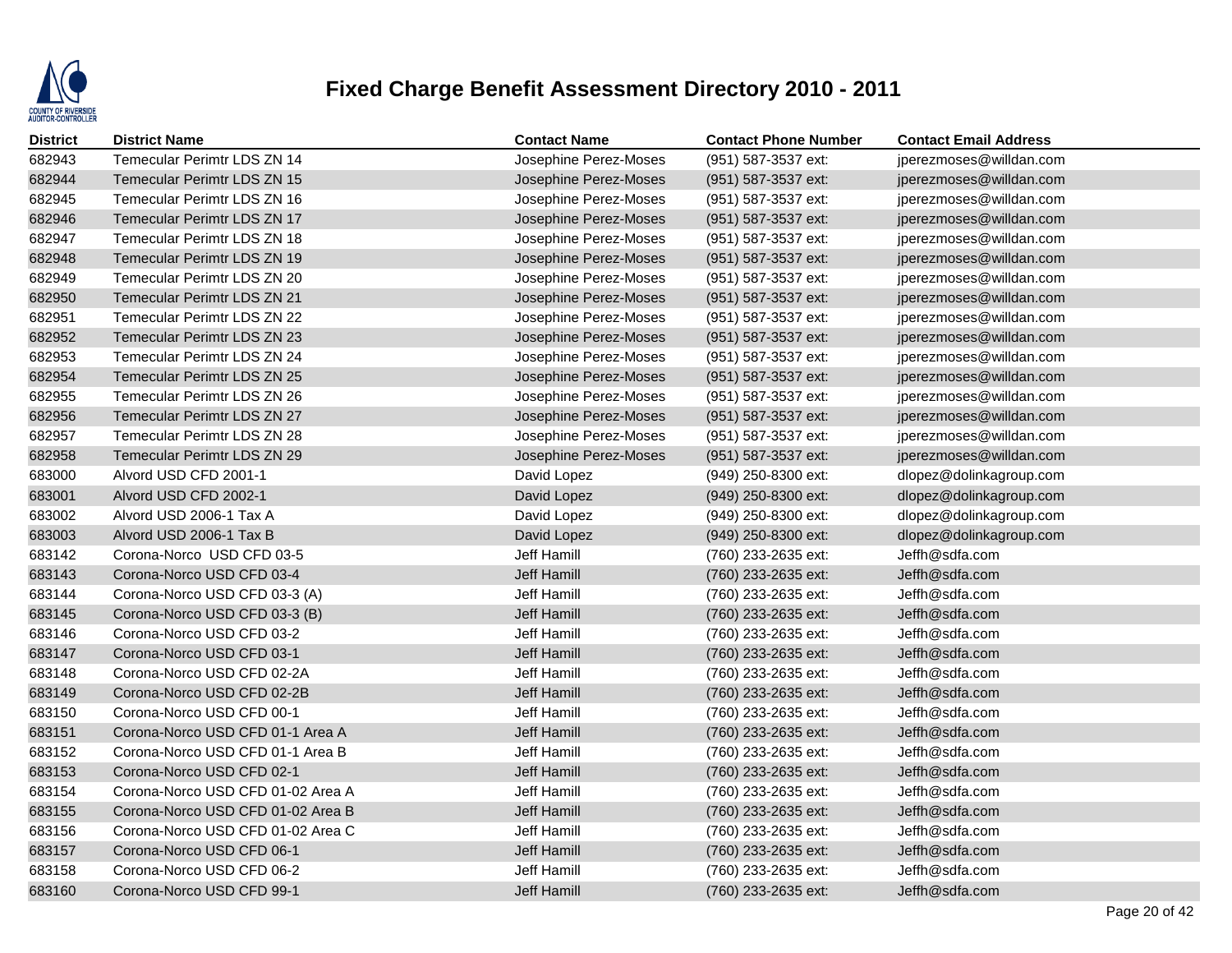# Fixed Charge Benefit Assessment Directory 2010 - 2011

| District | District Name | Contact Name | Contact Phone Number | Contact Email Address |
|---|---|---|---|---|
| 682943 | Temecular Perimtr LDS ZN 14 | Josephine Perez-Moses | (951) 587-3537 ext: | jperezmoses@willdan.com |
| 682944 | Temecular Perimtr LDS ZN 15 | Josephine Perez-Moses | (951) 587-3537 ext: | jperezmoses@willdan.com |
| 682945 | Temecular Perimtr LDS ZN 16 | Josephine Perez-Moses | (951) 587-3537 ext: | jperezmoses@willdan.com |
| 682946 | Temecular Perimtr LDS ZN 17 | Josephine Perez-Moses | (951) 587-3537 ext: | jperezmoses@willdan.com |
| 682947 | Temecular Perimtr LDS ZN 18 | Josephine Perez-Moses | (951) 587-3537 ext: | jperezmoses@willdan.com |
| 682948 | Temecular Perimtr LDS ZN 19 | Josephine Perez-Moses | (951) 587-3537 ext: | jperezmoses@willdan.com |
| 682949 | Temecular Perimtr LDS ZN 20 | Josephine Perez-Moses | (951) 587-3537 ext: | jperezmoses@willdan.com |
| 682950 | Temecular Perimtr LDS ZN 21 | Josephine Perez-Moses | (951) 587-3537 ext: | jperezmoses@willdan.com |
| 682951 | Temecular Perimtr LDS ZN 22 | Josephine Perez-Moses | (951) 587-3537 ext: | jperezmoses@willdan.com |
| 682952 | Temecular Perimtr LDS ZN 23 | Josephine Perez-Moses | (951) 587-3537 ext: | jperezmoses@willdan.com |
| 682953 | Temecular Perimtr LDS ZN 24 | Josephine Perez-Moses | (951) 587-3537 ext: | jperezmoses@willdan.com |
| 682954 | Temecular Perimtr LDS ZN 25 | Josephine Perez-Moses | (951) 587-3537 ext: | jperezmoses@willdan.com |
| 682955 | Temecular Perimtr LDS ZN 26 | Josephine Perez-Moses | (951) 587-3537 ext: | jperezmoses@willdan.com |
| 682956 | Temecular Perimtr LDS ZN 27 | Josephine Perez-Moses | (951) 587-3537 ext: | jperezmoses@willdan.com |
| 682957 | Temecular Perimtr LDS ZN 28 | Josephine Perez-Moses | (951) 587-3537 ext: | jperezmoses@willdan.com |
| 682958 | Temecular Perimtr LDS ZN 29 | Josephine Perez-Moses | (951) 587-3537 ext: | jperezmoses@willdan.com |
| 683000 | Alvord USD CFD 2001-1 | David Lopez | (949) 250-8300 ext: | dlopez@dolinkagroup.com |
| 683001 | Alvord USD CFD 2002-1 | David Lopez | (949) 250-8300 ext: | dlopez@dolinkagroup.com |
| 683002 | Alvord USD 2006-1 Tax A | David Lopez | (949) 250-8300 ext: | dlopez@dolinkagroup.com |
| 683003 | Alvord USD 2006-1 Tax B | David Lopez | (949) 250-8300 ext: | dlopez@dolinkagroup.com |
| 683142 | Corona-Norco USD CFD 03-5 | Jeff Hamill | (760) 233-2635 ext: | Jeffh@sdfa.com |
| 683143 | Corona-Norco USD CFD 03-4 | Jeff Hamill | (760) 233-2635 ext: | Jeffh@sdfa.com |
| 683144 | Corona-Norco USD CFD 03-3 (A) | Jeff Hamill | (760) 233-2635 ext: | Jeffh@sdfa.com |
| 683145 | Corona-Norco USD CFD 03-3 (B) | Jeff Hamill | (760) 233-2635 ext: | Jeffh@sdfa.com |
| 683146 | Corona-Norco USD CFD 03-2 | Jeff Hamill | (760) 233-2635 ext: | Jeffh@sdfa.com |
| 683147 | Corona-Norco USD CFD 03-1 | Jeff Hamill | (760) 233-2635 ext: | Jeffh@sdfa.com |
| 683148 | Corona-Norco USD CFD 02-2A | Jeff Hamill | (760) 233-2635 ext: | Jeffh@sdfa.com |
| 683149 | Corona-Norco USD CFD 02-2B | Jeff Hamill | (760) 233-2635 ext: | Jeffh@sdfa.com |
| 683150 | Corona-Norco USD CFD 00-1 | Jeff Hamill | (760) 233-2635 ext: | Jeffh@sdfa.com |
| 683151 | Corona-Norco USD CFD 01-1 Area A | Jeff Hamill | (760) 233-2635 ext: | Jeffh@sdfa.com |
| 683152 | Corona-Norco USD CFD 01-1 Area B | Jeff Hamill | (760) 233-2635 ext: | Jeffh@sdfa.com |
| 683153 | Corona-Norco USD CFD 02-1 | Jeff Hamill | (760) 233-2635 ext: | Jeffh@sdfa.com |
| 683154 | Corona-Norco USD CFD 01-02 Area A | Jeff Hamill | (760) 233-2635 ext: | Jeffh@sdfa.com |
| 683155 | Corona-Norco USD CFD 01-02 Area B | Jeff Hamill | (760) 233-2635 ext: | Jeffh@sdfa.com |
| 683156 | Corona-Norco USD CFD 01-02 Area C | Jeff Hamill | (760) 233-2635 ext: | Jeffh@sdfa.com |
| 683157 | Corona-Norco USD CFD 06-1 | Jeff Hamill | (760) 233-2635 ext: | Jeffh@sdfa.com |
| 683158 | Corona-Norco USD CFD 06-2 | Jeff Hamill | (760) 233-2635 ext: | Jeffh@sdfa.com |
| 683160 | Corona-Norco USD CFD 99-1 | Jeff Hamill | (760) 233-2635 ext: | Jeffh@sdfa.com |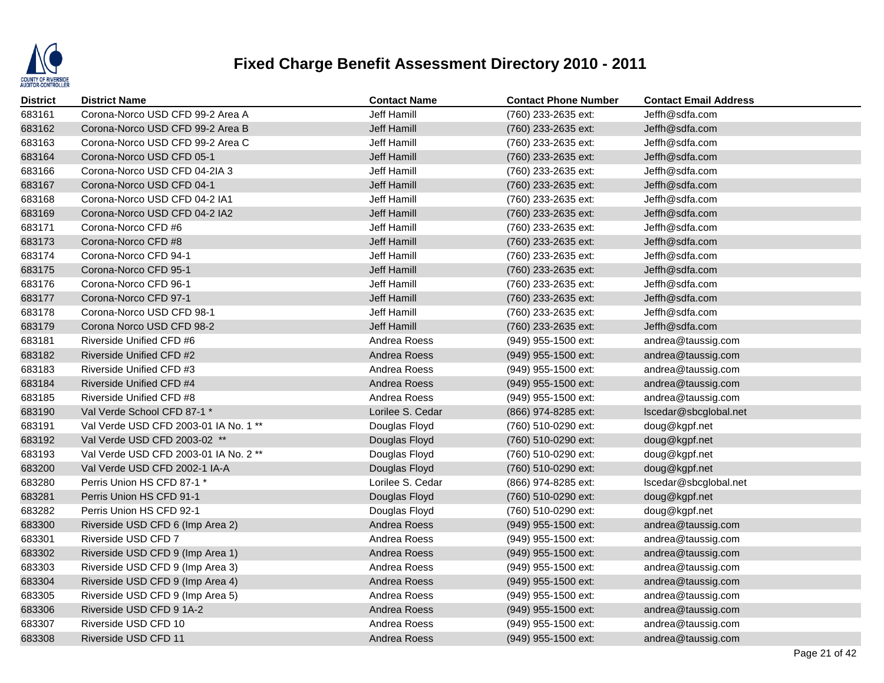# Fixed Charge Benefit Assessment Directory 2010 - 2011

| District | District Name | Contact Name | Contact Phone Number | Contact Email Address |
|---|---|---|---|---|
| 683161 | Corona-Norco USD CFD 99-2 Area A | Jeff Hamill | (760) 233-2635 ext: | Jeffh@sdfa.com |
| 683162 | Corona-Norco USD CFD 99-2 Area B | Jeff Hamill | (760) 233-2635 ext: | Jeffh@sdfa.com |
| 683163 | Corona-Norco USD CFD 99-2 Area C | Jeff Hamill | (760) 233-2635 ext: | Jeffh@sdfa.com |
| 683164 | Corona-Norco USD CFD 05-1 | Jeff Hamill | (760) 233-2635 ext: | Jeffh@sdfa.com |
| 683166 | Corona-Norco USD CFD 04-2IA 3 | Jeff Hamill | (760) 233-2635 ext: | Jeffh@sdfa.com |
| 683167 | Corona-Norco USD CFD 04-1 | Jeff Hamill | (760) 233-2635 ext: | Jeffh@sdfa.com |
| 683168 | Corona-Norco USD CFD 04-2 IA1 | Jeff Hamill | (760) 233-2635 ext: | Jeffh@sdfa.com |
| 683169 | Corona-Norco USD CFD 04-2 IA2 | Jeff Hamill | (760) 233-2635 ext: | Jeffh@sdfa.com |
| 683171 | Corona-Norco CFD #6 | Jeff Hamill | (760) 233-2635 ext: | Jeffh@sdfa.com |
| 683173 | Corona-Norco CFD #8 | Jeff Hamill | (760) 233-2635 ext: | Jeffh@sdfa.com |
| 683174 | Corona-Norco CFD 94-1 | Jeff Hamill | (760) 233-2635 ext: | Jeffh@sdfa.com |
| 683175 | Corona-Norco CFD 95-1 | Jeff Hamill | (760) 233-2635 ext: | Jeffh@sdfa.com |
| 683176 | Corona-Norco CFD 96-1 | Jeff Hamill | (760) 233-2635 ext: | Jeffh@sdfa.com |
| 683177 | Corona-Norco CFD 97-1 | Jeff Hamill | (760) 233-2635 ext: | Jeffh@sdfa.com |
| 683178 | Corona-Norco USD CFD 98-1 | Jeff Hamill | (760) 233-2635 ext: | Jeffh@sdfa.com |
| 683179 | Corona Norco USD CFD 98-2 | Jeff Hamill | (760) 233-2635 ext: | Jeffh@sdfa.com |
| 683181 | Riverside Unified CFD #6 | Andrea Roess | (949) 955-1500 ext: | andrea@taussig.com |
| 683182 | Riverside Unified CFD #2 | Andrea Roess | (949) 955-1500 ext: | andrea@taussig.com |
| 683183 | Riverside Unified CFD #3 | Andrea Roess | (949) 955-1500 ext: | andrea@taussig.com |
| 683184 | Riverside Unified CFD #4 | Andrea Roess | (949) 955-1500 ext: | andrea@taussig.com |
| 683185 | Riverside Unified CFD #8 | Andrea Roess | (949) 955-1500 ext: | andrea@taussig.com |
| 683190 | Val Verde School CFD 87-1 * | Lorilee S. Cedar | (866) 974-8285 ext: | lscedar@sbcglobal.net |
| 683191 | Val Verde USD CFD 2003-01 IA No. 1 ** | Douglas Floyd | (760) 510-0290 ext: | doug@kgpf.net |
| 683192 | Val Verde USD CFD 2003-02 ** | Douglas Floyd | (760) 510-0290 ext: | doug@kgpf.net |
| 683193 | Val Verde USD CFD 2003-01 IA No. 2 ** | Douglas Floyd | (760) 510-0290 ext: | doug@kgpf.net |
| 683200 | Val Verde USD CFD 2002-1 IA-A | Douglas Floyd | (760) 510-0290 ext: | doug@kgpf.net |
| 683280 | Perris Union HS CFD 87-1 * | Lorilee S. Cedar | (866) 974-8285 ext: | lscedar@sbcglobal.net |
| 683281 | Perris Union HS CFD 91-1 | Douglas Floyd | (760) 510-0290 ext: | doug@kgpf.net |
| 683282 | Perris Union HS CFD 92-1 | Douglas Floyd | (760) 510-0290 ext: | doug@kgpf.net |
| 683300 | Riverside USD CFD 6 (Imp Area 2) | Andrea Roess | (949) 955-1500 ext: | andrea@taussig.com |
| 683301 | Riverside USD CFD 7 | Andrea Roess | (949) 955-1500 ext: | andrea@taussig.com |
| 683302 | Riverside USD CFD 9 (Imp Area 1) | Andrea Roess | (949) 955-1500 ext: | andrea@taussig.com |
| 683303 | Riverside USD CFD 9 (Imp Area 3) | Andrea Roess | (949) 955-1500 ext: | andrea@taussig.com |
| 683304 | Riverside USD CFD 9 (Imp Area 4) | Andrea Roess | (949) 955-1500 ext: | andrea@taussig.com |
| 683305 | Riverside USD CFD 9 (Imp Area 5) | Andrea Roess | (949) 955-1500 ext: | andrea@taussig.com |
| 683306 | Riverside USD CFD 9 1A-2 | Andrea Roess | (949) 955-1500 ext: | andrea@taussig.com |
| 683307 | Riverside USD CFD 10 | Andrea Roess | (949) 955-1500 ext: | andrea@taussig.com |
| 683308 | Riverside USD CFD 11 | Andrea Roess | (949) 955-1500 ext: | andrea@taussig.com |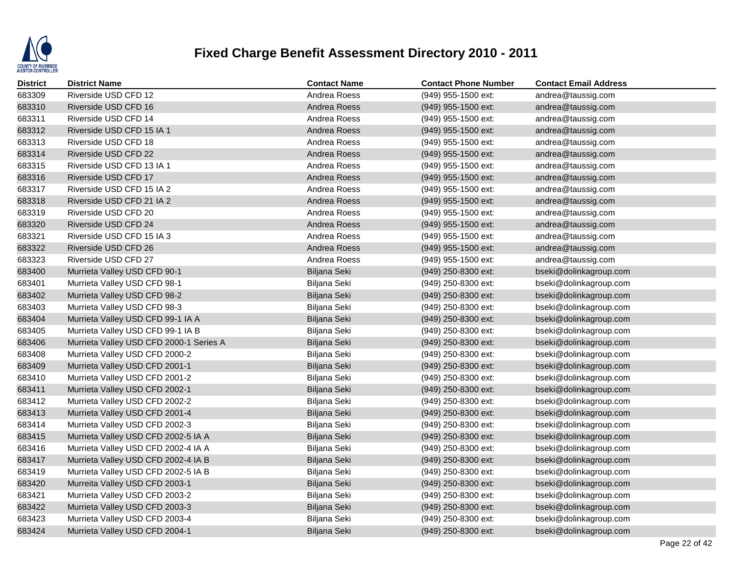# Fixed Charge Benefit Assessment Directory 2010 - 2011

| District | District Name | Contact Name | Contact Phone Number | Contact Email Address |
|---|---|---|---|---|
| 683309 | Riverside USD CFD 12 | Andrea Roess | (949) 955-1500 ext: | andrea@taussig.com |
| 683310 | Riverside USD CFD 16 | Andrea Roess | (949) 955-1500 ext: | andrea@taussig.com |
| 683311 | Riverside USD CFD 14 | Andrea Roess | (949) 955-1500 ext: | andrea@taussig.com |
| 683312 | Riverside USD CFD 15 IA 1 | Andrea Roess | (949) 955-1500 ext: | andrea@taussig.com |
| 683313 | Riverside USD CFD 18 | Andrea Roess | (949) 955-1500 ext: | andrea@taussig.com |
| 683314 | Riverside USD CFD 22 | Andrea Roess | (949) 955-1500 ext: | andrea@taussig.com |
| 683315 | Riverside USD CFD 13 IA 1 | Andrea Roess | (949) 955-1500 ext: | andrea@taussig.com |
| 683316 | Riverside USD CFD 17 | Andrea Roess | (949) 955-1500 ext: | andrea@taussig.com |
| 683317 | Riverside USD CFD 15 IA 2 | Andrea Roess | (949) 955-1500 ext: | andrea@taussig.com |
| 683318 | Riverside USD CFD 21 IA 2 | Andrea Roess | (949) 955-1500 ext: | andrea@taussig.com |
| 683319 | Riverside USD CFD 20 | Andrea Roess | (949) 955-1500 ext: | andrea@taussig.com |
| 683320 | Riverside USD CFD 24 | Andrea Roess | (949) 955-1500 ext: | andrea@taussig.com |
| 683321 | Riverside USD CFD 15 IA 3 | Andrea Roess | (949) 955-1500 ext: | andrea@taussig.com |
| 683322 | Riverside USD CFD 26 | Andrea Roess | (949) 955-1500 ext: | andrea@taussig.com |
| 683323 | Riverside USD CFD 27 | Andrea Roess | (949) 955-1500 ext: | andrea@taussig.com |
| 683400 | Murrieta Valley USD CFD 90-1 | Biljana Seki | (949) 250-8300 ext: | bseki@dolinkagroup.com |
| 683401 | Murrieta Valley USD CFD 98-1 | Biljana Seki | (949) 250-8300 ext: | bseki@dolinkagroup.com |
| 683402 | Murrieta Valley USD CFD 98-2 | Biljana Seki | (949) 250-8300 ext: | bseki@dolinkagroup.com |
| 683403 | Murrieta Valley USD CFD 98-3 | Biljana Seki | (949) 250-8300 ext: | bseki@dolinkagroup.com |
| 683404 | Murrieta Valley USD CFD 99-1 IA A | Biljana Seki | (949) 250-8300 ext: | bseki@dolinkagroup.com |
| 683405 | Murrieta Valley USD CFD 99-1 IA B | Biljana Seki | (949) 250-8300 ext: | bseki@dolinkagroup.com |
| 683406 | Murrieta Valley USD CFD 2000-1 Series A | Biljana Seki | (949) 250-8300 ext: | bseki@dolinkagroup.com |
| 683408 | Murrieta Valley USD CFD 2000-2 | Biljana Seki | (949) 250-8300 ext: | bseki@dolinkagroup.com |
| 683409 | Murrieta Valley USD CFD 2001-1 | Biljana Seki | (949) 250-8300 ext: | bseki@dolinkagroup.com |
| 683410 | Murrieta Valley USD CFD 2001-2 | Biljana Seki | (949) 250-8300 ext: | bseki@dolinkagroup.com |
| 683411 | Murrieta Valley USD CFD 2002-1 | Biljana Seki | (949) 250-8300 ext: | bseki@dolinkagroup.com |
| 683412 | Murrieta Valley USD CFD 2002-2 | Biljana Seki | (949) 250-8300 ext: | bseki@dolinkagroup.com |
| 683413 | Murrieta Valley USD CFD 2001-4 | Biljana Seki | (949) 250-8300 ext: | bseki@dolinkagroup.com |
| 683414 | Murrieta Valley USD CFD 2002-3 | Biljana Seki | (949) 250-8300 ext: | bseki@dolinkagroup.com |
| 683415 | Murrieta Valley USD CFD 2002-5 IA A | Biljana Seki | (949) 250-8300 ext: | bseki@dolinkagroup.com |
| 683416 | Murrieta Valley USD CFD 2002-4 IA A | Biljana Seki | (949) 250-8300 ext: | bseki@dolinkagroup.com |
| 683417 | Murrieta Valley USD CFD 2002-4 IA B | Biljana Seki | (949) 250-8300 ext: | bseki@dolinkagroup.com |
| 683419 | Murrieta Valley USD CFD 2002-5 IA B | Biljana Seki | (949) 250-8300 ext: | bseki@dolinkagroup.com |
| 683420 | Murreita Valley USD CFD 2003-1 | Biljana Seki | (949) 250-8300 ext: | bseki@dolinkagroup.com |
| 683421 | Murrieta Valley USD CFD 2003-2 | Biljana Seki | (949) 250-8300 ext: | bseki@dolinkagroup.com |
| 683422 | Murrieta Valley USD CFD 2003-3 | Biljana Seki | (949) 250-8300 ext: | bseki@dolinkagroup.com |
| 683423 | Murrieta Valley USD CFD 2003-4 | Biljana Seki | (949) 250-8300 ext: | bseki@dolinkagroup.com |
| 683424 | Murrieta Valley USD CFD 2004-1 | Biljana Seki | (949) 250-8300 ext: | bseki@dolinkagroup.com |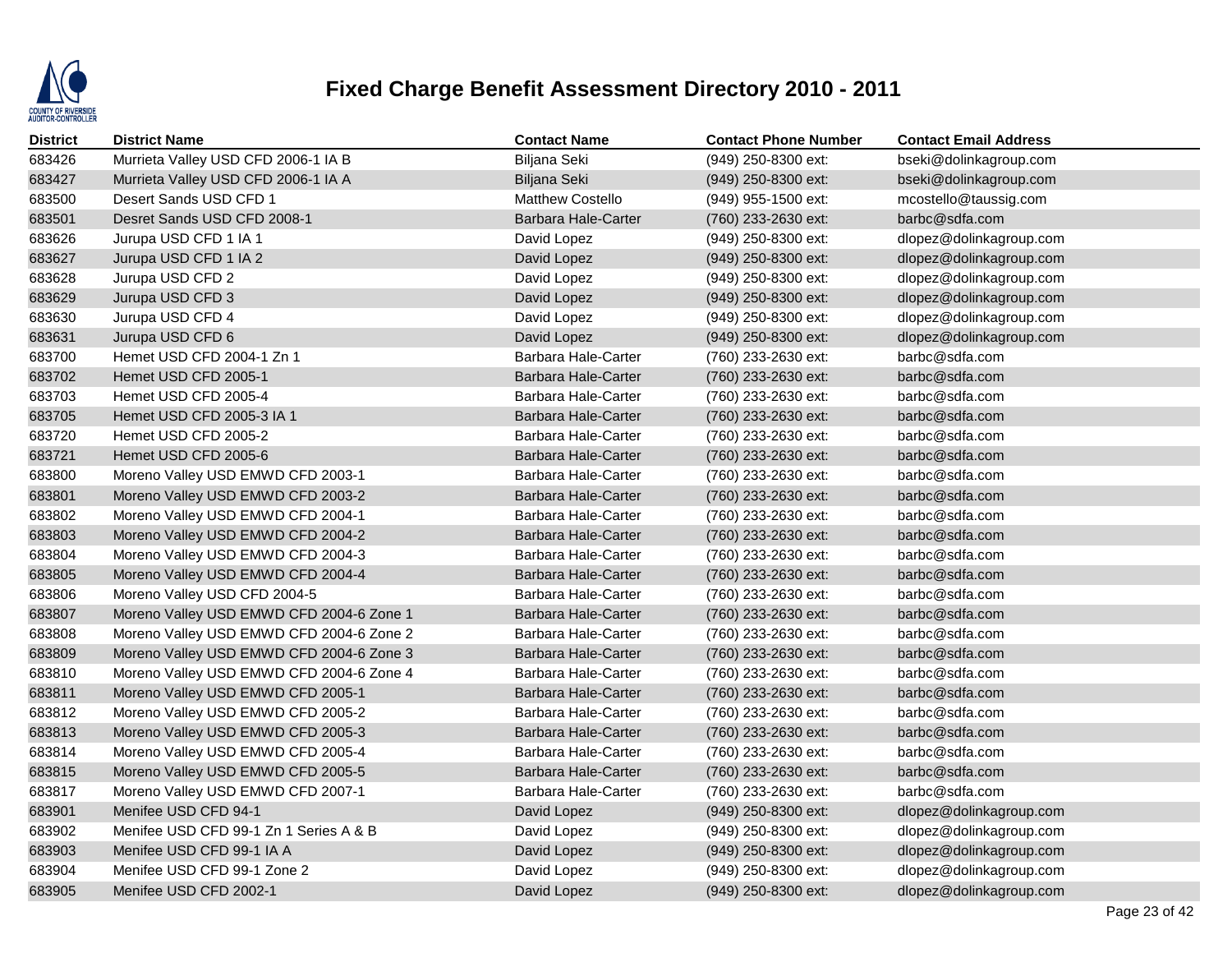# Fixed Charge Benefit Assessment Directory 2010 - 2011

| District | District Name | Contact Name | Contact Phone Number | Contact Email Address |
|---|---|---|---|---|
| 683426 | Murrieta Valley USD CFD 2006-1 IA B | Biljana Seki | (949) 250-8300 ext: | bseki@dolinkagroup.com |
| 683427 | Murrieta Valley USD CFD 2006-1 IA A | Biljana Seki | (949) 250-8300 ext: | bseki@dolinkagroup.com |
| 683500 | Desert Sands USD CFD 1 | Matthew Costello | (949) 955-1500 ext: | mcostello@taussig.com |
| 683501 | Desret Sands USD CFD 2008-1 | Barbara Hale-Carter | (760) 233-2630 ext: | barbc@sdfa.com |
| 683626 | Jurupa USD CFD 1 IA 1 | David Lopez | (949) 250-8300 ext: | dlopez@dolinkagroup.com |
| 683627 | Jurupa USD CFD 1 IA 2 | David Lopez | (949) 250-8300 ext: | dlopez@dolinkagroup.com |
| 683628 | Jurupa USD CFD 2 | David Lopez | (949) 250-8300 ext: | dlopez@dolinkagroup.com |
| 683629 | Jurupa USD CFD 3 | David Lopez | (949) 250-8300 ext: | dlopez@dolinkagroup.com |
| 683630 | Jurupa USD CFD 4 | David Lopez | (949) 250-8300 ext: | dlopez@dolinkagroup.com |
| 683631 | Jurupa USD CFD 6 | David Lopez | (949) 250-8300 ext: | dlopez@dolinkagroup.com |
| 683700 | Hemet USD CFD 2004-1 Zn 1 | Barbara Hale-Carter | (760) 233-2630 ext: | barbc@sdfa.com |
| 683702 | Hemet USD CFD 2005-1 | Barbara Hale-Carter | (760) 233-2630 ext: | barbc@sdfa.com |
| 683703 | Hemet USD CFD 2005-4 | Barbara Hale-Carter | (760) 233-2630 ext: | barbc@sdfa.com |
| 683705 | Hemet USD CFD 2005-3 IA 1 | Barbara Hale-Carter | (760) 233-2630 ext: | barbc@sdfa.com |
| 683720 | Hemet USD CFD 2005-2 | Barbara Hale-Carter | (760) 233-2630 ext: | barbc@sdfa.com |
| 683721 | Hemet USD CFD 2005-6 | Barbara Hale-Carter | (760) 233-2630 ext: | barbc@sdfa.com |
| 683800 | Moreno Valley USD EMWD CFD 2003-1 | Barbara Hale-Carter | (760) 233-2630 ext: | barbc@sdfa.com |
| 683801 | Moreno Valley USD EMWD CFD 2003-2 | Barbara Hale-Carter | (760) 233-2630 ext: | barbc@sdfa.com |
| 683802 | Moreno Valley USD EMWD CFD 2004-1 | Barbara Hale-Carter | (760) 233-2630 ext: | barbc@sdfa.com |
| 683803 | Moreno Valley USD EMWD CFD 2004-2 | Barbara Hale-Carter | (760) 233-2630 ext: | barbc@sdfa.com |
| 683804 | Moreno Valley USD EMWD CFD 2004-3 | Barbara Hale-Carter | (760) 233-2630 ext: | barbc@sdfa.com |
| 683805 | Moreno Valley USD EMWD CFD 2004-4 | Barbara Hale-Carter | (760) 233-2630 ext: | barbc@sdfa.com |
| 683806 | Moreno Valley USD CFD 2004-5 | Barbara Hale-Carter | (760) 233-2630 ext: | barbc@sdfa.com |
| 683807 | Moreno Valley USD EMWD CFD 2004-6 Zone 1 | Barbara Hale-Carter | (760) 233-2630 ext: | barbc@sdfa.com |
| 683808 | Moreno Valley USD EMWD CFD 2004-6 Zone 2 | Barbara Hale-Carter | (760) 233-2630 ext: | barbc@sdfa.com |
| 683809 | Moreno Valley USD EMWD CFD 2004-6 Zone 3 | Barbara Hale-Carter | (760) 233-2630 ext: | barbc@sdfa.com |
| 683810 | Moreno Valley USD EMWD CFD 2004-6 Zone 4 | Barbara Hale-Carter | (760) 233-2630 ext: | barbc@sdfa.com |
| 683811 | Moreno Valley USD EMWD CFD 2005-1 | Barbara Hale-Carter | (760) 233-2630 ext: | barbc@sdfa.com |
| 683812 | Moreno Valley USD EMWD CFD 2005-2 | Barbara Hale-Carter | (760) 233-2630 ext: | barbc@sdfa.com |
| 683813 | Moreno Valley USD EMWD CFD 2005-3 | Barbara Hale-Carter | (760) 233-2630 ext: | barbc@sdfa.com |
| 683814 | Moreno Valley USD EMWD CFD 2005-4 | Barbara Hale-Carter | (760) 233-2630 ext: | barbc@sdfa.com |
| 683815 | Moreno Valley USD EMWD CFD 2005-5 | Barbara Hale-Carter | (760) 233-2630 ext: | barbc@sdfa.com |
| 683817 | Moreno Valley USD EMWD CFD 2007-1 | Barbara Hale-Carter | (760) 233-2630 ext: | barbc@sdfa.com |
| 683901 | Menifee USD CFD 94-1 | David Lopez | (949) 250-8300 ext: | dlopez@dolinkagroup.com |
| 683902 | Menifee USD CFD 99-1 Zn 1 Series A & B | David Lopez | (949) 250-8300 ext: | dlopez@dolinkagroup.com |
| 683903 | Menifee USD CFD 99-1 IA A | David Lopez | (949) 250-8300 ext: | dlopez@dolinkagroup.com |
| 683904 | Menifee USD CFD 99-1 Zone 2 | David Lopez | (949) 250-8300 ext: | dlopez@dolinkagroup.com |
| 683905 | Menifee USD CFD 2002-1 | David Lopez | (949) 250-8300 ext: | dlopez@dolinkagroup.com |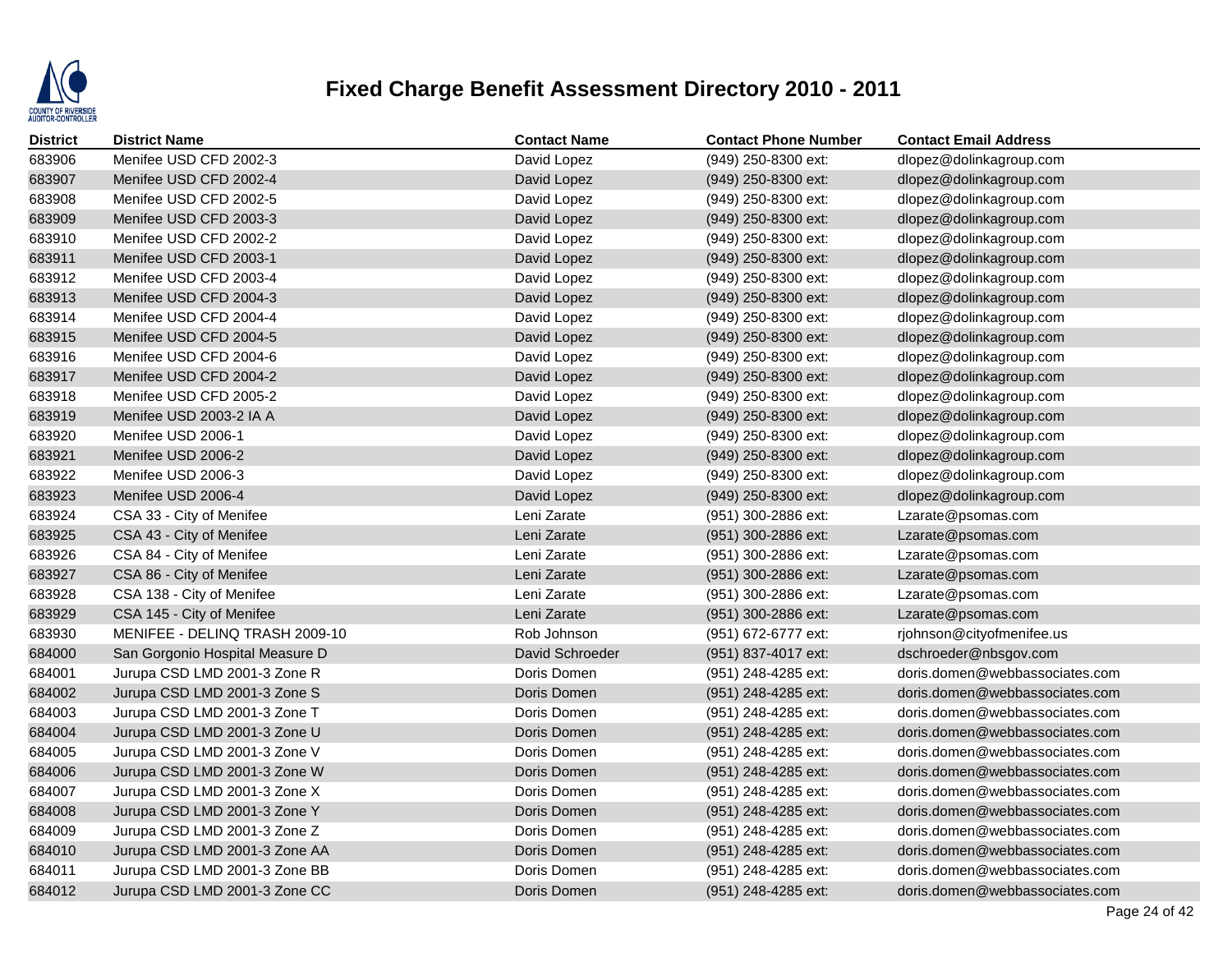# Fixed Charge Benefit Assessment Directory 2010 - 2011

| District | District Name | Contact Name | Contact Phone Number | Contact Email Address |
|---|---|---|---|---|
| 683906 | Menifee USD CFD 2002-3 | David Lopez | (949) 250-8300 ext: | dlopez@dolinkagroup.com |
| 683907 | Menifee USD CFD 2002-4 | David Lopez | (949) 250-8300 ext: | dlopez@dolinkagroup.com |
| 683908 | Menifee USD CFD 2002-5 | David Lopez | (949) 250-8300 ext: | dlopez@dolinkagroup.com |
| 683909 | Menifee USD CFD 2003-3 | David Lopez | (949) 250-8300 ext: | dlopez@dolinkagroup.com |
| 683910 | Menifee USD CFD 2002-2 | David Lopez | (949) 250-8300 ext: | dlopez@dolinkagroup.com |
| 683911 | Menifee USD CFD 2003-1 | David Lopez | (949) 250-8300 ext: | dlopez@dolinkagroup.com |
| 683912 | Menifee USD CFD 2003-4 | David Lopez | (949) 250-8300 ext: | dlopez@dolinkagroup.com |
| 683913 | Menifee USD CFD 2004-3 | David Lopez | (949) 250-8300 ext: | dlopez@dolinkagroup.com |
| 683914 | Menifee USD CFD 2004-4 | David Lopez | (949) 250-8300 ext: | dlopez@dolinkagroup.com |
| 683915 | Menifee USD CFD 2004-5 | David Lopez | (949) 250-8300 ext: | dlopez@dolinkagroup.com |
| 683916 | Menifee USD CFD 2004-6 | David Lopez | (949) 250-8300 ext: | dlopez@dolinkagroup.com |
| 683917 | Menifee USD CFD 2004-2 | David Lopez | (949) 250-8300 ext: | dlopez@dolinkagroup.com |
| 683918 | Menifee USD CFD 2005-2 | David Lopez | (949) 250-8300 ext: | dlopez@dolinkagroup.com |
| 683919 | Menifee USD 2003-2 IA A | David Lopez | (949) 250-8300 ext: | dlopez@dolinkagroup.com |
| 683920 | Menifee USD 2006-1 | David Lopez | (949) 250-8300 ext: | dlopez@dolinkagroup.com |
| 683921 | Menifee USD 2006-2 | David Lopez | (949) 250-8300 ext: | dlopez@dolinkagroup.com |
| 683922 | Menifee USD 2006-3 | David Lopez | (949) 250-8300 ext: | dlopez@dolinkagroup.com |
| 683923 | Menifee USD 2006-4 | David Lopez | (949) 250-8300 ext: | dlopez@dolinkagroup.com |
| 683924 | CSA 33 - City of Menifee | Leni Zarate | (951) 300-2886 ext: | Lzarate@psomas.com |
| 683925 | CSA 43 - City of Menifee | Leni Zarate | (951) 300-2886 ext: | Lzarate@psomas.com |
| 683926 | CSA 84 - City of Menifee | Leni Zarate | (951) 300-2886 ext: | Lzarate@psomas.com |
| 683927 | CSA 86 - City of Menifee | Leni Zarate | (951) 300-2886 ext: | Lzarate@psomas.com |
| 683928 | CSA 138 - City of Menifee | Leni Zarate | (951) 300-2886 ext: | Lzarate@psomas.com |
| 683929 | CSA 145 - City of Menifee | Leni Zarate | (951) 300-2886 ext: | Lzarate@psomas.com |
| 683930 | MENIFEE - DELINQ TRASH 2009-10 | Rob Johnson | (951) 672-6777 ext: | rjohnson@cityofmenifee.us |
| 684000 | San Gorgonio Hospital Measure D | David Schroeder | (951) 837-4017 ext: | dschroeder@nbsgov.com |
| 684001 | Jurupa CSD LMD 2001-3 Zone R | Doris Domen | (951) 248-4285 ext: | doris.domen@webbassociates.com |
| 684002 | Jurupa CSD LMD 2001-3 Zone S | Doris Domen | (951) 248-4285 ext: | doris.domen@webbassociates.com |
| 684003 | Jurupa CSD LMD 2001-3 Zone T | Doris Domen | (951) 248-4285 ext: | doris.domen@webbassociates.com |
| 684004 | Jurupa CSD LMD 2001-3 Zone U | Doris Domen | (951) 248-4285 ext: | doris.domen@webbassociates.com |
| 684005 | Jurupa CSD LMD 2001-3 Zone V | Doris Domen | (951) 248-4285 ext: | doris.domen@webbassociates.com |
| 684006 | Jurupa CSD LMD 2001-3 Zone W | Doris Domen | (951) 248-4285 ext: | doris.domen@webbassociates.com |
| 684007 | Jurupa CSD LMD 2001-3 Zone X | Doris Domen | (951) 248-4285 ext: | doris.domen@webbassociates.com |
| 684008 | Jurupa CSD LMD 2001-3 Zone Y | Doris Domen | (951) 248-4285 ext: | doris.domen@webbassociates.com |
| 684009 | Jurupa CSD LMD 2001-3 Zone Z | Doris Domen | (951) 248-4285 ext: | doris.domen@webbassociates.com |
| 684010 | Jurupa CSD LMD 2001-3 Zone AA | Doris Domen | (951) 248-4285 ext: | doris.domen@webbassociates.com |
| 684011 | Jurupa CSD LMD 2001-3 Zone BB | Doris Domen | (951) 248-4285 ext: | doris.domen@webbassociates.com |
| 684012 | Jurupa CSD LMD 2001-3 Zone CC | Doris Domen | (951) 248-4285 ext: | doris.domen@webbassociates.com |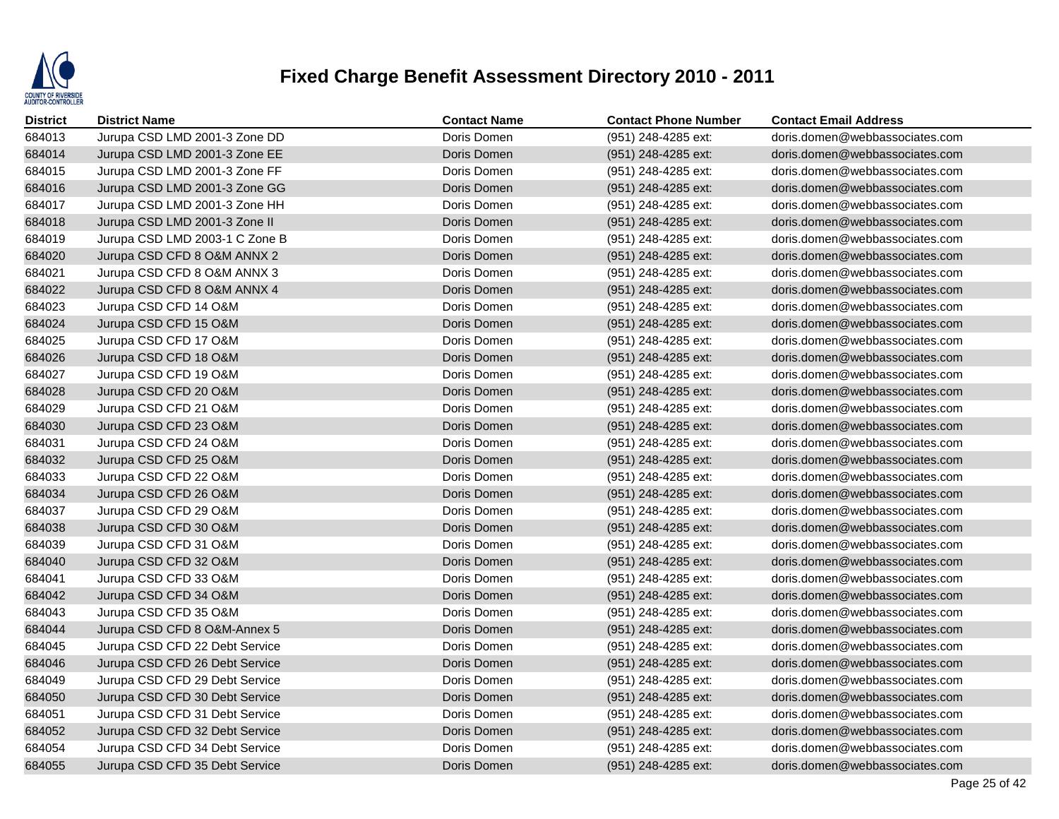# Fixed Charge Benefit Assessment Directory 2010 - 2011

| District | District Name | Contact Name | Contact Phone Number | Contact Email Address |
|---|---|---|---|---|
| 684013 | Jurupa CSD LMD 2001-3 Zone DD | Doris Domen | (951) 248-4285 ext: | doris.domen@webbassociates.com |
| 684014 | Jurupa CSD LMD 2001-3 Zone EE | Doris Domen | (951) 248-4285 ext: | doris.domen@webbassociates.com |
| 684015 | Jurupa CSD LMD 2001-3 Zone FF | Doris Domen | (951) 248-4285 ext: | doris.domen@webbassociates.com |
| 684016 | Jurupa CSD LMD 2001-3 Zone GG | Doris Domen | (951) 248-4285 ext: | doris.domen@webbassociates.com |
| 684017 | Jurupa CSD LMD 2001-3 Zone HH | Doris Domen | (951) 248-4285 ext: | doris.domen@webbassociates.com |
| 684018 | Jurupa CSD LMD 2001-3 Zone II | Doris Domen | (951) 248-4285 ext: | doris.domen@webbassociates.com |
| 684019 | Jurupa CSD LMD 2003-1 C Zone B | Doris Domen | (951) 248-4285 ext: | doris.domen@webbassociates.com |
| 684020 | Jurupa CSD CFD 8 O&M ANNX 2 | Doris Domen | (951) 248-4285 ext: | doris.domen@webbassociates.com |
| 684021 | Jurupa CSD CFD 8 O&M ANNX 3 | Doris Domen | (951) 248-4285 ext: | doris.domen@webbassociates.com |
| 684022 | Jurupa CSD CFD 8 O&M ANNX 4 | Doris Domen | (951) 248-4285 ext: | doris.domen@webbassociates.com |
| 684023 | Jurupa CSD CFD 14 O&M | Doris Domen | (951) 248-4285 ext: | doris.domen@webbassociates.com |
| 684024 | Jurupa CSD CFD 15 O&M | Doris Domen | (951) 248-4285 ext: | doris.domen@webbassociates.com |
| 684025 | Jurupa CSD CFD 17 O&M | Doris Domen | (951) 248-4285 ext: | doris.domen@webbassociates.com |
| 684026 | Jurupa CSD CFD 18 O&M | Doris Domen | (951) 248-4285 ext: | doris.domen@webbassociates.com |
| 684027 | Jurupa CSD CFD 19 O&M | Doris Domen | (951) 248-4285 ext: | doris.domen@webbassociates.com |
| 684028 | Jurupa CSD CFD 20 O&M | Doris Domen | (951) 248-4285 ext: | doris.domen@webbassociates.com |
| 684029 | Jurupa CSD CFD 21 O&M | Doris Domen | (951) 248-4285 ext: | doris.domen@webbassociates.com |
| 684030 | Jurupa CSD CFD 23 O&M | Doris Domen | (951) 248-4285 ext: | doris.domen@webbassociates.com |
| 684031 | Jurupa CSD CFD 24 O&M | Doris Domen | (951) 248-4285 ext: | doris.domen@webbassociates.com |
| 684032 | Jurupa CSD CFD 25 O&M | Doris Domen | (951) 248-4285 ext: | doris.domen@webbassociates.com |
| 684033 | Jurupa CSD CFD 22 O&M | Doris Domen | (951) 248-4285 ext: | doris.domen@webbassociates.com |
| 684034 | Jurupa CSD CFD 26 O&M | Doris Domen | (951) 248-4285 ext: | doris.domen@webbassociates.com |
| 684037 | Jurupa CSD CFD 29 O&M | Doris Domen | (951) 248-4285 ext: | doris.domen@webbassociates.com |
| 684038 | Jurupa CSD CFD 30 O&M | Doris Domen | (951) 248-4285 ext: | doris.domen@webbassociates.com |
| 684039 | Jurupa CSD CFD 31 O&M | Doris Domen | (951) 248-4285 ext: | doris.domen@webbassociates.com |
| 684040 | Jurupa CSD CFD 32 O&M | Doris Domen | (951) 248-4285 ext: | doris.domen@webbassociates.com |
| 684041 | Jurupa CSD CFD 33 O&M | Doris Domen | (951) 248-4285 ext: | doris.domen@webbassociates.com |
| 684042 | Jurupa CSD CFD 34 O&M | Doris Domen | (951) 248-4285 ext: | doris.domen@webbassociates.com |
| 684043 | Jurupa CSD CFD 35 O&M | Doris Domen | (951) 248-4285 ext: | doris.domen@webbassociates.com |
| 684044 | Jurupa CSD CFD 8 O&M-Annex 5 | Doris Domen | (951) 248-4285 ext: | doris.domen@webbassociates.com |
| 684045 | Jurupa CSD CFD 22 Debt Service | Doris Domen | (951) 248-4285 ext: | doris.domen@webbassociates.com |
| 684046 | Jurupa CSD CFD 26 Debt Service | Doris Domen | (951) 248-4285 ext: | doris.domen@webbassociates.com |
| 684049 | Jurupa CSD CFD 29 Debt Service | Doris Domen | (951) 248-4285 ext: | doris.domen@webbassociates.com |
| 684050 | Jurupa CSD CFD 30 Debt Service | Doris Domen | (951) 248-4285 ext: | doris.domen@webbassociates.com |
| 684051 | Jurupa CSD CFD 31 Debt Service | Doris Domen | (951) 248-4285 ext: | doris.domen@webbassociates.com |
| 684052 | Jurupa CSD CFD 32 Debt Service | Doris Domen | (951) 248-4285 ext: | doris.domen@webbassociates.com |
| 684054 | Jurupa CSD CFD 34 Debt Service | Doris Domen | (951) 248-4285 ext: | doris.domen@webbassociates.com |
| 684055 | Jurupa CSD CFD 35 Debt Service | Doris Domen | (951) 248-4285 ext: | doris.domen@webbassociates.com |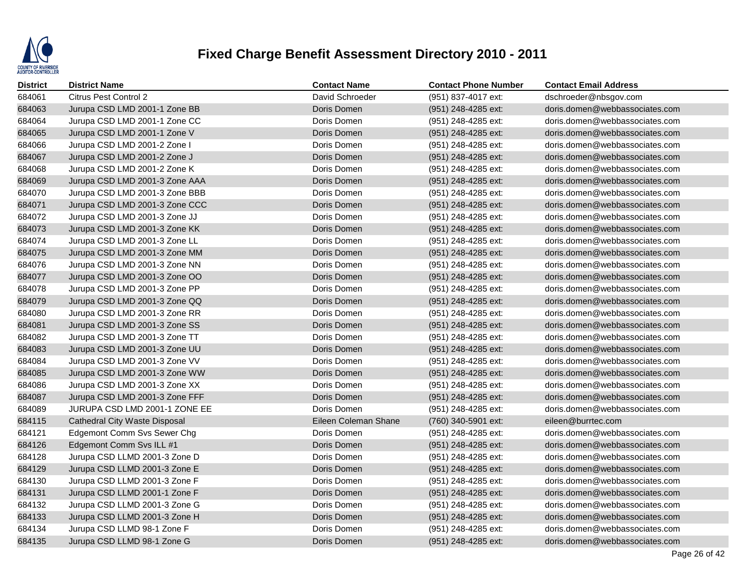# Fixed Charge Benefit Assessment Directory 2010 - 2011

| District | District Name | Contact Name | Contact Phone Number | Contact Email Address |
|---|---|---|---|---|
| 684061 | Citrus Pest Control 2 | David Schroeder | (951) 837-4017 ext: | dschroeder@nbsgov.com |
| 684063 | Jurupa CSD LMD 2001-1 Zone BB | Doris Domen | (951) 248-4285 ext: | doris.domen@webbassociates.com |
| 684064 | Jurupa CSD LMD 2001-1 Zone CC | Doris Domen | (951) 248-4285 ext: | doris.domen@webbassociates.com |
| 684065 | Jurupa CSD LMD 2001-1 Zone V | Doris Domen | (951) 248-4285 ext: | doris.domen@webbassociates.com |
| 684066 | Jurupa CSD LMD 2001-2 Zone I | Doris Domen | (951) 248-4285 ext: | doris.domen@webbassociates.com |
| 684067 | Jurupa CSD LMD 2001-2 Zone J | Doris Domen | (951) 248-4285 ext: | doris.domen@webbassociates.com |
| 684068 | Jurupa CSD LMD 2001-2 Zone K | Doris Domen | (951) 248-4285 ext: | doris.domen@webbassociates.com |
| 684069 | Jurupa CSD LMD 2001-3 Zone AAA | Doris Domen | (951) 248-4285 ext: | doris.domen@webbassociates.com |
| 684070 | Jurupa CSD LMD 2001-3 Zone BBB | Doris Domen | (951) 248-4285 ext: | doris.domen@webbassociates.com |
| 684071 | Jurupa CSD LMD 2001-3 Zone CCC | Doris Domen | (951) 248-4285 ext: | doris.domen@webbassociates.com |
| 684072 | Jurupa CSD LMD 2001-3 Zone JJ | Doris Domen | (951) 248-4285 ext: | doris.domen@webbassociates.com |
| 684073 | Jurupa CSD LMD 2001-3 Zone KK | Doris Domen | (951) 248-4285 ext: | doris.domen@webbassociates.com |
| 684074 | Jurupa CSD LMD 2001-3 Zone LL | Doris Domen | (951) 248-4285 ext: | doris.domen@webbassociates.com |
| 684075 | Jurupa CSD LMD 2001-3 Zone MM | Doris Domen | (951) 248-4285 ext: | doris.domen@webbassociates.com |
| 684076 | Jurupa CSD LMD 2001-3 Zone NN | Doris Domen | (951) 248-4285 ext: | doris.domen@webbassociates.com |
| 684077 | Jurupa CSD LMD 2001-3 Zone OO | Doris Domen | (951) 248-4285 ext: | doris.domen@webbassociates.com |
| 684078 | Jurupa CSD LMD 2001-3 Zone PP | Doris Domen | (951) 248-4285 ext: | doris.domen@webbassociates.com |
| 684079 | Jurupa CSD LMD 2001-3 Zone QQ | Doris Domen | (951) 248-4285 ext: | doris.domen@webbassociates.com |
| 684080 | Jurupa CSD LMD 2001-3 Zone RR | Doris Domen | (951) 248-4285 ext: | doris.domen@webbassociates.com |
| 684081 | Jurupa CSD LMD 2001-3 Zone SS | Doris Domen | (951) 248-4285 ext: | doris.domen@webbassociates.com |
| 684082 | Jurupa CSD LMD 2001-3 Zone TT | Doris Domen | (951) 248-4285 ext: | doris.domen@webbassociates.com |
| 684083 | Jurupa CSD LMD 2001-3 Zone UU | Doris Domen | (951) 248-4285 ext: | doris.domen@webbassociates.com |
| 684084 | Jurupa CSD LMD 2001-3 Zone VV | Doris Domen | (951) 248-4285 ext: | doris.domen@webbassociates.com |
| 684085 | Jurupa CSD LMD 2001-3 Zone WW | Doris Domen | (951) 248-4285 ext: | doris.domen@webbassociates.com |
| 684086 | Jurupa CSD LMD 2001-3 Zone XX | Doris Domen | (951) 248-4285 ext: | doris.domen@webbassociates.com |
| 684087 | Jurupa CSD LMD 2001-3 Zone FFF | Doris Domen | (951) 248-4285 ext: | doris.domen@webbassociates.com |
| 684089 | JURUPA CSD LMD 2001-1 ZONE EE | Doris Domen | (951) 248-4285 ext: | doris.domen@webbassociates.com |
| 684115 | Cathedral City Waste Disposal | Eileen Coleman Shane | (760) 340-5901 ext: | eileen@burrtec.com |
| 684121 | Edgemont Comm Svs Sewer Chg | Doris Domen | (951) 248-4285 ext: | doris.domen@webbassociates.com |
| 684126 | Edgemont Comm Svs ILL #1 | Doris Domen | (951) 248-4285 ext: | doris.domen@webbassociates.com |
| 684128 | Jurupa CSD LLMD 2001-3 Zone D | Doris Domen | (951) 248-4285 ext: | doris.domen@webbassociates.com |
| 684129 | Jurupa CSD LLMD 2001-3 Zone E | Doris Domen | (951) 248-4285 ext: | doris.domen@webbassociates.com |
| 684130 | Jurupa CSD LLMD 2001-3 Zone F | Doris Domen | (951) 248-4285 ext: | doris.domen@webbassociates.com |
| 684131 | Jurupa CSD LLMD 2001-1 Zone F | Doris Domen | (951) 248-4285 ext: | doris.domen@webbassociates.com |
| 684132 | Jurupa CSD LLMD 2001-3 Zone G | Doris Domen | (951) 248-4285 ext: | doris.domen@webbassociates.com |
| 684133 | Jurupa CSD LLMD 2001-3 Zone H | Doris Domen | (951) 248-4285 ext: | doris.domen@webbassociates.com |
| 684134 | Jurupa CSD LLMD 98-1 Zone F | Doris Domen | (951) 248-4285 ext: | doris.domen@webbassociates.com |
| 684135 | Jurupa CSD LLMD 98-1 Zone G | Doris Domen | (951) 248-4285 ext: | doris.domen@webbassociates.com |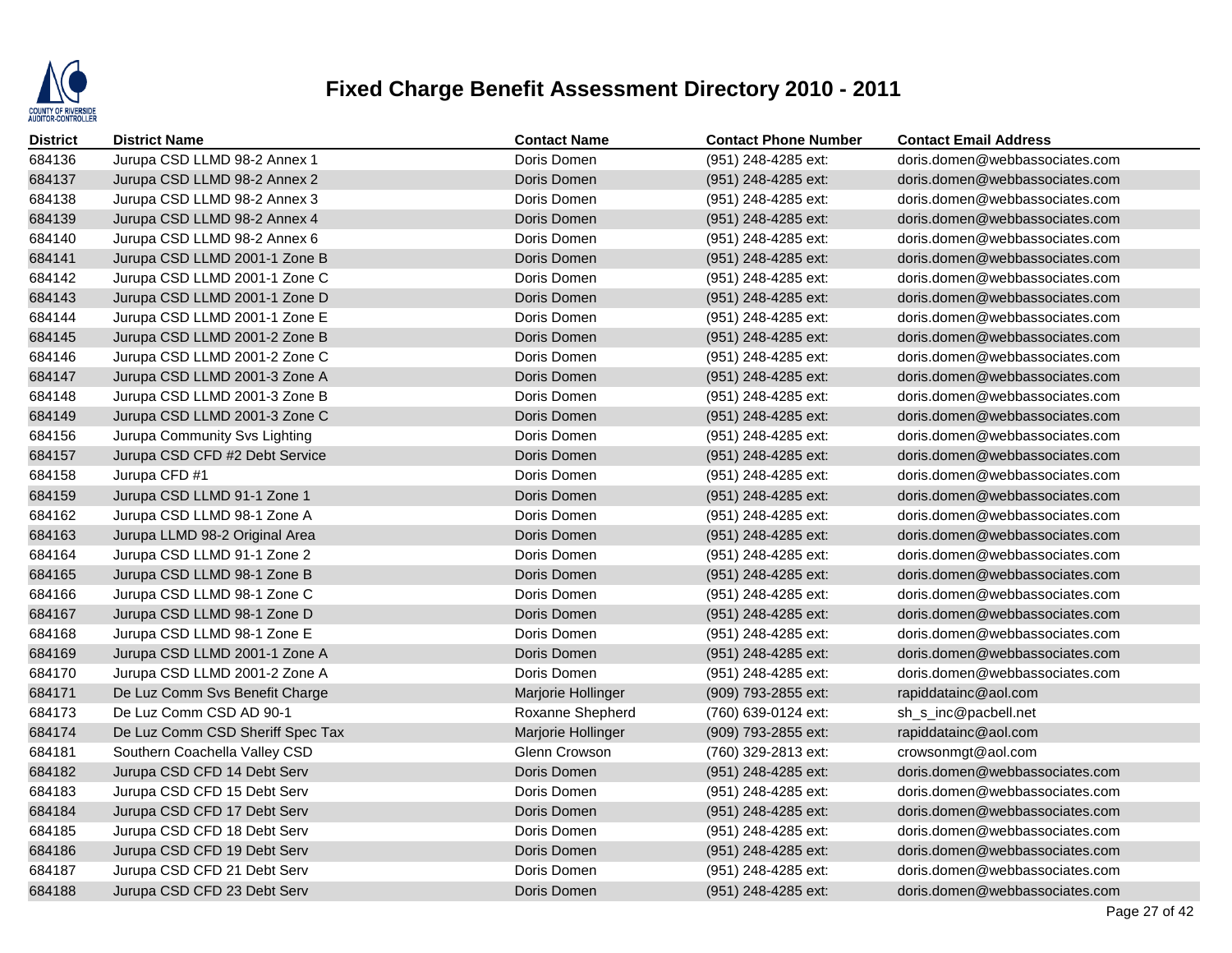# Fixed Charge Benefit Assessment Directory 2010 - 2011

COUNTY OF RIVERSIDE AUDITOR-CONTROLLER

| District | District Name | Contact Name | Contact Phone Number | Contact Email Address |
|---|---|---|---|---|
| 684136 | Jurupa CSD LLMD 98-2 Annex 1 | Doris Domen | (951) 248-4285 ext: | doris.domen@webbassociates.com |
| 684137 | Jurupa CSD LLMD 98-2 Annex 2 | Doris Domen | (951) 248-4285 ext: | doris.domen@webbassociates.com |
| 684138 | Jurupa CSD LLMD 98-2 Annex 3 | Doris Domen | (951) 248-4285 ext: | doris.domen@webbassociates.com |
| 684139 | Jurupa CSD LLMD 98-2 Annex 4 | Doris Domen | (951) 248-4285 ext: | doris.domen@webbassociates.com |
| 684140 | Jurupa CSD LLMD 98-2 Annex 6 | Doris Domen | (951) 248-4285 ext: | doris.domen@webbassociates.com |
| 684141 | Jurupa CSD LLMD 2001-1 Zone B | Doris Domen | (951) 248-4285 ext: | doris.domen@webbassociates.com |
| 684142 | Jurupa CSD LLMD 2001-1 Zone C | Doris Domen | (951) 248-4285 ext: | doris.domen@webbassociates.com |
| 684143 | Jurupa CSD LLMD 2001-1 Zone D | Doris Domen | (951) 248-4285 ext: | doris.domen@webbassociates.com |
| 684144 | Jurupa CSD LLMD 2001-1 Zone E | Doris Domen | (951) 248-4285 ext: | doris.domen@webbassociates.com |
| 684145 | Jurupa CSD LLMD 2001-2 Zone B | Doris Domen | (951) 248-4285 ext: | doris.domen@webbassociates.com |
| 684146 | Jurupa CSD LLMD 2001-2 Zone C | Doris Domen | (951) 248-4285 ext: | doris.domen@webbassociates.com |
| 684147 | Jurupa CSD LLMD 2001-3 Zone A | Doris Domen | (951) 248-4285 ext: | doris.domen@webbassociates.com |
| 684148 | Jurupa CSD LLMD 2001-3 Zone B | Doris Domen | (951) 248-4285 ext: | doris.domen@webbassociates.com |
| 684149 | Jurupa CSD LLMD 2001-3 Zone C | Doris Domen | (951) 248-4285 ext: | doris.domen@webbassociates.com |
| 684156 | Jurupa Community Svs Lighting | Doris Domen | (951) 248-4285 ext: | doris.domen@webbassociates.com |
| 684157 | Jurupa CSD CFD #2 Debt Service | Doris Domen | (951) 248-4285 ext: | doris.domen@webbassociates.com |
| 684158 | Jurupa CFD #1 | Doris Domen | (951) 248-4285 ext: | doris.domen@webbassociates.com |
| 684159 | Jurupa CSD LLMD 91-1 Zone 1 | Doris Domen | (951) 248-4285 ext: | doris.domen@webbassociates.com |
| 684162 | Jurupa CSD LLMD 98-1 Zone A | Doris Domen | (951) 248-4285 ext: | doris.domen@webbassociates.com |
| 684163 | Jurupa LLMD 98-2 Original Area | Doris Domen | (951) 248-4285 ext: | doris.domen@webbassociates.com |
| 684164 | Jurupa CSD LLMD 91-1 Zone 2 | Doris Domen | (951) 248-4285 ext: | doris.domen@webbassociates.com |
| 684165 | Jurupa CSD LLMD 98-1 Zone B | Doris Domen | (951) 248-4285 ext: | doris.domen@webbassociates.com |
| 684166 | Jurupa CSD LLMD 98-1 Zone C | Doris Domen | (951) 248-4285 ext: | doris.domen@webbassociates.com |
| 684167 | Jurupa CSD LLMD 98-1 Zone D | Doris Domen | (951) 248-4285 ext: | doris.domen@webbassociates.com |
| 684168 | Jurupa CSD LLMD 98-1 Zone E | Doris Domen | (951) 248-4285 ext: | doris.domen@webbassociates.com |
| 684169 | Jurupa CSD LLMD 2001-1 Zone A | Doris Domen | (951) 248-4285 ext: | doris.domen@webbassociates.com |
| 684170 | Jurupa CSD LLMD 2001-2 Zone A | Doris Domen | (951) 248-4285 ext: | doris.domen@webbassociates.com |
| 684171 | De Luz Comm Svs Benefit Charge | Marjorie Hollinger | (909) 793-2855 ext: | rapiddatainc@aol.com |
| 684173 | De Luz Comm CSD AD 90-1 | Roxanne Shepherd | (760) 639-0124 ext: | sh_s_inc@pacbell.net |
| 684174 | De Luz Comm CSD Sheriff Spec Tax | Marjorie Hollinger | (909) 793-2855 ext: | rapiddatainc@aol.com |
| 684181 | Southern Coachella Valley CSD | Glenn Crowson | (760) 329-2813 ext: | crowsonmgt@aol.com |
| 684182 | Jurupa CSD CFD 14 Debt Serv | Doris Domen | (951) 248-4285 ext: | doris.domen@webbassociates.com |
| 684183 | Jurupa CSD CFD 15 Debt Serv | Doris Domen | (951) 248-4285 ext: | doris.domen@webbassociates.com |
| 684184 | Jurupa CSD CFD 17 Debt Serv | Doris Domen | (951) 248-4285 ext: | doris.domen@webbassociates.com |
| 684185 | Jurupa CSD CFD 18 Debt Serv | Doris Domen | (951) 248-4285 ext: | doris.domen@webbassociates.com |
| 684186 | Jurupa CSD CFD 19 Debt Serv | Doris Domen | (951) 248-4285 ext: | doris.domen@webbassociates.com |
| 684187 | Jurupa CSD CFD 21 Debt Serv | Doris Domen | (951) 248-4285 ext: | doris.domen@webbassociates.com |
| 684188 | Jurupa CSD CFD 23 Debt Serv | Doris Domen | (951) 248-4285 ext: | doris.domen@webbassociates.com |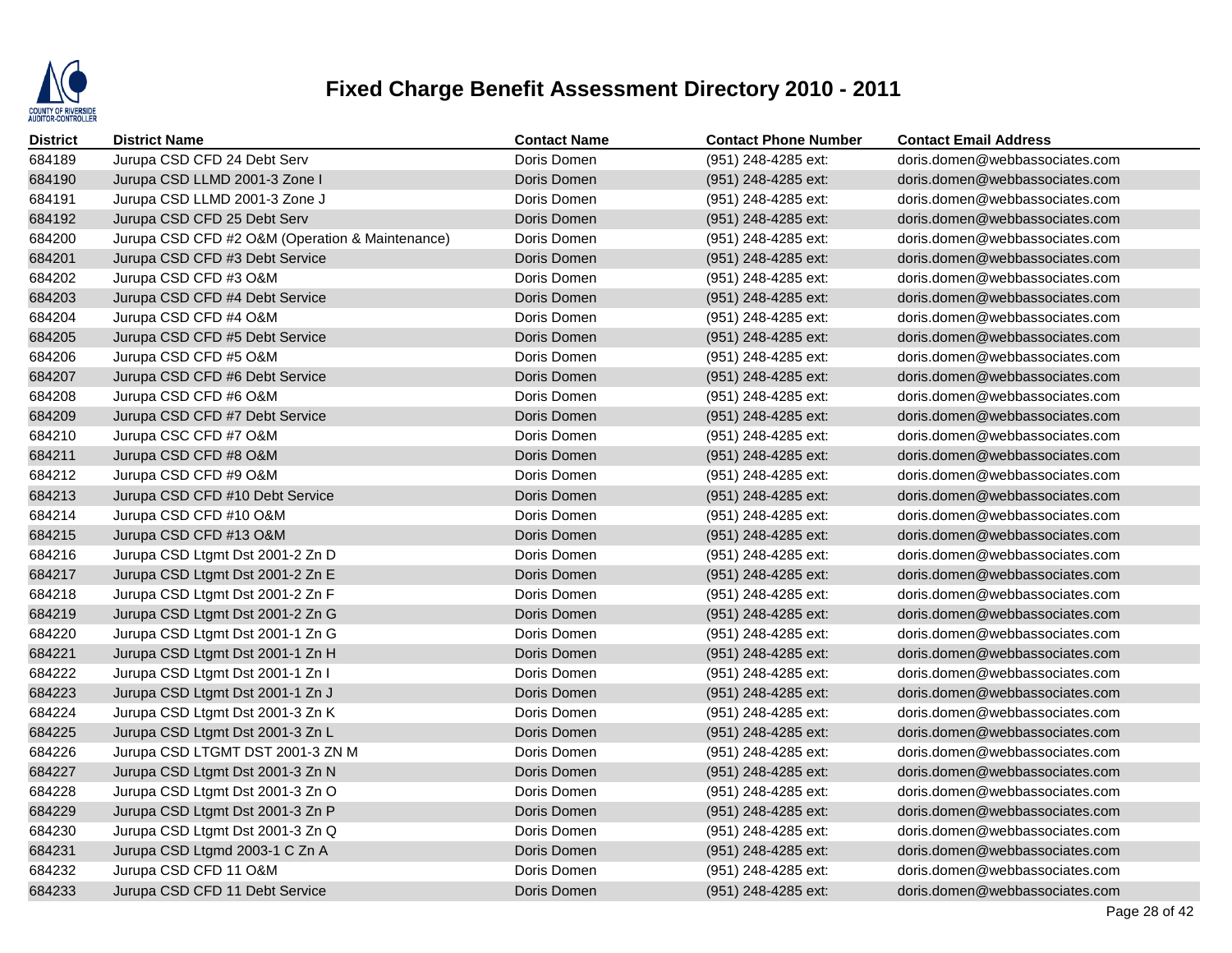# Fixed Charge Benefit Assessment Directory 2010 - 2011

| District | District Name | Contact Name | Contact Phone Number | Contact Email Address |
|---|---|---|---|---|
| 684189 | Jurupa CSD CFD 24 Debt Serv | Doris Domen | (951) 248-4285 ext: | doris.domen@webbassociates.com |
| 684190 | Jurupa CSD LLMD 2001-3 Zone I | Doris Domen | (951) 248-4285 ext: | doris.domen@webbassociates.com |
| 684191 | Jurupa CSD LLMD 2001-3 Zone J | Doris Domen | (951) 248-4285 ext: | doris.domen@webbassociates.com |
| 684192 | Jurupa CSD CFD 25 Debt Serv | Doris Domen | (951) 248-4285 ext: | doris.domen@webbassociates.com |
| 684200 | Jurupa CSD CFD #2 O&M (Operation & Maintenance) | Doris Domen | (951) 248-4285 ext: | doris.domen@webbassociates.com |
| 684201 | Jurupa CSD CFD #3 Debt Service | Doris Domen | (951) 248-4285 ext: | doris.domen@webbassociates.com |
| 684202 | Jurupa CSD CFD #3 O&M | Doris Domen | (951) 248-4285 ext: | doris.domen@webbassociates.com |
| 684203 | Jurupa CSD CFD #4 Debt Service | Doris Domen | (951) 248-4285 ext: | doris.domen@webbassociates.com |
| 684204 | Jurupa CSD CFD #4 O&M | Doris Domen | (951) 248-4285 ext: | doris.domen@webbassociates.com |
| 684205 | Jurupa CSD CFD #5 Debt Service | Doris Domen | (951) 248-4285 ext: | doris.domen@webbassociates.com |
| 684206 | Jurupa CSD CFD #5 O&M | Doris Domen | (951) 248-4285 ext: | doris.domen@webbassociates.com |
| 684207 | Jurupa CSD CFD #6 Debt Service | Doris Domen | (951) 248-4285 ext: | doris.domen@webbassociates.com |
| 684208 | Jurupa CSD CFD #6 O&M | Doris Domen | (951) 248-4285 ext: | doris.domen@webbassociates.com |
| 684209 | Jurupa CSD CFD #7 Debt Service | Doris Domen | (951) 248-4285 ext: | doris.domen@webbassociates.com |
| 684210 | Jurupa CSC CFD #7 O&M | Doris Domen | (951) 248-4285 ext: | doris.domen@webbassociates.com |
| 684211 | Jurupa CSD CFD #8 O&M | Doris Domen | (951) 248-4285 ext: | doris.domen@webbassociates.com |
| 684212 | Jurupa CSD CFD #9 O&M | Doris Domen | (951) 248-4285 ext: | doris.domen@webbassociates.com |
| 684213 | Jurupa CSD CFD #10 Debt Service | Doris Domen | (951) 248-4285 ext: | doris.domen@webbassociates.com |
| 684214 | Jurupa CSD CFD #10 O&M | Doris Domen | (951) 248-4285 ext: | doris.domen@webbassociates.com |
| 684215 | Jurupa CSD CFD #13 O&M | Doris Domen | (951) 248-4285 ext: | doris.domen@webbassociates.com |
| 684216 | Jurupa CSD Ltgmt Dst 2001-2 Zn D | Doris Domen | (951) 248-4285 ext: | doris.domen@webbassociates.com |
| 684217 | Jurupa CSD Ltgmt Dst 2001-2 Zn E | Doris Domen | (951) 248-4285 ext: | doris.domen@webbassociates.com |
| 684218 | Jurupa CSD Ltgmt Dst 2001-2 Zn F | Doris Domen | (951) 248-4285 ext: | doris.domen@webbassociates.com |
| 684219 | Jurupa CSD Ltgmt Dst 2001-2 Zn G | Doris Domen | (951) 248-4285 ext: | doris.domen@webbassociates.com |
| 684220 | Jurupa CSD Ltgmt Dst 2001-1 Zn G | Doris Domen | (951) 248-4285 ext: | doris.domen@webbassociates.com |
| 684221 | Jurupa CSD Ltgmt Dst 2001-1 Zn H | Doris Domen | (951) 248-4285 ext: | doris.domen@webbassociates.com |
| 684222 | Jurupa CSD Ltgmt Dst 2001-1 Zn I | Doris Domen | (951) 248-4285 ext: | doris.domen@webbassociates.com |
| 684223 | Jurupa CSD Ltgmt Dst 2001-1 Zn J | Doris Domen | (951) 248-4285 ext: | doris.domen@webbassociates.com |
| 684224 | Jurupa CSD Ltgmt Dst 2001-3 Zn K | Doris Domen | (951) 248-4285 ext: | doris.domen@webbassociates.com |
| 684225 | Jurupa CSD Ltgmt Dst 2001-3 Zn L | Doris Domen | (951) 248-4285 ext: | doris.domen@webbassociates.com |
| 684226 | Jurupa CSD LTGMT DST 2001-3 ZN M | Doris Domen | (951) 248-4285 ext: | doris.domen@webbassociates.com |
| 684227 | Jurupa CSD Ltgmt Dst 2001-3 Zn N | Doris Domen | (951) 248-4285 ext: | doris.domen@webbassociates.com |
| 684228 | Jurupa CSD Ltgmt Dst 2001-3 Zn O | Doris Domen | (951) 248-4285 ext: | doris.domen@webbassociates.com |
| 684229 | Jurupa CSD Ltgmt Dst 2001-3 Zn P | Doris Domen | (951) 248-4285 ext: | doris.domen@webbassociates.com |
| 684230 | Jurupa CSD Ltgmt Dst 2001-3 Zn Q | Doris Domen | (951) 248-4285 ext: | doris.domen@webbassociates.com |
| 684231 | Jurupa CSD Ltgmd 2003-1 C Zn A | Doris Domen | (951) 248-4285 ext: | doris.domen@webbassociates.com |
| 684232 | Jurupa CSD CFD 11 O&M | Doris Domen | (951) 248-4285 ext: | doris.domen@webbassociates.com |
| 684233 | Jurupa CSD CFD 11 Debt Service | Doris Domen | (951) 248-4285 ext: | doris.domen@webbassociates.com |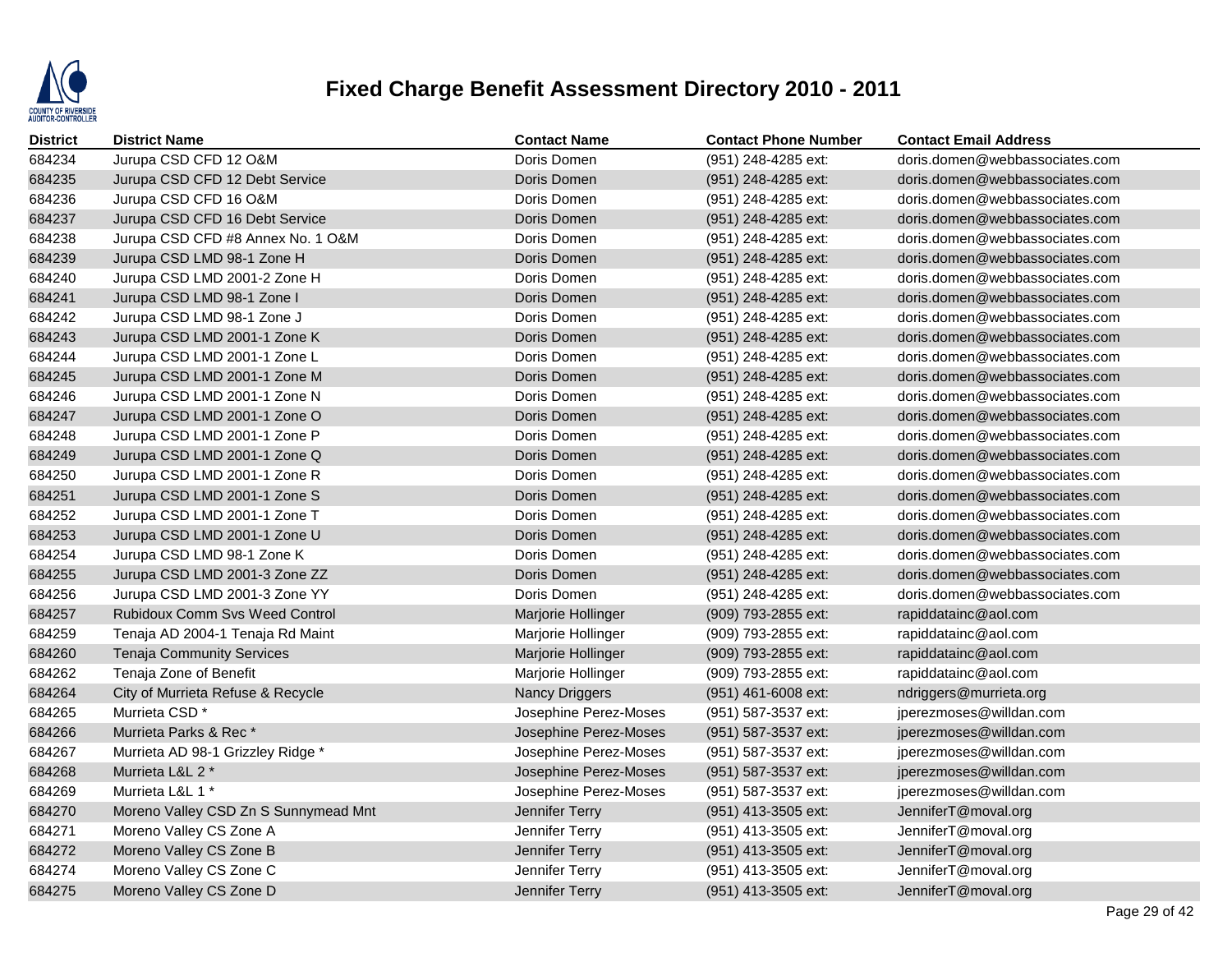# Fixed Charge Benefit Assessment Directory 2010 - 2011

| District | District Name | Contact Name | Contact Phone Number | Contact Email Address |
|---|---|---|---|---|
| 684234 | Jurupa CSD CFD 12 O&M | Doris Domen | (951) 248-4285 ext: | doris.domen@webbassociates.com |
| 684235 | Jurupa CSD CFD 12 Debt Service | Doris Domen | (951) 248-4285 ext: | doris.domen@webbassociates.com |
| 684236 | Jurupa CSD CFD 16 O&M | Doris Domen | (951) 248-4285 ext: | doris.domen@webbassociates.com |
| 684237 | Jurupa CSD CFD 16 Debt Service | Doris Domen | (951) 248-4285 ext: | doris.domen@webbassociates.com |
| 684238 | Jurupa CSD CFD #8 Annex No. 1 O&M | Doris Domen | (951) 248-4285 ext: | doris.domen@webbassociates.com |
| 684239 | Jurupa CSD LMD 98-1 Zone H | Doris Domen | (951) 248-4285 ext: | doris.domen@webbassociates.com |
| 684240 | Jurupa CSD LMD 2001-2 Zone H | Doris Domen | (951) 248-4285 ext: | doris.domen@webbassociates.com |
| 684241 | Jurupa CSD LMD 98-1 Zone I | Doris Domen | (951) 248-4285 ext: | doris.domen@webbassociates.com |
| 684242 | Jurupa CSD LMD 98-1 Zone J | Doris Domen | (951) 248-4285 ext: | doris.domen@webbassociates.com |
| 684243 | Jurupa CSD LMD 2001-1 Zone K | Doris Domen | (951) 248-4285 ext: | doris.domen@webbassociates.com |
| 684244 | Jurupa CSD LMD 2001-1 Zone L | Doris Domen | (951) 248-4285 ext: | doris.domen@webbassociates.com |
| 684245 | Jurupa CSD LMD 2001-1 Zone M | Doris Domen | (951) 248-4285 ext: | doris.domen@webbassociates.com |
| 684246 | Jurupa CSD LMD 2001-1 Zone N | Doris Domen | (951) 248-4285 ext: | doris.domen@webbassociates.com |
| 684247 | Jurupa CSD LMD 2001-1 Zone O | Doris Domen | (951) 248-4285 ext: | doris.domen@webbassociates.com |
| 684248 | Jurupa CSD LMD 2001-1 Zone P | Doris Domen | (951) 248-4285 ext: | doris.domen@webbassociates.com |
| 684249 | Jurupa CSD LMD 2001-1 Zone Q | Doris Domen | (951) 248-4285 ext: | doris.domen@webbassociates.com |
| 684250 | Jurupa CSD LMD 2001-1 Zone R | Doris Domen | (951) 248-4285 ext: | doris.domen@webbassociates.com |
| 684251 | Jurupa CSD LMD 2001-1 Zone S | Doris Domen | (951) 248-4285 ext: | doris.domen@webbassociates.com |
| 684252 | Jurupa CSD LMD 2001-1 Zone T | Doris Domen | (951) 248-4285 ext: | doris.domen@webbassociates.com |
| 684253 | Jurupa CSD LMD 2001-1 Zone U | Doris Domen | (951) 248-4285 ext: | doris.domen@webbassociates.com |
| 684254 | Jurupa CSD LMD 98-1 Zone K | Doris Domen | (951) 248-4285 ext: | doris.domen@webbassociates.com |
| 684255 | Jurupa CSD LMD 2001-3 Zone ZZ | Doris Domen | (951) 248-4285 ext: | doris.domen@webbassociates.com |
| 684256 | Jurupa CSD LMD 2001-3 Zone YY | Doris Domen | (951) 248-4285 ext: | doris.domen@webbassociates.com |
| 684257 | Rubidoux Comm Svs Weed Control | Marjorie Hollinger | (909) 793-2855 ext: | rapiddatainc@aol.com |
| 684259 | Tenaja AD 2004-1 Tenaja Rd Maint | Marjorie Hollinger | (909) 793-2855 ext: | rapiddatainc@aol.com |
| 684260 | Tenaja Community Services | Marjorie Hollinger | (909) 793-2855 ext: | rapiddatainc@aol.com |
| 684262 | Tenaja Zone of Benefit | Marjorie Hollinger | (909) 793-2855 ext: | rapiddatainc@aol.com |
| 684264 | City of Murrieta Refuse & Recycle | Nancy Driggers | (951) 461-6008 ext: | ndriggers@murrieta.org |
| 684265 | Murrieta CSD * | Josephine Perez-Moses | (951) 587-3537 ext: | jperezmoses@willdan.com |
| 684266 | Murrieta Parks & Rec * | Josephine Perez-Moses | (951) 587-3537 ext: | jperezmoses@willdan.com |
| 684267 | Murrieta AD 98-1 Grizzley Ridge * | Josephine Perez-Moses | (951) 587-3537 ext: | jperezmoses@willdan.com |
| 684268 | Murrieta L&L 2 * | Josephine Perez-Moses | (951) 587-3537 ext: | jperezmoses@willdan.com |
| 684269 | Murrieta L&L 1 * | Josephine Perez-Moses | (951) 587-3537 ext: | jperezmoses@willdan.com |
| 684270 | Moreno Valley CSD Zn S Sunnymead Mnt | Jennifer Terry | (951) 413-3505 ext: | JenniferT@moval.org |
| 684271 | Moreno Valley CS Zone A | Jennifer Terry | (951) 413-3505 ext: | JenniferT@moval.org |
| 684272 | Moreno Valley CS Zone B | Jennifer Terry | (951) 413-3505 ext: | JenniferT@moval.org |
| 684274 | Moreno Valley CS Zone C | Jennifer Terry | (951) 413-3505 ext: | JenniferT@moval.org |
| 684275 | Moreno Valley CS Zone D | Jennifer Terry | (951) 413-3505 ext: | JenniferT@moval.org |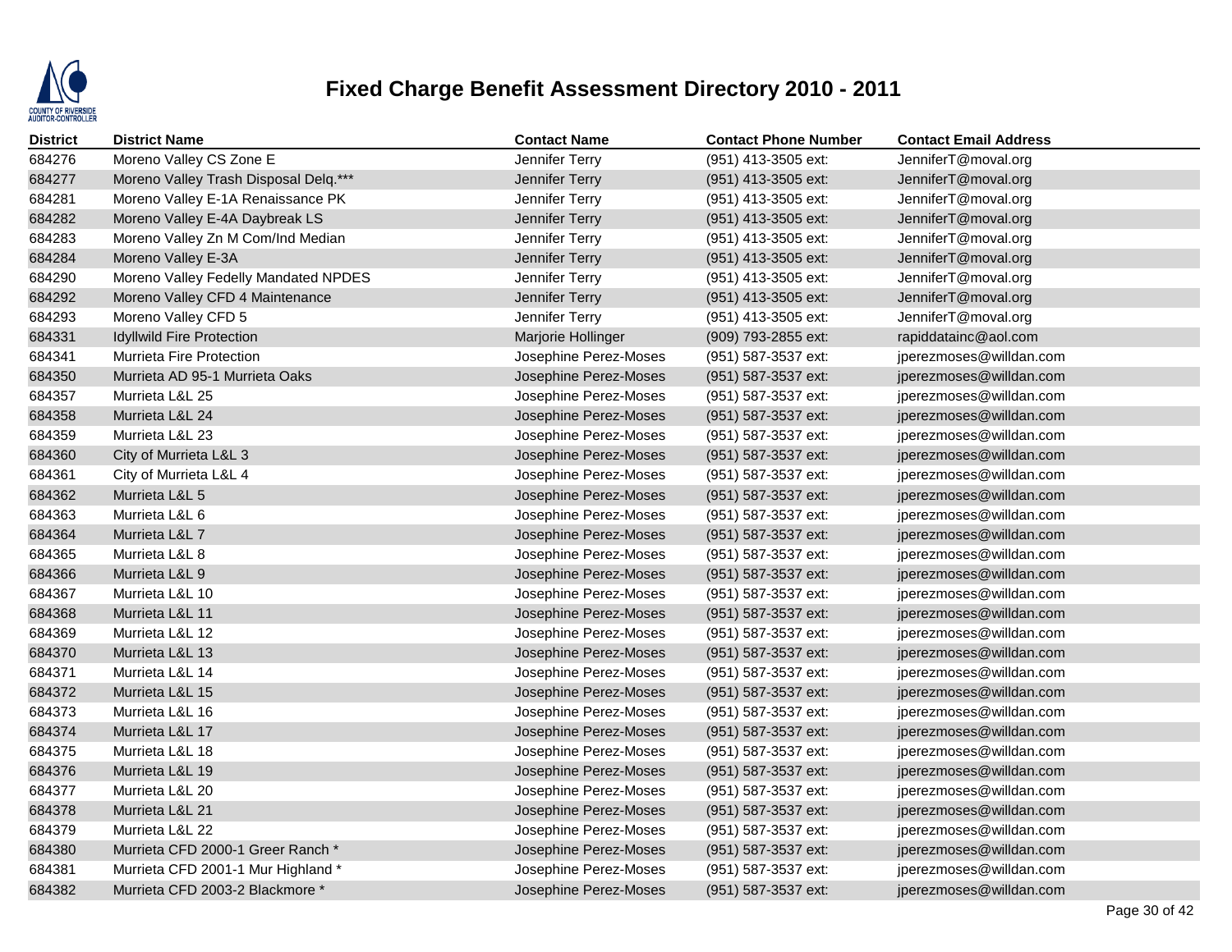# Fixed Charge Benefit Assessment Directory 2010 - 2011

| District | District Name | Contact Name | Contact Phone Number | Contact Email Address |
|---|---|---|---|---|
| 684276 | Moreno Valley CS Zone E | Jennifer Terry | (951) 413-3505 ext: | JenniferT@moval.org |
| 684277 | Moreno Valley Trash Disposal Delq.*** | Jennifer Terry | (951) 413-3505 ext: | JenniferT@moval.org |
| 684281 | Moreno Valley E-1A Renaissance PK | Jennifer Terry | (951) 413-3505 ext: | JenniferT@moval.org |
| 684282 | Moreno Valley E-4A Daybreak LS | Jennifer Terry | (951) 413-3505 ext: | JenniferT@moval.org |
| 684283 | Moreno Valley Zn M Com/Ind Median | Jennifer Terry | (951) 413-3505 ext: | JenniferT@moval.org |
| 684284 | Moreno Valley E-3A | Jennifer Terry | (951) 413-3505 ext: | JenniferT@moval.org |
| 684290 | Moreno Valley Fedelly Mandated NPDES | Jennifer Terry | (951) 413-3505 ext: | JenniferT@moval.org |
| 684292 | Moreno Valley CFD 4 Maintenance | Jennifer Terry | (951) 413-3505 ext: | JenniferT@moval.org |
| 684293 | Moreno Valley CFD 5 | Jennifer Terry | (951) 413-3505 ext: | JenniferT@moval.org |
| 684331 | Idyllwild Fire Protection | Marjorie Hollinger | (909) 793-2855 ext: | rapiddatainc@aol.com |
| 684341 | Murrieta Fire Protection | Josephine Perez-Moses | (951) 587-3537 ext: | jperezmoses@willdan.com |
| 684350 | Murrieta AD 95-1 Murrieta Oaks | Josephine Perez-Moses | (951) 587-3537 ext: | jperezmoses@willdan.com |
| 684357 | Murrieta L&L 25 | Josephine Perez-Moses | (951) 587-3537 ext: | jperezmoses@willdan.com |
| 684358 | Murrieta L&L 24 | Josephine Perez-Moses | (951) 587-3537 ext: | jperezmoses@willdan.com |
| 684359 | Murrieta L&L 23 | Josephine Perez-Moses | (951) 587-3537 ext: | jperezmoses@willdan.com |
| 684360 | City of Murrieta L&L 3 | Josephine Perez-Moses | (951) 587-3537 ext: | jperezmoses@willdan.com |
| 684361 | City of Murrieta L&L 4 | Josephine Perez-Moses | (951) 587-3537 ext: | jperezmoses@willdan.com |
| 684362 | Murrieta L&L 5 | Josephine Perez-Moses | (951) 587-3537 ext: | jperezmoses@willdan.com |
| 684363 | Murrieta L&L 6 | Josephine Perez-Moses | (951) 587-3537 ext: | jperezmoses@willdan.com |
| 684364 | Murrieta L&L 7 | Josephine Perez-Moses | (951) 587-3537 ext: | jperezmoses@willdan.com |
| 684365 | Murrieta L&L 8 | Josephine Perez-Moses | (951) 587-3537 ext: | jperezmoses@willdan.com |
| 684366 | Murrieta L&L 9 | Josephine Perez-Moses | (951) 587-3537 ext: | jperezmoses@willdan.com |
| 684367 | Murrieta L&L 10 | Josephine Perez-Moses | (951) 587-3537 ext: | jperezmoses@willdan.com |
| 684368 | Murrieta L&L 11 | Josephine Perez-Moses | (951) 587-3537 ext: | jperezmoses@willdan.com |
| 684369 | Murrieta L&L 12 | Josephine Perez-Moses | (951) 587-3537 ext: | jperezmoses@willdan.com |
| 684370 | Murrieta L&L 13 | Josephine Perez-Moses | (951) 587-3537 ext: | jperezmoses@willdan.com |
| 684371 | Murrieta L&L 14 | Josephine Perez-Moses | (951) 587-3537 ext: | jperezmoses@willdan.com |
| 684372 | Murrieta L&L 15 | Josephine Perez-Moses | (951) 587-3537 ext: | jperezmoses@willdan.com |
| 684373 | Murrieta L&L 16 | Josephine Perez-Moses | (951) 587-3537 ext: | jperezmoses@willdan.com |
| 684374 | Murrieta L&L 17 | Josephine Perez-Moses | (951) 587-3537 ext: | jperezmoses@willdan.com |
| 684375 | Murrieta L&L 18 | Josephine Perez-Moses | (951) 587-3537 ext: | jperezmoses@willdan.com |
| 684376 | Murrieta L&L 19 | Josephine Perez-Moses | (951) 587-3537 ext: | jperezmoses@willdan.com |
| 684377 | Murrieta L&L 20 | Josephine Perez-Moses | (951) 587-3537 ext: | jperezmoses@willdan.com |
| 684378 | Murrieta L&L 21 | Josephine Perez-Moses | (951) 587-3537 ext: | jperezmoses@willdan.com |
| 684379 | Murrieta L&L 22 | Josephine Perez-Moses | (951) 587-3537 ext: | jperezmoses@willdan.com |
| 684380 | Murrieta CFD 2000-1 Greer Ranch * | Josephine Perez-Moses | (951) 587-3537 ext: | jperezmoses@willdan.com |
| 684381 | Murrieta CFD 2001-1 Mur Highland * | Josephine Perez-Moses | (951) 587-3537 ext: | jperezmoses@willdan.com |
| 684382 | Murrieta CFD 2003-2 Blackmore * | Josephine Perez-Moses | (951) 587-3537 ext: | jperezmoses@willdan.com |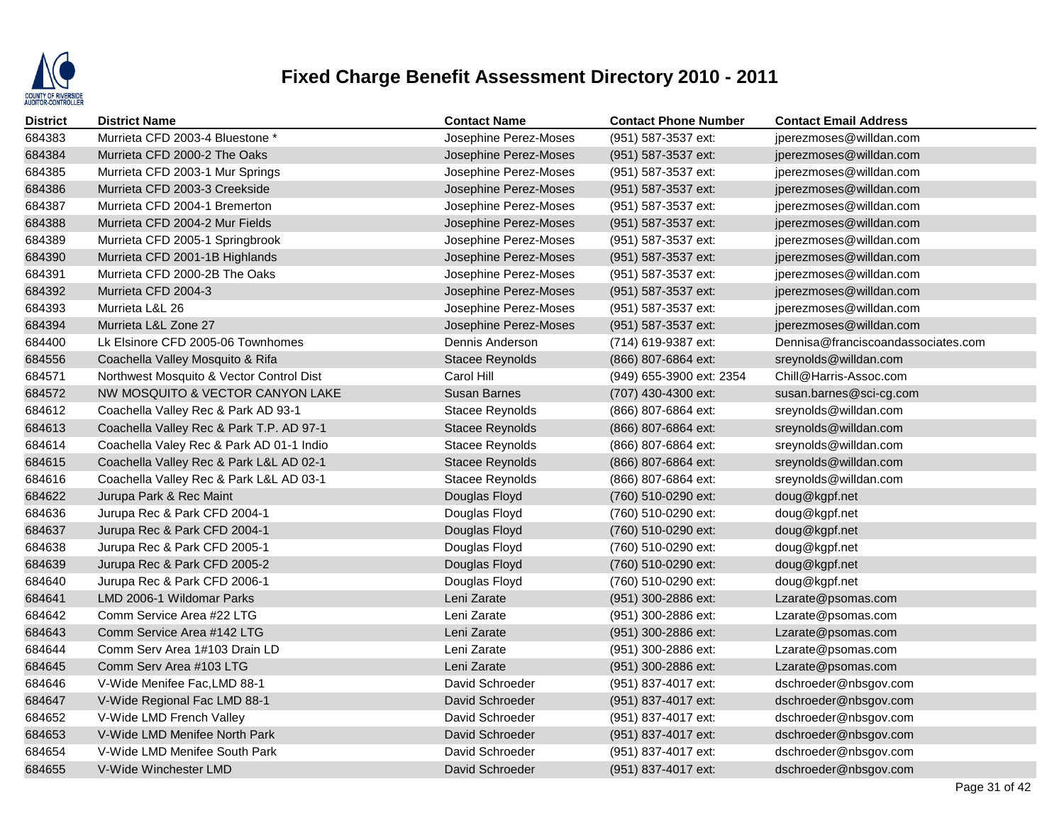# Fixed Charge Benefit Assessment Directory 2010 - 2011

| District | District Name | Contact Name | Contact Phone Number | Contact Email Address |
|---|---|---|---|---|
| 684383 | Murrieta CFD 2003-4 Bluestone * | Josephine Perez-Moses | (951) 587-3537 ext: | jperezmoses@willdan.com |
| 684384 | Murrieta CFD 2000-2 The Oaks | Josephine Perez-Moses | (951) 587-3537 ext: | jperezmoses@willdan.com |
| 684385 | Murrieta CFD 2003-1 Mur Springs | Josephine Perez-Moses | (951) 587-3537 ext: | jperezmoses@willdan.com |
| 684386 | Murrieta CFD 2003-3 Creekside | Josephine Perez-Moses | (951) 587-3537 ext: | jperezmoses@willdan.com |
| 684387 | Murrieta CFD 2004-1 Bremerton | Josephine Perez-Moses | (951) 587-3537 ext: | jperezmoses@willdan.com |
| 684388 | Murrieta CFD 2004-2 Mur Fields | Josephine Perez-Moses | (951) 587-3537 ext: | jperezmoses@willdan.com |
| 684389 | Murrieta CFD 2005-1 Springbrook | Josephine Perez-Moses | (951) 587-3537 ext: | jperezmoses@willdan.com |
| 684390 | Murrieta CFD 2001-1B Highlands | Josephine Perez-Moses | (951) 587-3537 ext: | jperezmoses@willdan.com |
| 684391 | Murrieta CFD 2000-2B The Oaks | Josephine Perez-Moses | (951) 587-3537 ext: | jperezmoses@willdan.com |
| 684392 | Murrieta CFD 2004-3 | Josephine Perez-Moses | (951) 587-3537 ext: | jperezmoses@willdan.com |
| 684393 | Murrieta L&L 26 | Josephine Perez-Moses | (951) 587-3537 ext: | jperezmoses@willdan.com |
| 684394 | Murrieta L&L Zone 27 | Josephine Perez-Moses | (951) 587-3537 ext: | jperezmoses@willdan.com |
| 684400 | Lk Elsinore CFD 2005-06 Townhomes | Dennis Anderson | (714) 619-9387 ext: | Dennisa@franciscoandassociates.com |
| 684556 | Coachella Valley Mosquito & Rifa | Stacee Reynolds | (866) 807-6864 ext: | sreynolds@willdan.com |
| 684571 | Northwest Mosquito & Vector Control Dist | Carol Hill | (949) 655-3900 ext: 2354 | Chill@Harris-Assoc.com |
| 684572 | NW MOSQUITO & VECTOR CANYON LAKE | Susan Barnes | (707) 430-4300 ext: | susan.barnes@sci-cg.com |
| 684612 | Coachella Valley Rec & Park AD 93-1 | Stacee Reynolds | (866) 807-6864 ext: | sreynolds@willdan.com |
| 684613 | Coachella Valley Rec & Park T.P. AD 97-1 | Stacee Reynolds | (866) 807-6864 ext: | sreynolds@willdan.com |
| 684614 | Coachella Valey Rec & Park AD 01-1 Indio | Stacee Reynolds | (866) 807-6864 ext: | sreynolds@willdan.com |
| 684615 | Coachella Valley Rec & Park L&L AD 02-1 | Stacee Reynolds | (866) 807-6864 ext: | sreynolds@willdan.com |
| 684616 | Coachella Valley Rec & Park L&L AD 03-1 | Stacee Reynolds | (866) 807-6864 ext: | sreynolds@willdan.com |
| 684622 | Jurupa Park & Rec Maint | Douglas Floyd | (760) 510-0290 ext: | doug@kgpf.net |
| 684636 | Jurupa Rec & Park CFD 2004-1 | Douglas Floyd | (760) 510-0290 ext: | doug@kgpf.net |
| 684637 | Jurupa Rec & Park CFD 2004-1 | Douglas Floyd | (760) 510-0290 ext: | doug@kgpf.net |
| 684638 | Jurupa Rec & Park CFD 2005-1 | Douglas Floyd | (760) 510-0290 ext: | doug@kgpf.net |
| 684639 | Jurupa Rec & Park CFD 2005-2 | Douglas Floyd | (760) 510-0290 ext: | doug@kgpf.net |
| 684640 | Jurupa Rec & Park CFD 2006-1 | Douglas Floyd | (760) 510-0290 ext: | doug@kgpf.net |
| 684641 | LMD 2006-1 Wildomar Parks | Leni Zarate | (951) 300-2886 ext: | Lzarate@psomas.com |
| 684642 | Comm Service Area #22 LTG | Leni Zarate | (951) 300-2886 ext: | Lzarate@psomas.com |
| 684643 | Comm Service Area #142 LTG | Leni Zarate | (951) 300-2886 ext: | Lzarate@psomas.com |
| 684644 | Comm Serv Area 1#103 Drain LD | Leni Zarate | (951) 300-2886 ext: | Lzarate@psomas.com |
| 684645 | Comm Serv Area #103 LTG | Leni Zarate | (951) 300-2886 ext: | Lzarate@psomas.com |
| 684646 | V-Wide Menifee Fac,LMD 88-1 | David Schroeder | (951) 837-4017 ext: | dschroeder@nbsgov.com |
| 684647 | V-Wide Regional Fac LMD 88-1 | David Schroeder | (951) 837-4017 ext: | dschroeder@nbsgov.com |
| 684652 | V-Wide LMD French Valley | David Schroeder | (951) 837-4017 ext: | dschroeder@nbsgov.com |
| 684653 | V-Wide LMD Menifee North Park | David Schroeder | (951) 837-4017 ext: | dschroeder@nbsgov.com |
| 684654 | V-Wide LMD Menifee South Park | David Schroeder | (951) 837-4017 ext: | dschroeder@nbsgov.com |
| 684655 | V-Wide Winchester LMD | David Schroeder | (951) 837-4017 ext: | dschroeder@nbsgov.com |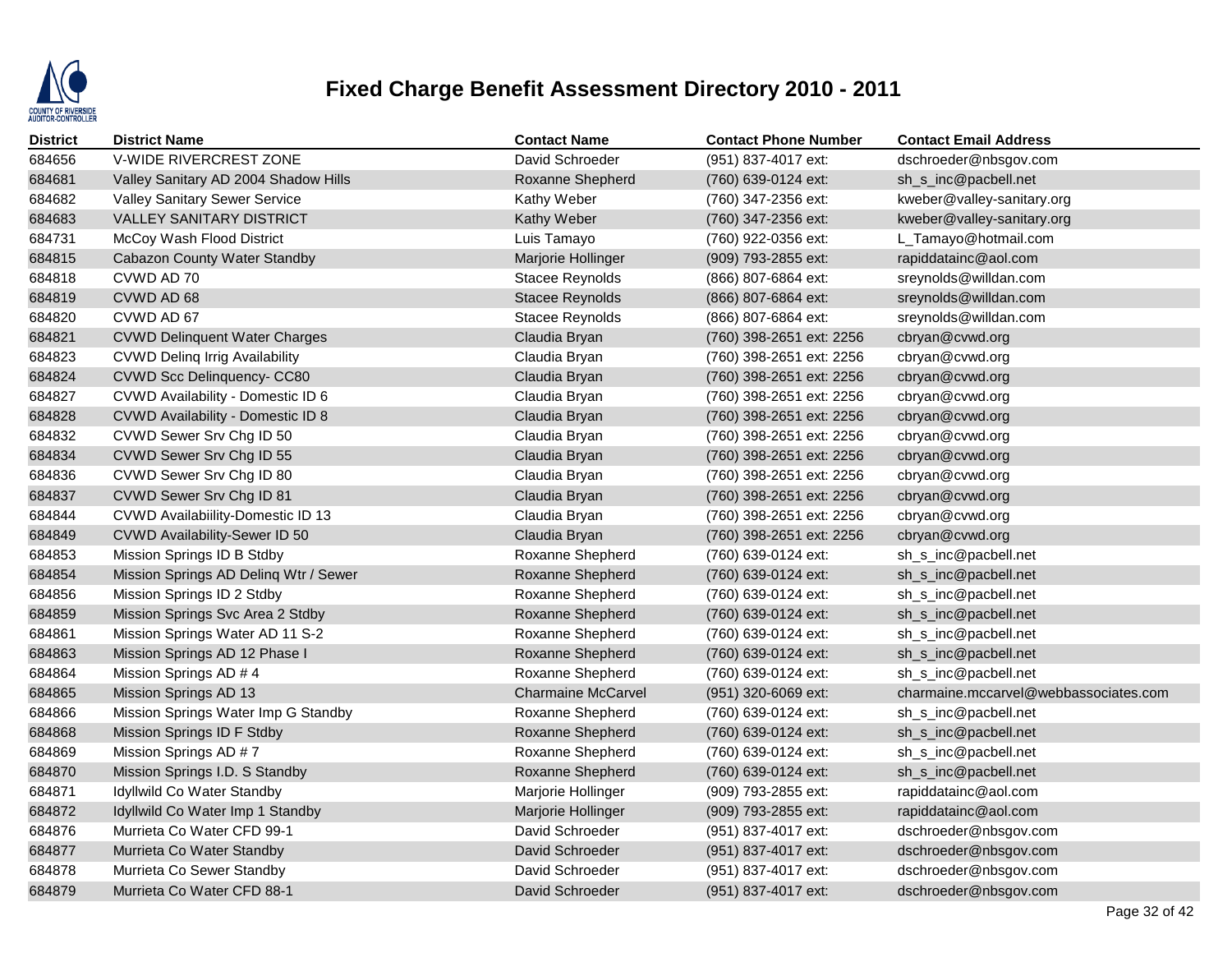# Fixed Charge Benefit Assessment Directory 2010 - 2011

| District | District Name | Contact Name | Contact Phone Number | Contact Email Address |
|---|---|---|---|---|
| 684656 | V-WIDE RIVERCREST ZONE | David Schroeder | (951) 837-4017 ext: | dschroeder@nbsgov.com |
| 684681 | Valley Sanitary AD 2004 Shadow Hills | Roxanne Shepherd | (760) 639-0124 ext: | sh_s_inc@pacbell.net |
| 684682 | Valley Sanitary Sewer Service | Kathy Weber | (760) 347-2356 ext: | kweber@valley-sanitary.org |
| 684683 | VALLEY SANITARY DISTRICT | Kathy Weber | (760) 347-2356 ext: | kweber@valley-sanitary.org |
| 684731 | McCoy Wash Flood District | Luis Tamayo | (760) 922-0356 ext: | L_Tamayo@hotmail.com |
| 684815 | Cabazon County Water Standby | Marjorie Hollinger | (909) 793-2855 ext: | rapiddatainc@aol.com |
| 684818 | CVWD AD 70 | Stacee Reynolds | (866) 807-6864 ext: | sreynolds@willdan.com |
| 684819 | CVWD AD 68 | Stacee Reynolds | (866) 807-6864 ext: | sreynolds@willdan.com |
| 684820 | CVWD AD 67 | Stacee Reynolds | (866) 807-6864 ext: | sreynolds@willdan.com |
| 684821 | CVWD Delinquent Water Charges | Claudia Bryan | (760) 398-2651 ext: 2256 | cbryan@cvwd.org |
| 684823 | CVWD Delinq Irrig Availability | Claudia Bryan | (760) 398-2651 ext: 2256 | cbryan@cvwd.org |
| 684824 | CVWD Scc Delinquency- CC80 | Claudia Bryan | (760) 398-2651 ext: 2256 | cbryan@cvwd.org |
| 684827 | CVWD Availability - Domestic ID 6 | Claudia Bryan | (760) 398-2651 ext: 2256 | cbryan@cvwd.org |
| 684828 | CVWD Availability - Domestic ID 8 | Claudia Bryan | (760) 398-2651 ext: 2256 | cbryan@cvwd.org |
| 684832 | CVWD Sewer Srv Chg ID 50 | Claudia Bryan | (760) 398-2651 ext: 2256 | cbryan@cvwd.org |
| 684834 | CVWD Sewer Srv Chg ID 55 | Claudia Bryan | (760) 398-2651 ext: 2256 | cbryan@cvwd.org |
| 684836 | CVWD Sewer Srv Chg ID 80 | Claudia Bryan | (760) 398-2651 ext: 2256 | cbryan@cvwd.org |
| 684837 | CVWD Sewer Srv Chg ID 81 | Claudia Bryan | (760) 398-2651 ext: 2256 | cbryan@cvwd.org |
| 684844 | CVWD Availabiility-Domestic ID 13 | Claudia Bryan | (760) 398-2651 ext: 2256 | cbryan@cvwd.org |
| 684849 | CVWD Availability-Sewer ID 50 | Claudia Bryan | (760) 398-2651 ext: 2256 | cbryan@cvwd.org |
| 684853 | Mission Springs ID B Stdby | Roxanne Shepherd | (760) 639-0124 ext: | sh_s_inc@pacbell.net |
| 684854 | Mission Springs AD Delinq Wtr / Sewer | Roxanne Shepherd | (760) 639-0124 ext: | sh_s_inc@pacbell.net |
| 684856 | Mission Springs ID 2 Stdby | Roxanne Shepherd | (760) 639-0124 ext: | sh_s_inc@pacbell.net |
| 684859 | Mission Springs Svc Area 2 Stdby | Roxanne Shepherd | (760) 639-0124 ext: | sh_s_inc@pacbell.net |
| 684861 | Mission Springs Water AD 11 S-2 | Roxanne Shepherd | (760) 639-0124 ext: | sh_s_inc@pacbell.net |
| 684863 | Mission Springs AD 12 Phase I | Roxanne Shepherd | (760) 639-0124 ext: | sh_s_inc@pacbell.net |
| 684864 | Mission Springs AD # 4 | Roxanne Shepherd | (760) 639-0124 ext: | sh_s_inc@pacbell.net |
| 684865 | Mission Springs AD 13 | Charmaine McCarvel | (951) 320-6069 ext: | charmaine.mccarvel@webbassociates.com |
| 684866 | Mission Springs Water Imp G Standby | Roxanne Shepherd | (760) 639-0124 ext: | sh_s_inc@pacbell.net |
| 684868 | Mission Springs ID F Stdby | Roxanne Shepherd | (760) 639-0124 ext: | sh_s_inc@pacbell.net |
| 684869 | Mission Springs AD # 7 | Roxanne Shepherd | (760) 639-0124 ext: | sh_s_inc@pacbell.net |
| 684870 | Mission Springs I.D. S Standby | Roxanne Shepherd | (760) 639-0124 ext: | sh_s_inc@pacbell.net |
| 684871 | Idyllwild Co Water Standby | Marjorie Hollinger | (909) 793-2855 ext: | rapiddatainc@aol.com |
| 684872 | Idyllwild Co Water Imp 1 Standby | Marjorie Hollinger | (909) 793-2855 ext: | rapiddatainc@aol.com |
| 684876 | Murrieta Co Water CFD 99-1 | David Schroeder | (951) 837-4017 ext: | dschroeder@nbsgov.com |
| 684877 | Murrieta Co Water Standby | David Schroeder | (951) 837-4017 ext: | dschroeder@nbsgov.com |
| 684878 | Murrieta Co Sewer Standby | David Schroeder | (951) 837-4017 ext: | dschroeder@nbsgov.com |
| 684879 | Murrieta Co Water CFD 88-1 | David Schroeder | (951) 837-4017 ext: | dschroeder@nbsgov.com |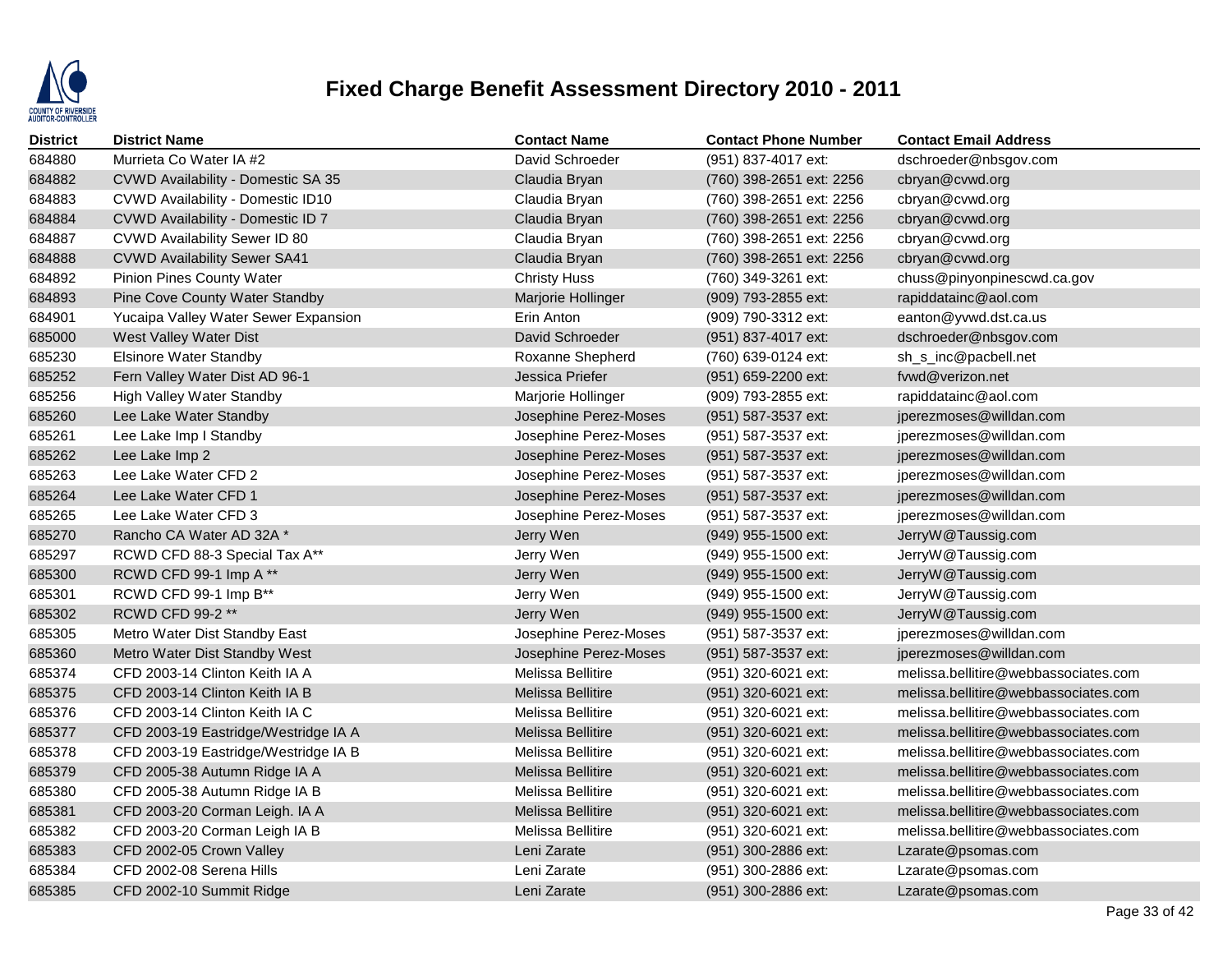# Fixed Charge Benefit Assessment Directory 2010 - 2011

| District | District Name | Contact Name | Contact Phone Number | Contact Email Address |
|---|---|---|---|---|
| 684880 | Murrieta Co Water IA #2 | David Schroeder | (951) 837-4017 ext: | dschroeder@nbsgov.com |
| 684882 | CVWD Availability - Domestic SA 35 | Claudia Bryan | (760) 398-2651 ext: 2256 | cbryan@cvwd.org |
| 684883 | CVWD Availability - Domestic ID10 | Claudia Bryan | (760) 398-2651 ext: 2256 | cbryan@cvwd.org |
| 684884 | CVWD Availability - Domestic ID 7 | Claudia Bryan | (760) 398-2651 ext: 2256 | cbryan@cvwd.org |
| 684887 | CVWD Availability Sewer ID 80 | Claudia Bryan | (760) 398-2651 ext: 2256 | cbryan@cvwd.org |
| 684888 | CVWD Availability Sewer SA41 | Claudia Bryan | (760) 398-2651 ext: 2256 | cbryan@cvwd.org |
| 684892 | Pinion Pines County Water | Christy Huss | (760) 349-3261 ext: | chuss@pinyonpinescwd.ca.gov |
| 684893 | Pine Cove County Water Standby | Marjorie Hollinger | (909) 793-2855 ext: | rapiddatainc@aol.com |
| 684901 | Yucaipa Valley Water Sewer Expansion | Erin Anton | (909) 790-3312 ext: | eanton@yvwd.dst.ca.us |
| 685000 | West Valley Water Dist | David Schroeder | (951) 837-4017 ext: | dschroeder@nbsgov.com |
| 685230 | Elsinore Water Standby | Roxanne Shepherd | (760) 639-0124 ext: | sh_s_inc@pacbell.net |
| 685252 | Fern Valley Water Dist AD 96-1 | Jessica Priefer | (951) 659-2200 ext: | fvwd@verizon.net |
| 685256 | High Valley Water Standby | Marjorie Hollinger | (909) 793-2855 ext: | rapiddatainc@aol.com |
| 685260 | Lee Lake Water Standby | Josephine Perez-Moses | (951) 587-3537 ext: | jperezmoses@willdan.com |
| 685261 | Lee Lake Imp I Standby | Josephine Perez-Moses | (951) 587-3537 ext: | jperezmoses@willdan.com |
| 685262 | Lee Lake Imp 2 | Josephine Perez-Moses | (951) 587-3537 ext: | jperezmoses@willdan.com |
| 685263 | Lee Lake Water CFD 2 | Josephine Perez-Moses | (951) 587-3537 ext: | jperezmoses@willdan.com |
| 685264 | Lee Lake Water CFD 1 | Josephine Perez-Moses | (951) 587-3537 ext: | jperezmoses@willdan.com |
| 685265 | Lee Lake Water CFD 3 | Josephine Perez-Moses | (951) 587-3537 ext: | jperezmoses@willdan.com |
| 685270 | Rancho CA Water AD 32A * | Jerry Wen | (949) 955-1500 ext: | JerryW@Taussig.com |
| 685297 | RCWD CFD 88-3 Special Tax A** | Jerry Wen | (949) 955-1500 ext: | JerryW@Taussig.com |
| 685300 | RCWD CFD 99-1 Imp A ** | Jerry Wen | (949) 955-1500 ext: | JerryW@Taussig.com |
| 685301 | RCWD CFD 99-1 Imp B** | Jerry Wen | (949) 955-1500 ext: | JerryW@Taussig.com |
| 685302 | RCWD CFD 99-2 ** | Jerry Wen | (949) 955-1500 ext: | JerryW@Taussig.com |
| 685305 | Metro Water Dist Standby East | Josephine Perez-Moses | (951) 587-3537 ext: | jperezmoses@willdan.com |
| 685360 | Metro Water Dist Standby West | Josephine Perez-Moses | (951) 587-3537 ext: | jperezmoses@willdan.com |
| 685374 | CFD 2003-14 Clinton Keith IA A | Melissa Bellitire | (951) 320-6021 ext: | melissa.bellitire@webbassociates.com |
| 685375 | CFD 2003-14 Clinton Keith IA B | Melissa Bellitire | (951) 320-6021 ext: | melissa.bellitire@webbassociates.com |
| 685376 | CFD 2003-14 Clinton Keith IA C | Melissa Bellitire | (951) 320-6021 ext: | melissa.bellitire@webbassociates.com |
| 685377 | CFD 2003-19 Eastridge/Westridge IA A | Melissa Bellitire | (951) 320-6021 ext: | melissa.bellitire@webbassociates.com |
| 685378 | CFD 2003-19 Eastridge/Westridge IA B | Melissa Bellitire | (951) 320-6021 ext: | melissa.bellitire@webbassociates.com |
| 685379 | CFD 2005-38 Autumn Ridge IA A | Melissa Bellitire | (951) 320-6021 ext: | melissa.bellitire@webbassociates.com |
| 685380 | CFD 2005-38 Autumn Ridge IA B | Melissa Bellitire | (951) 320-6021 ext: | melissa.bellitire@webbassociates.com |
| 685381 | CFD 2003-20 Corman Leigh. IA A | Melissa Bellitire | (951) 320-6021 ext: | melissa.bellitire@webbassociates.com |
| 685382 | CFD 2003-20 Corman Leigh IA B | Melissa Bellitire | (951) 320-6021 ext: | melissa.bellitire@webbassociates.com |
| 685383 | CFD 2002-05 Crown Valley | Leni Zarate | (951) 300-2886 ext: | Lzarate@psomas.com |
| 685384 | CFD 2002-08 Serena Hills | Leni Zarate | (951) 300-2886 ext: | Lzarate@psomas.com |
| 685385 | CFD 2002-10 Summit Ridge | Leni Zarate | (951) 300-2886 ext: | Lzarate@psomas.com |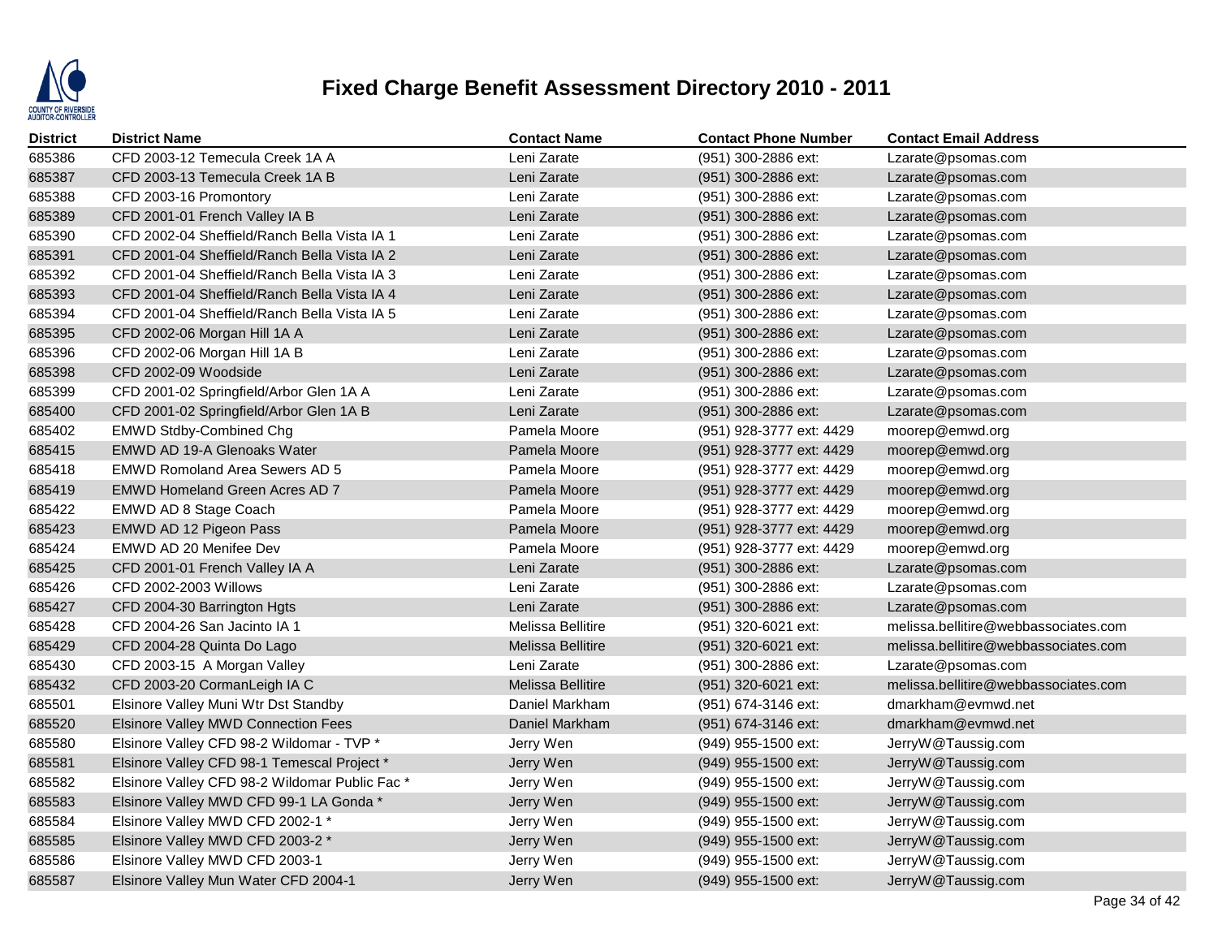# Fixed Charge Benefit Assessment Directory 2010 - 2011

| District | District Name | Contact Name | Contact Phone Number | Contact Email Address |
|---|---|---|---|---|
| 685386 | CFD 2003-12 Temecula Creek 1A A | Leni Zarate | (951) 300-2886 ext: | Lzarate@psomas.com |
| 685387 | CFD 2003-13 Temecula Creek 1A B | Leni Zarate | (951) 300-2886 ext: | Lzarate@psomas.com |
| 685388 | CFD 2003-16 Promontory | Leni Zarate | (951) 300-2886 ext: | Lzarate@psomas.com |
| 685389 | CFD 2001-01 French Valley IA B | Leni Zarate | (951) 300-2886 ext: | Lzarate@psomas.com |
| 685390 | CFD 2002-04 Sheffield/Ranch Bella Vista IA 1 | Leni Zarate | (951) 300-2886 ext: | Lzarate@psomas.com |
| 685391 | CFD 2001-04 Sheffield/Ranch Bella Vista IA 2 | Leni Zarate | (951) 300-2886 ext: | Lzarate@psomas.com |
| 685392 | CFD 2001-04 Sheffield/Ranch Bella Vista IA 3 | Leni Zarate | (951) 300-2886 ext: | Lzarate@psomas.com |
| 685393 | CFD 2001-04 Sheffield/Ranch Bella Vista IA 4 | Leni Zarate | (951) 300-2886 ext: | Lzarate@psomas.com |
| 685394 | CFD 2001-04 Sheffield/Ranch Bella Vista IA 5 | Leni Zarate | (951) 300-2886 ext: | Lzarate@psomas.com |
| 685395 | CFD 2002-06 Morgan Hill 1A A | Leni Zarate | (951) 300-2886 ext: | Lzarate@psomas.com |
| 685396 | CFD 2002-06 Morgan Hill 1A B | Leni Zarate | (951) 300-2886 ext: | Lzarate@psomas.com |
| 685398 | CFD 2002-09 Woodside | Leni Zarate | (951) 300-2886 ext: | Lzarate@psomas.com |
| 685399 | CFD 2001-02 Springfield/Arbor Glen 1A A | Leni Zarate | (951) 300-2886 ext: | Lzarate@psomas.com |
| 685400 | CFD 2001-02 Springfield/Arbor Glen 1A B | Leni Zarate | (951) 300-2886 ext: | Lzarate@psomas.com |
| 685402 | EMWD Stdby-Combined Chg | Pamela Moore | (951) 928-3777 ext: 4429 | moorep@emwd.org |
| 685415 | EMWD AD 19-A Glenoaks Water | Pamela Moore | (951) 928-3777 ext: 4429 | moorep@emwd.org |
| 685418 | EMWD Romoland Area Sewers AD 5 | Pamela Moore | (951) 928-3777 ext: 4429 | moorep@emwd.org |
| 685419 | EMWD Homeland Green Acres AD 7 | Pamela Moore | (951) 928-3777 ext: 4429 | moorep@emwd.org |
| 685422 | EMWD AD 8 Stage Coach | Pamela Moore | (951) 928-3777 ext: 4429 | moorep@emwd.org |
| 685423 | EMWD AD 12 Pigeon Pass | Pamela Moore | (951) 928-3777 ext: 4429 | moorep@emwd.org |
| 685424 | EMWD AD 20 Menifee Dev | Pamela Moore | (951) 928-3777 ext: 4429 | moorep@emwd.org |
| 685425 | CFD 2001-01 French Valley IA A | Leni Zarate | (951) 300-2886 ext: | Lzarate@psomas.com |
| 685426 | CFD 2002-2003 Willows | Leni Zarate | (951) 300-2886 ext: | Lzarate@psomas.com |
| 685427 | CFD 2004-30 Barrington Hgts | Leni Zarate | (951) 300-2886 ext: | Lzarate@psomas.com |
| 685428 | CFD 2004-26 San Jacinto IA 1 | Melissa Bellitire | (951) 320-6021 ext: | melissa.bellitire@webbassociates.com |
| 685429 | CFD 2004-28 Quinta Do Lago | Melissa Bellitire | (951) 320-6021 ext: | melissa.bellitire@webbassociates.com |
| 685430 | CFD 2003-15 A Morgan Valley | Leni Zarate | (951) 300-2886 ext: | Lzarate@psomas.com |
| 685432 | CFD 2003-20 CormanLeigh IA C | Melissa Bellitire | (951) 320-6021 ext: | melissa.bellitire@webbassociates.com |
| 685501 | Elsinore Valley Muni Wtr Dst Standby | Daniel Markham | (951) 674-3146 ext: | dmarkham@evmwd.net |
| 685520 | Elsinore Valley MWD Connection Fees | Daniel Markham | (951) 674-3146 ext: | dmarkham@evmwd.net |
| 685580 | Elsinore Valley CFD 98-2 Wildomar - TVP * | Jerry Wen | (949) 955-1500 ext: | JerryW@Taussig.com |
| 685581 | Elsinore Valley CFD 98-1 Temescal Project * | Jerry Wen | (949) 955-1500 ext: | JerryW@Taussig.com |
| 685582 | Elsinore Valley CFD 98-2 Wildomar Public Fac * | Jerry Wen | (949) 955-1500 ext: | JerryW@Taussig.com |
| 685583 | Elsinore Valley MWD CFD 99-1 LA Gonda * | Jerry Wen | (949) 955-1500 ext: | JerryW@Taussig.com |
| 685584 | Elsinore Valley MWD CFD 2002-1 * | Jerry Wen | (949) 955-1500 ext: | JerryW@Taussig.com |
| 685585 | Elsinore Valley MWD CFD 2003-2 * | Jerry Wen | (949) 955-1500 ext: | JerryW@Taussig.com |
| 685586 | Elsinore Valley MWD CFD 2003-1 | Jerry Wen | (949) 955-1500 ext: | JerryW@Taussig.com |
| 685587 | Elsinore Valley Mun Water CFD 2004-1 | Jerry Wen | (949) 955-1500 ext: | JerryW@Taussig.com |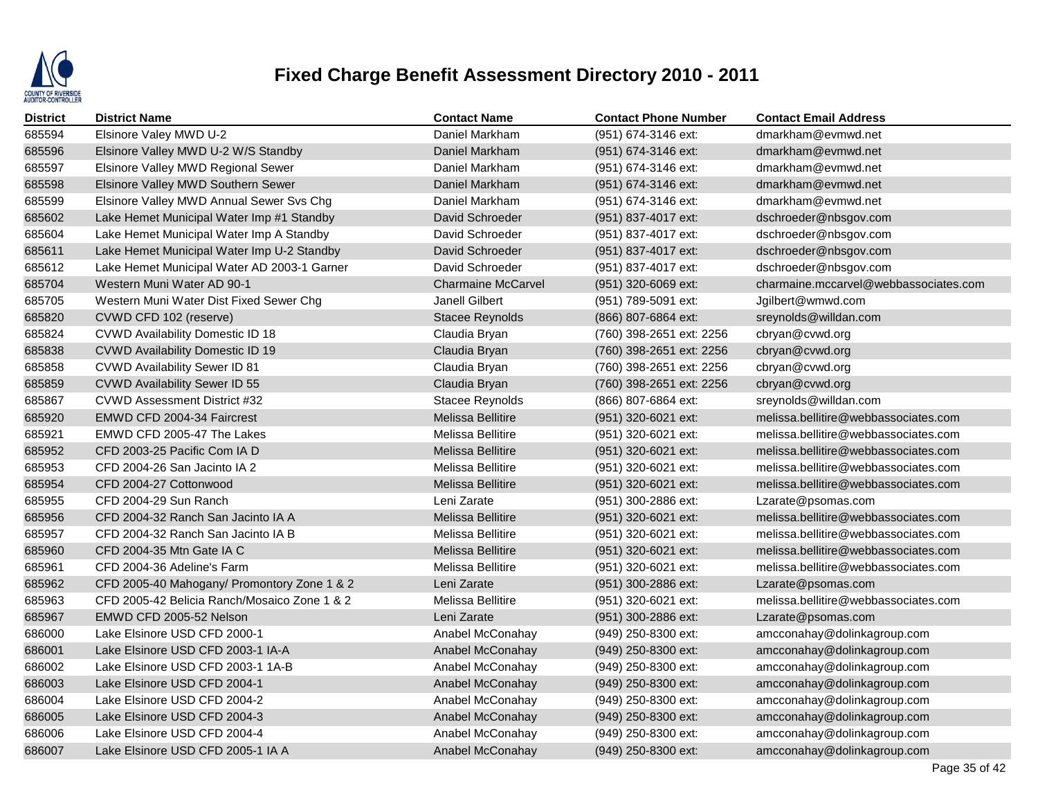# Fixed Charge Benefit Assessment Directory 2010 - 2011

| District | District Name | Contact Name | Contact Phone Number | Contact Email Address |
|---|---|---|---|---|
| 685594 | Elsinore Valey MWD U-2 | Daniel Markham | (951) 674-3146 ext: | dmarkham@evmwd.net |
| 685596 | Elsinore Valley MWD U-2 W/S Standby | Daniel Markham | (951) 674-3146 ext: | dmarkham@evmwd.net |
| 685597 | Elsinore Valley MWD Regional Sewer | Daniel Markham | (951) 674-3146 ext: | dmarkham@evmwd.net |
| 685598 | Elsinore Valley MWD Southern Sewer | Daniel Markham | (951) 674-3146 ext: | dmarkham@evmwd.net |
| 685599 | Elsinore Valley MWD Annual Sewer Svs Chg | Daniel Markham | (951) 674-3146 ext: | dmarkham@evmwd.net |
| 685602 | Lake Hemet Municipal Water Imp #1 Standby | David Schroeder | (951) 837-4017 ext: | dschroeder@nbsgov.com |
| 685604 | Lake Hemet Municipal Water Imp A Standby | David Schroeder | (951) 837-4017 ext: | dschroeder@nbsgov.com |
| 685611 | Lake Hemet Municipal Water Imp U-2 Standby | David Schroeder | (951) 837-4017 ext: | dschroeder@nbsgov.com |
| 685612 | Lake Hemet Municipal Water AD 2003-1 Garner | David Schroeder | (951) 837-4017 ext: | dschroeder@nbsgov.com |
| 685704 | Western Muni Water AD 90-1 | Charmaine McCarvel | (951) 320-6069 ext: | charmaine.mccarvel@webbassociates.com |
| 685705 | Western Muni Water Dist Fixed Sewer Chg | Janell Gilbert | (951) 789-5091 ext: | Jgilbert@wmwd.com |
| 685820 | CVWD CFD 102 (reserve) | Stacee Reynolds | (866) 807-6864 ext: | sreynolds@willdan.com |
| 685824 | CVWD Availability Domestic ID 18 | Claudia Bryan | (760) 398-2651 ext: 2256 | cbryan@cvwd.org |
| 685838 | CVWD Availability Domestic ID 19 | Claudia Bryan | (760) 398-2651 ext: 2256 | cbryan@cvwd.org |
| 685858 | CVWD Availability Sewer ID 81 | Claudia Bryan | (760) 398-2651 ext: 2256 | cbryan@cvwd.org |
| 685859 | CVWD Availability Sewer ID 55 | Claudia Bryan | (760) 398-2651 ext: 2256 | cbryan@cvwd.org |
| 685867 | CVWD Assessment District #32 | Stacee Reynolds | (866) 807-6864 ext: | sreynolds@willdan.com |
| 685920 | EMWD CFD 2004-34 Faircrest | Melissa Bellitire | (951) 320-6021 ext: | melissa.bellitire@webbassociates.com |
| 685921 | EMWD CFD 2005-47 The Lakes | Melissa Bellitire | (951) 320-6021 ext: | melissa.bellitire@webbassociates.com |
| 685952 | CFD 2003-25 Pacific Com IA D | Melissa Bellitire | (951) 320-6021 ext: | melissa.bellitire@webbassociates.com |
| 685953 | CFD 2004-26 San Jacinto IA 2 | Melissa Bellitire | (951) 320-6021 ext: | melissa.bellitire@webbassociates.com |
| 685954 | CFD 2004-27 Cottonwood | Melissa Bellitire | (951) 320-6021 ext: | melissa.bellitire@webbassociates.com |
| 685955 | CFD 2004-29 Sun Ranch | Leni Zarate | (951) 300-2886 ext: | Lzarate@psomas.com |
| 685956 | CFD 2004-32 Ranch San Jacinto IA A | Melissa Bellitire | (951) 320-6021 ext: | melissa.bellitire@webbassociates.com |
| 685957 | CFD 2004-32 Ranch San Jacinto IA B | Melissa Bellitire | (951) 320-6021 ext: | melissa.bellitire@webbassociates.com |
| 685960 | CFD 2004-35 Mtn Gate IA C | Melissa Bellitire | (951) 320-6021 ext: | melissa.bellitire@webbassociates.com |
| 685961 | CFD 2004-36 Adeline's Farm | Melissa Bellitire | (951) 320-6021 ext: | melissa.bellitire@webbassociates.com |
| 685962 | CFD 2005-40 Mahogany/ Promontory Zone 1 & 2 | Leni Zarate | (951) 300-2886 ext: | Lzarate@psomas.com |
| 685963 | CFD 2005-42 Belicia Ranch/Mosaico Zone 1 & 2 | Melissa Bellitire | (951) 320-6021 ext: | melissa.bellitire@webbassociates.com |
| 685967 | EMWD CFD 2005-52 Nelson | Leni Zarate | (951) 300-2886 ext: | Lzarate@psomas.com |
| 686000 | Lake Elsinore USD CFD 2000-1 | Anabel McConahay | (949) 250-8300 ext: | amcconahay@dolinkagroup.com |
| 686001 | Lake Elsinore USD CFD 2003-1 IA-A | Anabel McConahay | (949) 250-8300 ext: | amcconahay@dolinkagroup.com |
| 686002 | Lake Elsinore USD CFD 2003-1 1A-B | Anabel McConahay | (949) 250-8300 ext: | amcconahay@dolinkagroup.com |
| 686003 | Lake Elsinore USD CFD 2004-1 | Anabel McConahay | (949) 250-8300 ext: | amcconahay@dolinkagroup.com |
| 686004 | Lake Elsinore USD CFD 2004-2 | Anabel McConahay | (949) 250-8300 ext: | amcconahay@dolinkagroup.com |
| 686005 | Lake Elsinore USD CFD 2004-3 | Anabel McConahay | (949) 250-8300 ext: | amcconahay@dolinkagroup.com |
| 686006 | Lake Elsinore USD CFD 2004-4 | Anabel McConahay | (949) 250-8300 ext: | amcconahay@dolinkagroup.com |
| 686007 | Lake Elsinore USD CFD 2005-1 IA A | Anabel McConahay | (949) 250-8300 ext: | amcconahay@dolinkagroup.com |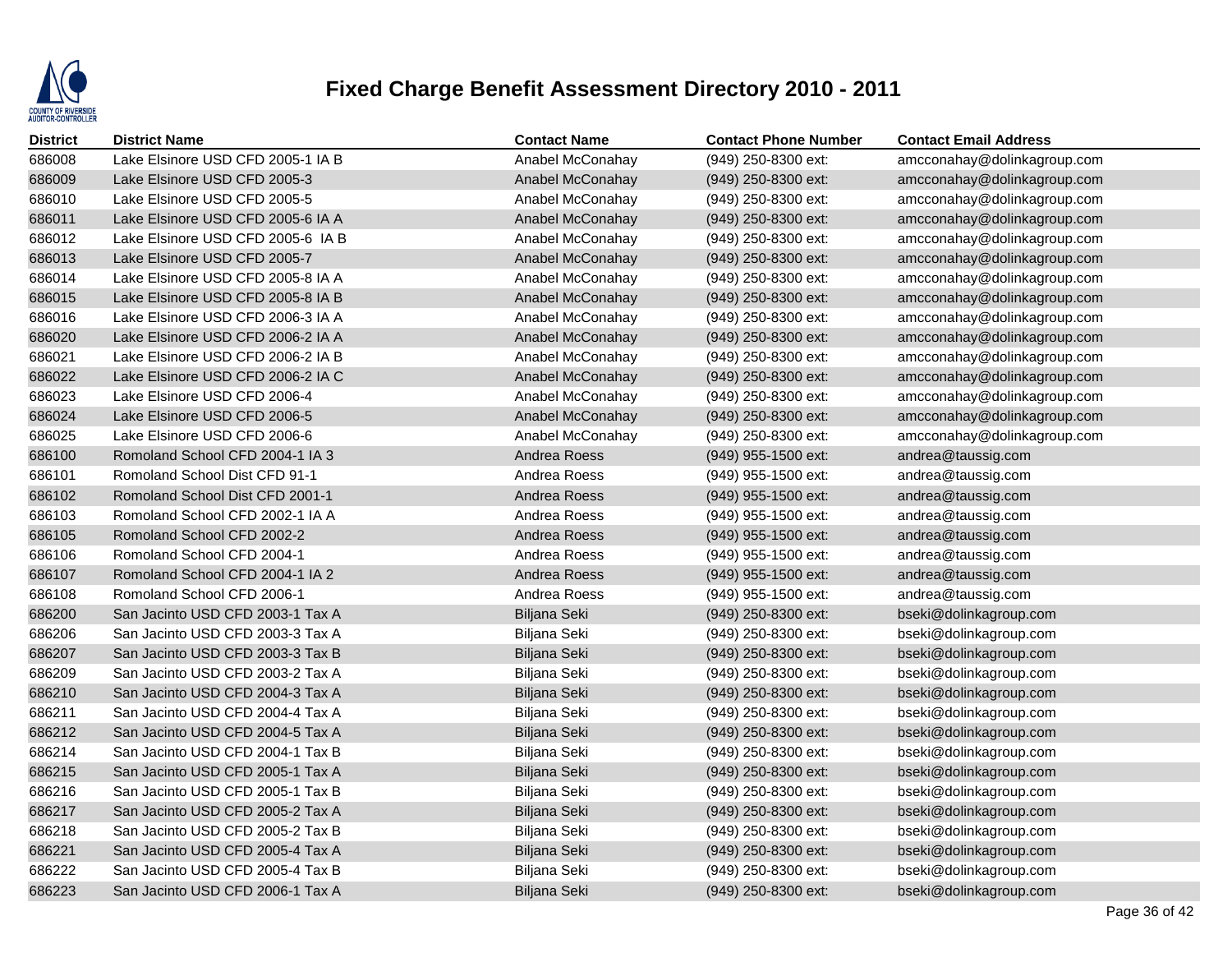# Fixed Charge Benefit Assessment Directory 2010 - 2011

| District | District Name | Contact Name | Contact Phone Number | Contact Email Address |
|---|---|---|---|---|
| 686008 | Lake Elsinore USD CFD 2005-1 IA B | Anabel McConahay | (949) 250-8300 ext: | amcconahay@dolinkagroup.com |
| 686009 | Lake Elsinore USD CFD 2005-3 | Anabel McConahay | (949) 250-8300 ext: | amcconahay@dolinkagroup.com |
| 686010 | Lake Elsinore USD CFD 2005-5 | Anabel McConahay | (949) 250-8300 ext: | amcconahay@dolinkagroup.com |
| 686011 | Lake Elsinore USD CFD 2005-6 IA A | Anabel McConahay | (949) 250-8300 ext: | amcconahay@dolinkagroup.com |
| 686012 | Lake Elsinore USD CFD 2005-6 IA B | Anabel McConahay | (949) 250-8300 ext: | amcconahay@dolinkagroup.com |
| 686013 | Lake Elsinore USD CFD 2005-7 | Anabel McConahay | (949) 250-8300 ext: | amcconahay@dolinkagroup.com |
| 686014 | Lake Elsinore USD CFD 2005-8 IA A | Anabel McConahay | (949) 250-8300 ext: | amcconahay@dolinkagroup.com |
| 686015 | Lake Elsinore USD CFD 2005-8 IA B | Anabel McConahay | (949) 250-8300 ext: | amcconahay@dolinkagroup.com |
| 686016 | Lake Elsinore USD CFD 2006-3 IA A | Anabel McConahay | (949) 250-8300 ext: | amcconahay@dolinkagroup.com |
| 686020 | Lake Elsinore USD CFD 2006-2 IA A | Anabel McConahay | (949) 250-8300 ext: | amcconahay@dolinkagroup.com |
| 686021 | Lake Elsinore USD CFD 2006-2 IA B | Anabel McConahay | (949) 250-8300 ext: | amcconahay@dolinkagroup.com |
| 686022 | Lake Elsinore USD CFD 2006-2 IA C | Anabel McConahay | (949) 250-8300 ext: | amcconahay@dolinkagroup.com |
| 686023 | Lake Elsinore USD CFD 2006-4 | Anabel McConahay | (949) 250-8300 ext: | amcconahay@dolinkagroup.com |
| 686024 | Lake Elsinore USD CFD 2006-5 | Anabel McConahay | (949) 250-8300 ext: | amcconahay@dolinkagroup.com |
| 686025 | Lake Elsinore USD CFD 2006-6 | Anabel McConahay | (949) 250-8300 ext: | amcconahay@dolinkagroup.com |
| 686100 | Romoland School CFD 2004-1 IA 3 | Andrea Roess | (949) 955-1500 ext: | andrea@taussig.com |
| 686101 | Romoland School Dist CFD 91-1 | Andrea Roess | (949) 955-1500 ext: | andrea@taussig.com |
| 686102 | Romoland School Dist CFD 2001-1 | Andrea Roess | (949) 955-1500 ext: | andrea@taussig.com |
| 686103 | Romoland School CFD 2002-1 IA A | Andrea Roess | (949) 955-1500 ext: | andrea@taussig.com |
| 686105 | Romoland School CFD 2002-2 | Andrea Roess | (949) 955-1500 ext: | andrea@taussig.com |
| 686106 | Romoland School CFD 2004-1 | Andrea Roess | (949) 955-1500 ext: | andrea@taussig.com |
| 686107 | Romoland School CFD 2004-1 IA 2 | Andrea Roess | (949) 955-1500 ext: | andrea@taussig.com |
| 686108 | Romoland School CFD 2006-1 | Andrea Roess | (949) 955-1500 ext: | andrea@taussig.com |
| 686200 | San Jacinto USD CFD 2003-1 Tax A | Biljana Seki | (949) 250-8300 ext: | bseki@dolinkagroup.com |
| 686206 | San Jacinto USD CFD 2003-3 Tax A | Biljana Seki | (949) 250-8300 ext: | bseki@dolinkagroup.com |
| 686207 | San Jacinto USD CFD 2003-3 Tax B | Biljana Seki | (949) 250-8300 ext: | bseki@dolinkagroup.com |
| 686209 | San Jacinto USD CFD 2003-2 Tax A | Biljana Seki | (949) 250-8300 ext: | bseki@dolinkagroup.com |
| 686210 | San Jacinto USD CFD 2004-3 Tax A | Biljana Seki | (949) 250-8300 ext: | bseki@dolinkagroup.com |
| 686211 | San Jacinto USD CFD 2004-4 Tax A | Biljana Seki | (949) 250-8300 ext: | bseki@dolinkagroup.com |
| 686212 | San Jacinto USD CFD 2004-5 Tax A | Biljana Seki | (949) 250-8300 ext: | bseki@dolinkagroup.com |
| 686214 | San Jacinto USD CFD 2004-1 Tax B | Biljana Seki | (949) 250-8300 ext: | bseki@dolinkagroup.com |
| 686215 | San Jacinto USD CFD 2005-1 Tax A | Biljana Seki | (949) 250-8300 ext: | bseki@dolinkagroup.com |
| 686216 | San Jacinto USD CFD 2005-1 Tax B | Biljana Seki | (949) 250-8300 ext: | bseki@dolinkagroup.com |
| 686217 | San Jacinto USD CFD 2005-2 Tax A | Biljana Seki | (949) 250-8300 ext: | bseki@dolinkagroup.com |
| 686218 | San Jacinto USD CFD 2005-2 Tax B | Biljana Seki | (949) 250-8300 ext: | bseki@dolinkagroup.com |
| 686221 | San Jacinto USD CFD 2005-4 Tax A | Biljana Seki | (949) 250-8300 ext: | bseki@dolinkagroup.com |
| 686222 | San Jacinto USD CFD 2005-4 Tax B | Biljana Seki | (949) 250-8300 ext: | bseki@dolinkagroup.com |
| 686223 | San Jacinto USD CFD 2006-1 Tax A | Biljana Seki | (949) 250-8300 ext: | bseki@dolinkagroup.com |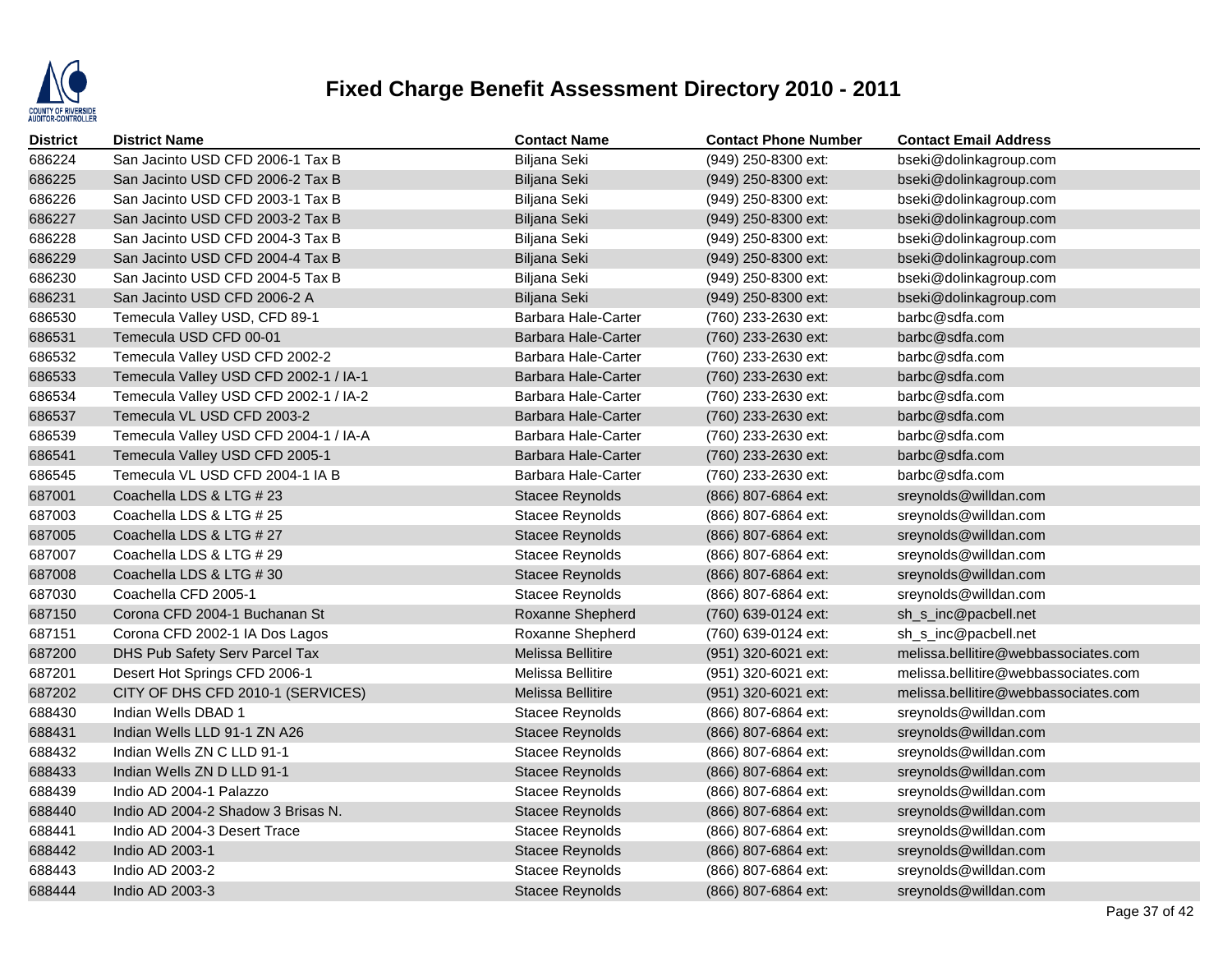# Fixed Charge Benefit Assessment Directory 2010 - 2011

| District | District Name | Contact Name | Contact Phone Number | Contact Email Address |
|---|---|---|---|---|
| 686224 | San Jacinto USD CFD 2006-1 Tax B | Biljana Seki | (949) 250-8300 ext: | bseki@dolinkagroup.com |
| 686225 | San Jacinto USD CFD 2006-2 Tax B | Biljana Seki | (949) 250-8300 ext: | bseki@dolinkagroup.com |
| 686226 | San Jacinto USD CFD 2003-1 Tax B | Biljana Seki | (949) 250-8300 ext: | bseki@dolinkagroup.com |
| 686227 | San Jacinto USD CFD 2003-2 Tax B | Biljana Seki | (949) 250-8300 ext: | bseki@dolinkagroup.com |
| 686228 | San Jacinto USD CFD 2004-3 Tax B | Biljana Seki | (949) 250-8300 ext: | bseki@dolinkagroup.com |
| 686229 | San Jacinto USD CFD 2004-4 Tax B | Biljana Seki | (949) 250-8300 ext: | bseki@dolinkagroup.com |
| 686230 | San Jacinto USD CFD 2004-5 Tax B | Biljana Seki | (949) 250-8300 ext: | bseki@dolinkagroup.com |
| 686231 | San Jacinto USD CFD 2006-2 A | Biljana Seki | (949) 250-8300 ext: | bseki@dolinkagroup.com |
| 686530 | Temecula Valley USD, CFD 89-1 | Barbara Hale-Carter | (760) 233-2630 ext: | barbc@sdfa.com |
| 686531 | Temecula USD CFD 00-01 | Barbara Hale-Carter | (760) 233-2630 ext: | barbc@sdfa.com |
| 686532 | Temecula Valley USD CFD 2002-2 | Barbara Hale-Carter | (760) 233-2630 ext: | barbc@sdfa.com |
| 686533 | Temecula Valley USD CFD 2002-1 / IA-1 | Barbara Hale-Carter | (760) 233-2630 ext: | barbc@sdfa.com |
| 686534 | Temecula Valley USD CFD 2002-1 / IA-2 | Barbara Hale-Carter | (760) 233-2630 ext: | barbc@sdfa.com |
| 686537 | Temecula VL USD CFD 2003-2 | Barbara Hale-Carter | (760) 233-2630 ext: | barbc@sdfa.com |
| 686539 | Temecula Valley USD CFD 2004-1 / IA-A | Barbara Hale-Carter | (760) 233-2630 ext: | barbc@sdfa.com |
| 686541 | Temecula Valley USD CFD 2005-1 | Barbara Hale-Carter | (760) 233-2630 ext: | barbc@sdfa.com |
| 686545 | Temecula VL USD CFD 2004-1 IA B | Barbara Hale-Carter | (760) 233-2630 ext: | barbc@sdfa.com |
| 687001 | Coachella LDS & LTG # 23 | Stacee Reynolds | (866) 807-6864 ext: | sreynolds@willdan.com |
| 687003 | Coachella LDS & LTG # 25 | Stacee Reynolds | (866) 807-6864 ext: | sreynolds@willdan.com |
| 687005 | Coachella LDS & LTG # 27 | Stacee Reynolds | (866) 807-6864 ext: | sreynolds@willdan.com |
| 687007 | Coachella LDS & LTG # 29 | Stacee Reynolds | (866) 807-6864 ext: | sreynolds@willdan.com |
| 687008 | Coachella LDS & LTG # 30 | Stacee Reynolds | (866) 807-6864 ext: | sreynolds@willdan.com |
| 687030 | Coachella CFD 2005-1 | Stacee Reynolds | (866) 807-6864 ext: | sreynolds@willdan.com |
| 687150 | Corona CFD 2004-1 Buchanan St | Roxanne Shepherd | (760) 639-0124 ext: | sh_s_inc@pacbell.net |
| 687151 | Corona CFD 2002-1 IA Dos Lagos | Roxanne Shepherd | (760) 639-0124 ext: | sh_s_inc@pacbell.net |
| 687200 | DHS Pub Safety Serv Parcel Tax | Melissa Bellitire | (951) 320-6021 ext: | melissa.bellitire@webbassociates.com |
| 687201 | Desert Hot Springs CFD 2006-1 | Melissa Bellitire | (951) 320-6021 ext: | melissa.bellitire@webbassociates.com |
| 687202 | CITY OF DHS CFD 2010-1 (SERVICES) | Melissa Bellitire | (951) 320-6021 ext: | melissa.bellitire@webbassociates.com |
| 688430 | Indian Wells DBAD 1 | Stacee Reynolds | (866) 807-6864 ext: | sreynolds@willdan.com |
| 688431 | Indian Wells LLD 91-1 ZN A26 | Stacee Reynolds | (866) 807-6864 ext: | sreynolds@willdan.com |
| 688432 | Indian Wells ZN C LLD 91-1 | Stacee Reynolds | (866) 807-6864 ext: | sreynolds@willdan.com |
| 688433 | Indian Wells ZN D LLD 91-1 | Stacee Reynolds | (866) 807-6864 ext: | sreynolds@willdan.com |
| 688439 | Indio AD 2004-1 Palazzo | Stacee Reynolds | (866) 807-6864 ext: | sreynolds@willdan.com |
| 688440 | Indio AD 2004-2 Shadow 3 Brisas N. | Stacee Reynolds | (866) 807-6864 ext: | sreynolds@willdan.com |
| 688441 | Indio AD 2004-3 Desert Trace | Stacee Reynolds | (866) 807-6864 ext: | sreynolds@willdan.com |
| 688442 | Indio AD 2003-1 | Stacee Reynolds | (866) 807-6864 ext: | sreynolds@willdan.com |
| 688443 | Indio AD 2003-2 | Stacee Reynolds | (866) 807-6864 ext: | sreynolds@willdan.com |
| 688444 | Indio AD 2003-3 | Stacee Reynolds | (866) 807-6864 ext: | sreynolds@willdan.com |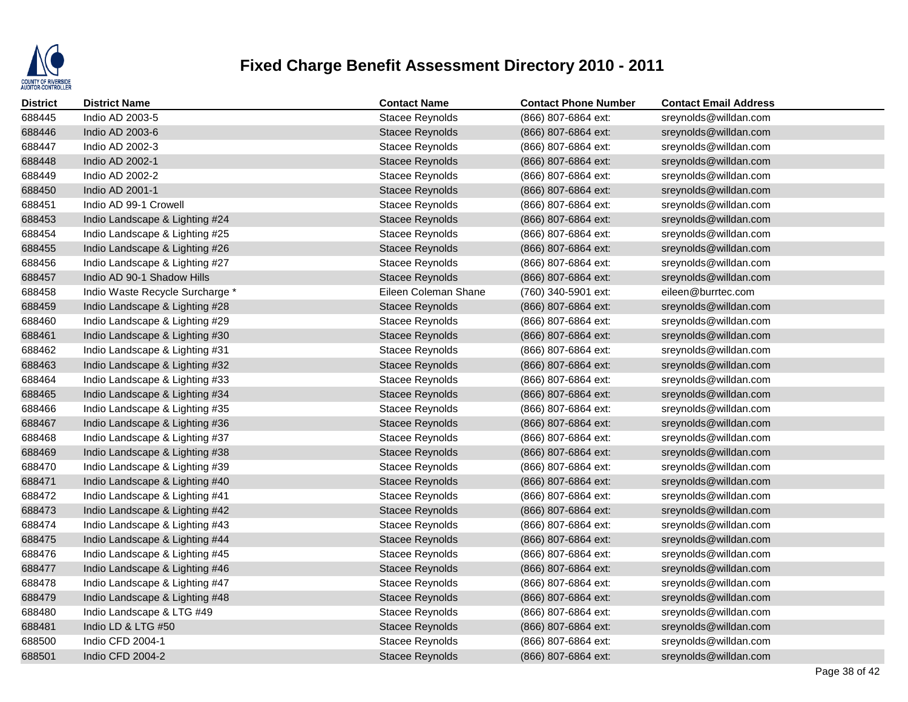# Fixed Charge Benefit Assessment Directory 2010 - 2011

| District | District Name | Contact Name | Contact Phone Number | Contact Email Address |
|---|---|---|---|---|
| 688445 | Indio AD 2003-5 | Stacee Reynolds | (866) 807-6864 ext: | sreynolds@willdan.com |
| 688446 | Indio AD 2003-6 | Stacee Reynolds | (866) 807-6864 ext: | sreynolds@willdan.com |
| 688447 | Indio AD 2002-3 | Stacee Reynolds | (866) 807-6864 ext: | sreynolds@willdan.com |
| 688448 | Indio AD 2002-1 | Stacee Reynolds | (866) 807-6864 ext: | sreynolds@willdan.com |
| 688449 | Indio AD 2002-2 | Stacee Reynolds | (866) 807-6864 ext: | sreynolds@willdan.com |
| 688450 | Indio AD 2001-1 | Stacee Reynolds | (866) 807-6864 ext: | sreynolds@willdan.com |
| 688451 | Indio AD 99-1 Crowell | Stacee Reynolds | (866) 807-6864 ext: | sreynolds@willdan.com |
| 688453 | Indio Landscape & Lighting #24 | Stacee Reynolds | (866) 807-6864 ext: | sreynolds@willdan.com |
| 688454 | Indio Landscape & Lighting #25 | Stacee Reynolds | (866) 807-6864 ext: | sreynolds@willdan.com |
| 688455 | Indio Landscape & Lighting #26 | Stacee Reynolds | (866) 807-6864 ext: | sreynolds@willdan.com |
| 688456 | Indio Landscape & Lighting #27 | Stacee Reynolds | (866) 807-6864 ext: | sreynolds@willdan.com |
| 688457 | Indio AD 90-1 Shadow Hills | Stacee Reynolds | (866) 807-6864 ext: | sreynolds@willdan.com |
| 688458 | Indio Waste Recycle Surcharge * | Eileen Coleman Shane | (760) 340-5901 ext: | eileen@burrtec.com |
| 688459 | Indio Landscape & Lighting #28 | Stacee Reynolds | (866) 807-6864 ext: | sreynolds@willdan.com |
| 688460 | Indio Landscape & Lighting #29 | Stacee Reynolds | (866) 807-6864 ext: | sreynolds@willdan.com |
| 688461 | Indio Landscape & Lighting #30 | Stacee Reynolds | (866) 807-6864 ext: | sreynolds@willdan.com |
| 688462 | Indio Landscape & Lighting #31 | Stacee Reynolds | (866) 807-6864 ext: | sreynolds@willdan.com |
| 688463 | Indio Landscape & Lighting #32 | Stacee Reynolds | (866) 807-6864 ext: | sreynolds@willdan.com |
| 688464 | Indio Landscape & Lighting #33 | Stacee Reynolds | (866) 807-6864 ext: | sreynolds@willdan.com |
| 688465 | Indio Landscape & Lighting #34 | Stacee Reynolds | (866) 807-6864 ext: | sreynolds@willdan.com |
| 688466 | Indio Landscape & Lighting #35 | Stacee Reynolds | (866) 807-6864 ext: | sreynolds@willdan.com |
| 688467 | Indio Landscape & Lighting #36 | Stacee Reynolds | (866) 807-6864 ext: | sreynolds@willdan.com |
| 688468 | Indio Landscape & Lighting #37 | Stacee Reynolds | (866) 807-6864 ext: | sreynolds@willdan.com |
| 688469 | Indio Landscape & Lighting #38 | Stacee Reynolds | (866) 807-6864 ext: | sreynolds@willdan.com |
| 688470 | Indio Landscape & Lighting #39 | Stacee Reynolds | (866) 807-6864 ext: | sreynolds@willdan.com |
| 688471 | Indio Landscape & Lighting #40 | Stacee Reynolds | (866) 807-6864 ext: | sreynolds@willdan.com |
| 688472 | Indio Landscape & Lighting #41 | Stacee Reynolds | (866) 807-6864 ext: | sreynolds@willdan.com |
| 688473 | Indio Landscape & Lighting #42 | Stacee Reynolds | (866) 807-6864 ext: | sreynolds@willdan.com |
| 688474 | Indio Landscape & Lighting #43 | Stacee Reynolds | (866) 807-6864 ext: | sreynolds@willdan.com |
| 688475 | Indio Landscape & Lighting #44 | Stacee Reynolds | (866) 807-6864 ext: | sreynolds@willdan.com |
| 688476 | Indio Landscape & Lighting #45 | Stacee Reynolds | (866) 807-6864 ext: | sreynolds@willdan.com |
| 688477 | Indio Landscape & Lighting #46 | Stacee Reynolds | (866) 807-6864 ext: | sreynolds@willdan.com |
| 688478 | Indio Landscape & Lighting #47 | Stacee Reynolds | (866) 807-6864 ext: | sreynolds@willdan.com |
| 688479 | Indio Landscape & Lighting #48 | Stacee Reynolds | (866) 807-6864 ext: | sreynolds@willdan.com |
| 688480 | Indio Landscape & LTG #49 | Stacee Reynolds | (866) 807-6864 ext: | sreynolds@willdan.com |
| 688481 | Indio LD & LTG #50 | Stacee Reynolds | (866) 807-6864 ext: | sreynolds@willdan.com |
| 688500 | Indio CFD 2004-1 | Stacee Reynolds | (866) 807-6864 ext: | sreynolds@willdan.com |
| 688501 | Indio CFD 2004-2 | Stacee Reynolds | (866) 807-6864 ext: | sreynolds@willdan.com |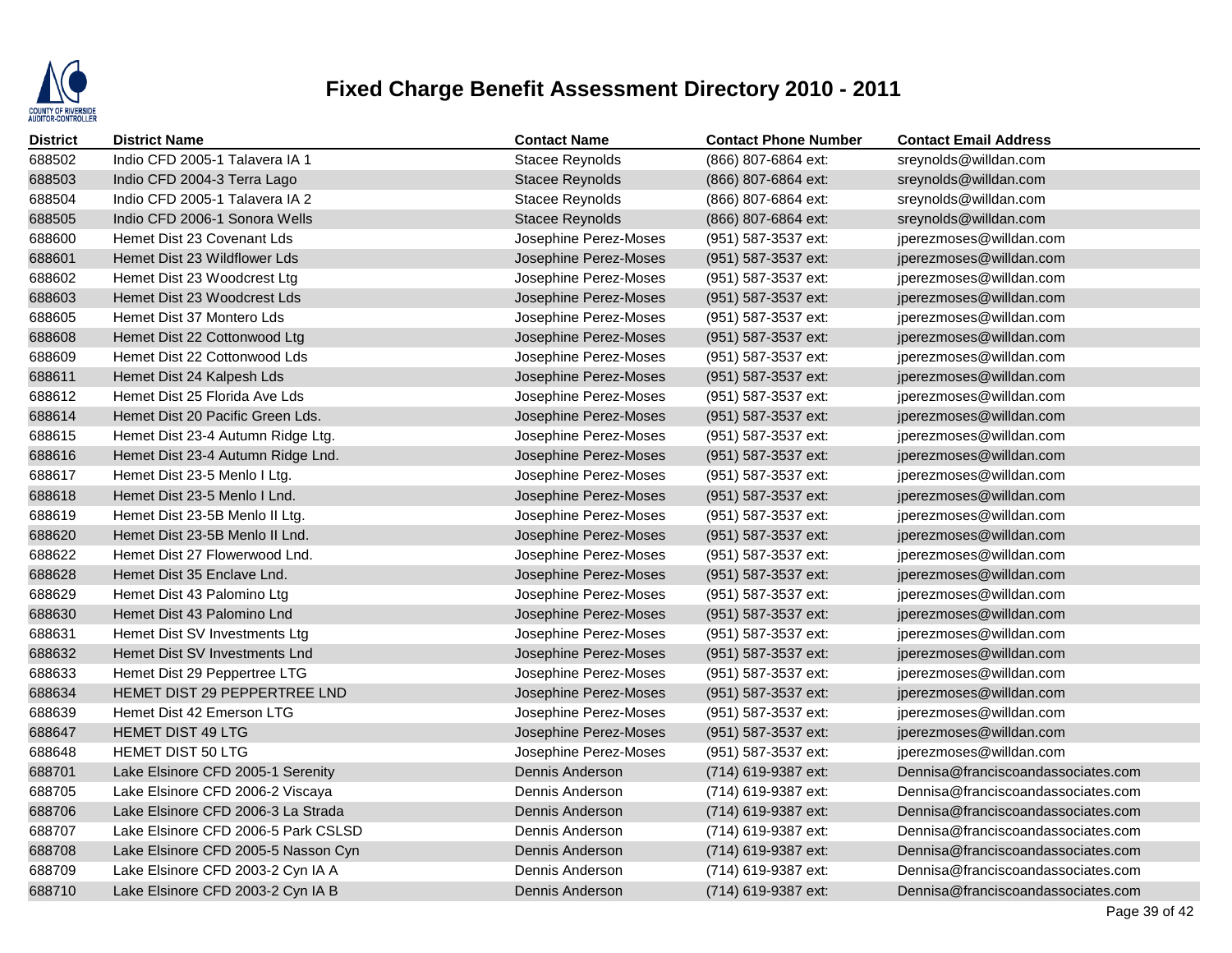# Fixed Charge Benefit Assessment Directory 2010 - 2011

| District | District Name | Contact Name | Contact Phone Number | Contact Email Address |
|---|---|---|---|---|
| 688502 | Indio CFD 2005-1 Talavera IA 1 | Stacee Reynolds | (866) 807-6864 ext: | sreynolds@willdan.com |
| 688503 | Indio CFD 2004-3 Terra Lago | Stacee Reynolds | (866) 807-6864 ext: | sreynolds@willdan.com |
| 688504 | Indio CFD 2005-1 Talavera IA 2 | Stacee Reynolds | (866) 807-6864 ext: | sreynolds@willdan.com |
| 688505 | Indio CFD 2006-1 Sonora Wells | Stacee Reynolds | (866) 807-6864 ext: | sreynolds@willdan.com |
| 688600 | Hemet Dist 23 Covenant Lds | Josephine Perez-Moses | (951) 587-3537 ext: | jperezmoses@willdan.com |
| 688601 | Hemet Dist 23 Wildflower Lds | Josephine Perez-Moses | (951) 587-3537 ext: | jperezmoses@willdan.com |
| 688602 | Hemet Dist 23 Woodcrest Ltg | Josephine Perez-Moses | (951) 587-3537 ext: | jperezmoses@willdan.com |
| 688603 | Hemet Dist 23 Woodcrest Lds | Josephine Perez-Moses | (951) 587-3537 ext: | jperezmoses@willdan.com |
| 688605 | Hemet Dist 37 Montero Lds | Josephine Perez-Moses | (951) 587-3537 ext: | jperezmoses@willdan.com |
| 688608 | Hemet Dist 22 Cottonwood Ltg | Josephine Perez-Moses | (951) 587-3537 ext: | jperezmoses@willdan.com |
| 688609 | Hemet Dist 22 Cottonwood Lds | Josephine Perez-Moses | (951) 587-3537 ext: | jperezmoses@willdan.com |
| 688611 | Hemet Dist 24 Kalpesh Lds | Josephine Perez-Moses | (951) 587-3537 ext: | jperezmoses@willdan.com |
| 688612 | Hemet Dist 25 Florida Ave Lds | Josephine Perez-Moses | (951) 587-3537 ext: | jperezmoses@willdan.com |
| 688614 | Hemet Dist 20 Pacific Green Lds. | Josephine Perez-Moses | (951) 587-3537 ext: | jperezmoses@willdan.com |
| 688615 | Hemet Dist 23-4 Autumn Ridge Ltg. | Josephine Perez-Moses | (951) 587-3537 ext: | jperezmoses@willdan.com |
| 688616 | Hemet Dist 23-4 Autumn Ridge Lnd. | Josephine Perez-Moses | (951) 587-3537 ext: | jperezmoses@willdan.com |
| 688617 | Hemet Dist 23-5 Menlo I Ltg. | Josephine Perez-Moses | (951) 587-3537 ext: | jperezmoses@willdan.com |
| 688618 | Hemet Dist 23-5 Menlo I Lnd. | Josephine Perez-Moses | (951) 587-3537 ext: | jperezmoses@willdan.com |
| 688619 | Hemet Dist 23-5B Menlo II Ltg. | Josephine Perez-Moses | (951) 587-3537 ext: | jperezmoses@willdan.com |
| 688620 | Hemet Dist 23-5B Menlo II Lnd. | Josephine Perez-Moses | (951) 587-3537 ext: | jperezmoses@willdan.com |
| 688622 | Hemet Dist 27 Flowerwood Lnd. | Josephine Perez-Moses | (951) 587-3537 ext: | jperezmoses@willdan.com |
| 688628 | Hemet Dist 35 Enclave Lnd. | Josephine Perez-Moses | (951) 587-3537 ext: | jperezmoses@willdan.com |
| 688629 | Hemet Dist 43 Palomino Ltg | Josephine Perez-Moses | (951) 587-3537 ext: | jperezmoses@willdan.com |
| 688630 | Hemet Dist 43 Palomino Lnd | Josephine Perez-Moses | (951) 587-3537 ext: | jperezmoses@willdan.com |
| 688631 | Hemet Dist SV Investments Ltg | Josephine Perez-Moses | (951) 587-3537 ext: | jperezmoses@willdan.com |
| 688632 | Hemet Dist SV Investments Lnd | Josephine Perez-Moses | (951) 587-3537 ext: | jperezmoses@willdan.com |
| 688633 | Hemet Dist 29 Peppertree LTG | Josephine Perez-Moses | (951) 587-3537 ext: | jperezmoses@willdan.com |
| 688634 | HEMET DIST 29 PEPPERTREE LND | Josephine Perez-Moses | (951) 587-3537 ext: | jperezmoses@willdan.com |
| 688639 | Hemet Dist 42 Emerson LTG | Josephine Perez-Moses | (951) 587-3537 ext: | jperezmoses@willdan.com |
| 688647 | HEMET DIST 49 LTG | Josephine Perez-Moses | (951) 587-3537 ext: | jperezmoses@willdan.com |
| 688648 | HEMET DIST 50 LTG | Josephine Perez-Moses | (951) 587-3537 ext: | jperezmoses@willdan.com |
| 688701 | Lake Elsinore CFD 2005-1 Serenity | Dennis Anderson | (714) 619-9387 ext: | Dennisa@franciscoandassociates.com |
| 688705 | Lake Elsinore CFD 2006-2 Viscaya | Dennis Anderson | (714) 619-9387 ext: | Dennisa@franciscoandassociates.com |
| 688706 | Lake Elsinore CFD 2006-3 La Strada | Dennis Anderson | (714) 619-9387 ext: | Dennisa@franciscoandassociates.com |
| 688707 | Lake Elsinore CFD 2006-5 Park CSLSD | Dennis Anderson | (714) 619-9387 ext: | Dennisa@franciscoandassociates.com |
| 688708 | Lake Elsinore CFD 2005-5 Nasson Cyn | Dennis Anderson | (714) 619-9387 ext: | Dennisa@franciscoandassociates.com |
| 688709 | Lake Elsinore CFD 2003-2 Cyn IA A | Dennis Anderson | (714) 619-9387 ext: | Dennisa@franciscoandassociates.com |
| 688710 | Lake Elsinore CFD 2003-2 Cyn IA B | Dennis Anderson | (714) 619-9387 ext: | Dennisa@franciscoandassociates.com |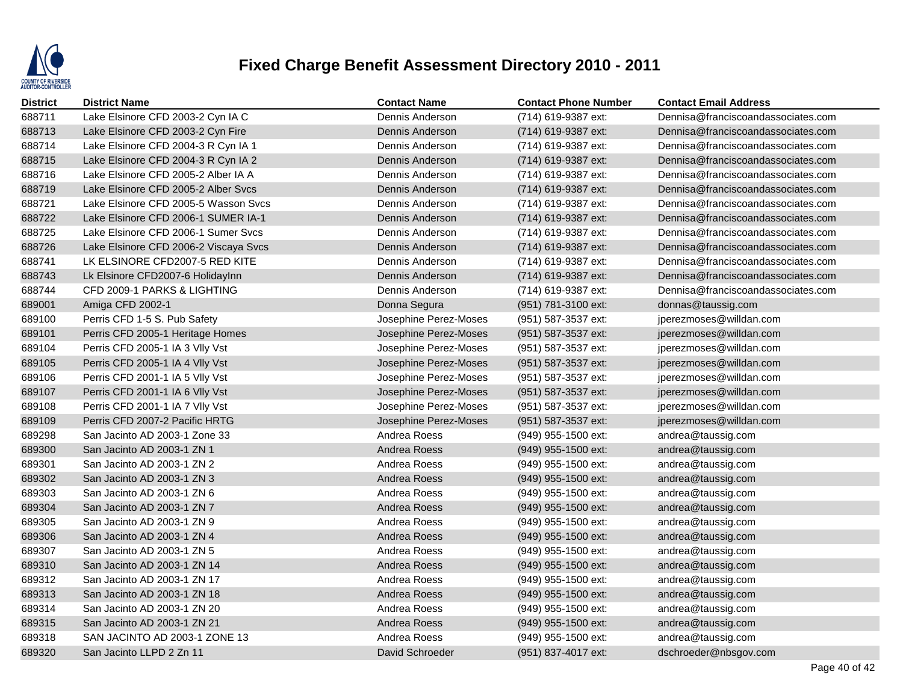# Fixed Charge Benefit Assessment Directory 2010 - 2011

| District | District Name | Contact Name | Contact Phone Number | Contact Email Address |
|---|---|---|---|---|
| 688711 | Lake Elsinore CFD 2003-2 Cyn IA C | Dennis Anderson | (714) 619-9387 ext: | Dennisa@franciscoandassociates.com |
| 688713 | Lake Elsinore CFD 2003-2 Cyn Fire | Dennis Anderson | (714) 619-9387 ext: | Dennisa@franciscoandassociates.com |
| 688714 | Lake Elsinore CFD 2004-3 R Cyn IA 1 | Dennis Anderson | (714) 619-9387 ext: | Dennisa@franciscoandassociates.com |
| 688715 | Lake Elsinore CFD 2004-3 R Cyn IA 2 | Dennis Anderson | (714) 619-9387 ext: | Dennisa@franciscoandassociates.com |
| 688716 | Lake Elsinore CFD 2005-2 Alber IA A | Dennis Anderson | (714) 619-9387 ext: | Dennisa@franciscoandassociates.com |
| 688719 | Lake Elsinore CFD 2005-2 Alber Svcs | Dennis Anderson | (714) 619-9387 ext: | Dennisa@franciscoandassociates.com |
| 688721 | Lake Elsinore CFD 2005-5 Wasson Svcs | Dennis Anderson | (714) 619-9387 ext: | Dennisa@franciscoandassociates.com |
| 688722 | Lake Elsinore CFD 2006-1 SUMER IA-1 | Dennis Anderson | (714) 619-9387 ext: | Dennisa@franciscoandassociates.com |
| 688725 | Lake Elsinore CFD 2006-1 Sumer Svcs | Dennis Anderson | (714) 619-9387 ext: | Dennisa@franciscoandassociates.com |
| 688726 | Lake Elsinore CFD 2006-2 Viscaya Svcs | Dennis Anderson | (714) 619-9387 ext: | Dennisa@franciscoandassociates.com |
| 688741 | LK ELSINORE CFD2007-5 RED KITE | Dennis Anderson | (714) 619-9387 ext: | Dennisa@franciscoandassociates.com |
| 688743 | Lk Elsinore CFD2007-6 HolidayInn | Dennis Anderson | (714) 619-9387 ext: | Dennisa@franciscoandassociates.com |
| 688744 | CFD 2009-1 PARKS & LIGHTING | Dennis Anderson | (714) 619-9387 ext: | Dennisa@franciscoandassociates.com |
| 689001 | Amiga CFD 2002-1 | Donna Segura | (951) 781-3100 ext: | donnas@taussig.com |
| 689100 | Perris CFD 1-5 S. Pub Safety | Josephine Perez-Moses | (951) 587-3537 ext: | jperezmoses@willdan.com |
| 689101 | Perris CFD 2005-1 Heritage Homes | Josephine Perez-Moses | (951) 587-3537 ext: | jperezmoses@willdan.com |
| 689104 | Perris CFD 2005-1 IA 3 Vlly Vst | Josephine Perez-Moses | (951) 587-3537 ext: | jperezmoses@willdan.com |
| 689105 | Perris CFD 2005-1 IA 4 Vlly Vst | Josephine Perez-Moses | (951) 587-3537 ext: | jperezmoses@willdan.com |
| 689106 | Perris CFD 2001-1 IA 5 Vlly Vst | Josephine Perez-Moses | (951) 587-3537 ext: | jperezmoses@willdan.com |
| 689107 | Perris CFD 2001-1 IA 6 Vlly Vst | Josephine Perez-Moses | (951) 587-3537 ext: | jperezmoses@willdan.com |
| 689108 | Perris CFD 2001-1 IA 7 Vlly Vst | Josephine Perez-Moses | (951) 587-3537 ext: | jperezmoses@willdan.com |
| 689109 | Perris CFD 2007-2 Pacific HRTG | Josephine Perez-Moses | (951) 587-3537 ext: | jperezmoses@willdan.com |
| 689298 | San Jacinto AD 2003-1 Zone 33 | Andrea Roess | (949) 955-1500 ext: | andrea@taussig.com |
| 689300 | San Jacinto AD 2003-1 ZN 1 | Andrea Roess | (949) 955-1500 ext: | andrea@taussig.com |
| 689301 | San Jacinto AD 2003-1 ZN 2 | Andrea Roess | (949) 955-1500 ext: | andrea@taussig.com |
| 689302 | San Jacinto AD 2003-1 ZN 3 | Andrea Roess | (949) 955-1500 ext: | andrea@taussig.com |
| 689303 | San Jacinto AD 2003-1 ZN 6 | Andrea Roess | (949) 955-1500 ext: | andrea@taussig.com |
| 689304 | San Jacinto AD 2003-1 ZN 7 | Andrea Roess | (949) 955-1500 ext: | andrea@taussig.com |
| 689305 | San Jacinto AD 2003-1 ZN 9 | Andrea Roess | (949) 955-1500 ext: | andrea@taussig.com |
| 689306 | San Jacinto AD 2003-1 ZN 4 | Andrea Roess | (949) 955-1500 ext: | andrea@taussig.com |
| 689307 | San Jacinto AD 2003-1 ZN 5 | Andrea Roess | (949) 955-1500 ext: | andrea@taussig.com |
| 689310 | San Jacinto AD 2003-1 ZN 14 | Andrea Roess | (949) 955-1500 ext: | andrea@taussig.com |
| 689312 | San Jacinto AD 2003-1 ZN 17 | Andrea Roess | (949) 955-1500 ext: | andrea@taussig.com |
| 689313 | San Jacinto AD 2003-1 ZN 18 | Andrea Roess | (949) 955-1500 ext: | andrea@taussig.com |
| 689314 | San Jacinto AD 2003-1 ZN 20 | Andrea Roess | (949) 955-1500 ext: | andrea@taussig.com |
| 689315 | San Jacinto AD 2003-1 ZN 21 | Andrea Roess | (949) 955-1500 ext: | andrea@taussig.com |
| 689318 | SAN JACINTO AD 2003-1 ZONE 13 | Andrea Roess | (949) 955-1500 ext: | andrea@taussig.com |
| 689320 | San Jacinto LLPD 2 Zn 11 | David Schroeder | (951) 837-4017 ext: | dschroeder@nbsgov.com |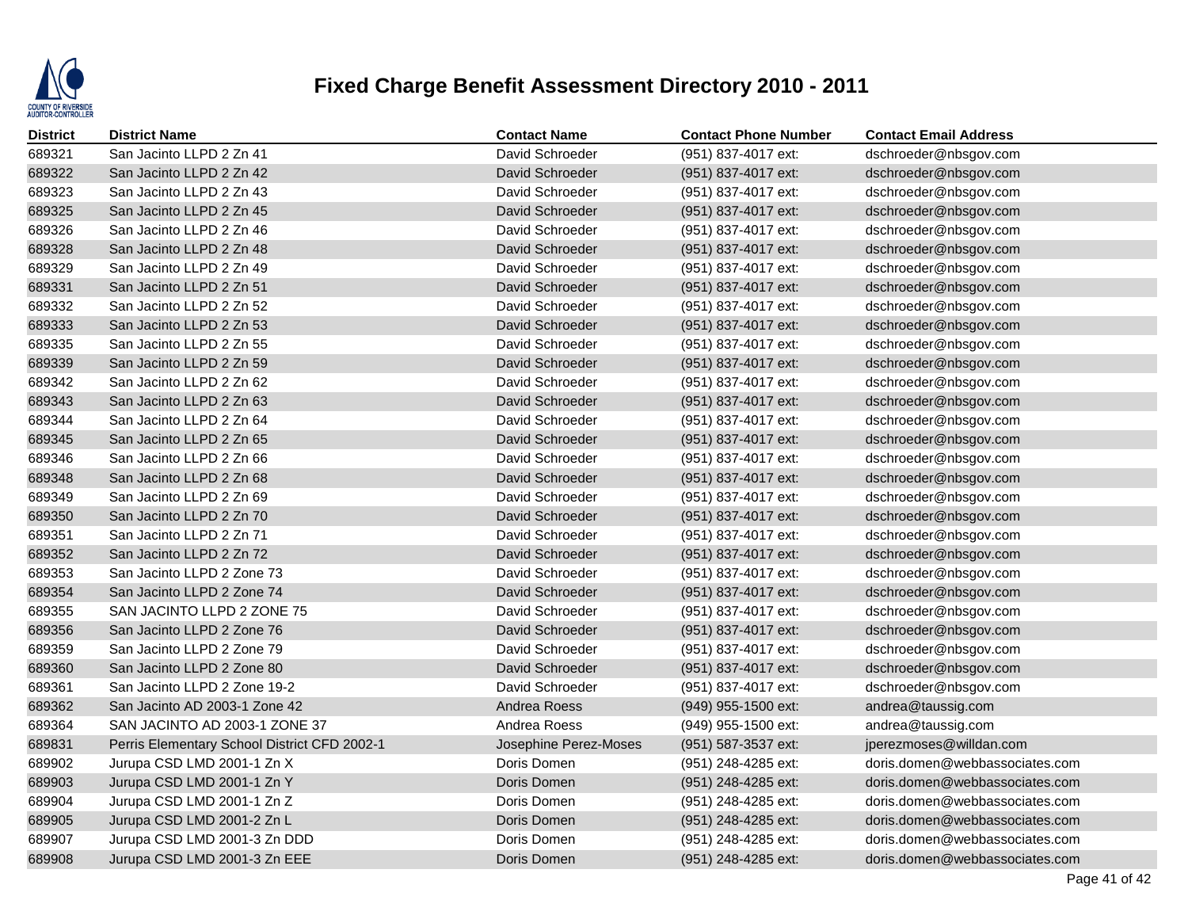# Fixed Charge Benefit Assessment Directory 2010 - 2011

| District | District Name | Contact Name | Contact Phone Number | Contact Email Address |
|---|---|---|---|---|
| 689321 | San Jacinto LLPD 2 Zn 41 | David Schroeder | (951) 837-4017 ext: | dschroeder@nbsgov.com |
| 689322 | San Jacinto LLPD 2 Zn 42 | David Schroeder | (951) 837-4017 ext: | dschroeder@nbsgov.com |
| 689323 | San Jacinto LLPD 2 Zn 43 | David Schroeder | (951) 837-4017 ext: | dschroeder@nbsgov.com |
| 689325 | San Jacinto LLPD 2 Zn 45 | David Schroeder | (951) 837-4017 ext: | dschroeder@nbsgov.com |
| 689326 | San Jacinto LLPD 2 Zn 46 | David Schroeder | (951) 837-4017 ext: | dschroeder@nbsgov.com |
| 689328 | San Jacinto LLPD 2 Zn 48 | David Schroeder | (951) 837-4017 ext: | dschroeder@nbsgov.com |
| 689329 | San Jacinto LLPD 2 Zn 49 | David Schroeder | (951) 837-4017 ext: | dschroeder@nbsgov.com |
| 689331 | San Jacinto LLPD 2 Zn 51 | David Schroeder | (951) 837-4017 ext: | dschroeder@nbsgov.com |
| 689332 | San Jacinto LLPD 2 Zn 52 | David Schroeder | (951) 837-4017 ext: | dschroeder@nbsgov.com |
| 689333 | San Jacinto LLPD 2 Zn 53 | David Schroeder | (951) 837-4017 ext: | dschroeder@nbsgov.com |
| 689335 | San Jacinto LLPD 2 Zn 55 | David Schroeder | (951) 837-4017 ext: | dschroeder@nbsgov.com |
| 689339 | San Jacinto LLPD 2 Zn 59 | David Schroeder | (951) 837-4017 ext: | dschroeder@nbsgov.com |
| 689342 | San Jacinto LLPD 2 Zn 62 | David Schroeder | (951) 837-4017 ext: | dschroeder@nbsgov.com |
| 689343 | San Jacinto LLPD 2 Zn 63 | David Schroeder | (951) 837-4017 ext: | dschroeder@nbsgov.com |
| 689344 | San Jacinto LLPD 2 Zn 64 | David Schroeder | (951) 837-4017 ext: | dschroeder@nbsgov.com |
| 689345 | San Jacinto LLPD 2 Zn 65 | David Schroeder | (951) 837-4017 ext: | dschroeder@nbsgov.com |
| 689346 | San Jacinto LLPD 2 Zn 66 | David Schroeder | (951) 837-4017 ext: | dschroeder@nbsgov.com |
| 689348 | San Jacinto LLPD 2 Zn 68 | David Schroeder | (951) 837-4017 ext: | dschroeder@nbsgov.com |
| 689349 | San Jacinto LLPD 2 Zn 69 | David Schroeder | (951) 837-4017 ext: | dschroeder@nbsgov.com |
| 689350 | San Jacinto LLPD 2 Zn 70 | David Schroeder | (951) 837-4017 ext: | dschroeder@nbsgov.com |
| 689351 | San Jacinto LLPD 2 Zn 71 | David Schroeder | (951) 837-4017 ext: | dschroeder@nbsgov.com |
| 689352 | San Jacinto LLPD 2 Zn 72 | David Schroeder | (951) 837-4017 ext: | dschroeder@nbsgov.com |
| 689353 | San Jacinto LLPD 2 Zone 73 | David Schroeder | (951) 837-4017 ext: | dschroeder@nbsgov.com |
| 689354 | San Jacinto LLPD 2 Zone 74 | David Schroeder | (951) 837-4017 ext: | dschroeder@nbsgov.com |
| 689355 | SAN JACINTO LLPD 2 ZONE 75 | David Schroeder | (951) 837-4017 ext: | dschroeder@nbsgov.com |
| 689356 | San Jacinto LLPD 2 Zone 76 | David Schroeder | (951) 837-4017 ext: | dschroeder@nbsgov.com |
| 689359 | San Jacinto LLPD 2 Zone 79 | David Schroeder | (951) 837-4017 ext: | dschroeder@nbsgov.com |
| 689360 | San Jacinto LLPD 2 Zone 80 | David Schroeder | (951) 837-4017 ext: | dschroeder@nbsgov.com |
| 689361 | San Jacinto LLPD 2 Zone 19-2 | David Schroeder | (951) 837-4017 ext: | dschroeder@nbsgov.com |
| 689362 | San Jacinto AD 2003-1 Zone 42 | Andrea Roess | (949) 955-1500 ext: | andrea@taussig.com |
| 689364 | SAN JACINTO AD 2003-1 ZONE 37 | Andrea Roess | (949) 955-1500 ext: | andrea@taussig.com |
| 689831 | Perris Elementary School District CFD 2002-1 | Josephine Perez-Moses | (951) 587-3537 ext: | jperezmoses@willdan.com |
| 689902 | Jurupa CSD LMD 2001-1 Zn X | Doris Domen | (951) 248-4285 ext: | doris.domen@webbassociates.com |
| 689903 | Jurupa CSD LMD 2001-1 Zn Y | Doris Domen | (951) 248-4285 ext: | doris.domen@webbassociates.com |
| 689904 | Jurupa CSD LMD 2001-1 Zn Z | Doris Domen | (951) 248-4285 ext: | doris.domen@webbassociates.com |
| 689905 | Jurupa CSD LMD 2001-2 Zn L | Doris Domen | (951) 248-4285 ext: | doris.domen@webbassociates.com |
| 689907 | Jurupa CSD LMD 2001-3 Zn DDD | Doris Domen | (951) 248-4285 ext: | doris.domen@webbassociates.com |
| 689908 | Jurupa CSD LMD 2001-3 Zn EEE | Doris Domen | (951) 248-4285 ext: | doris.domen@webbassociates.com |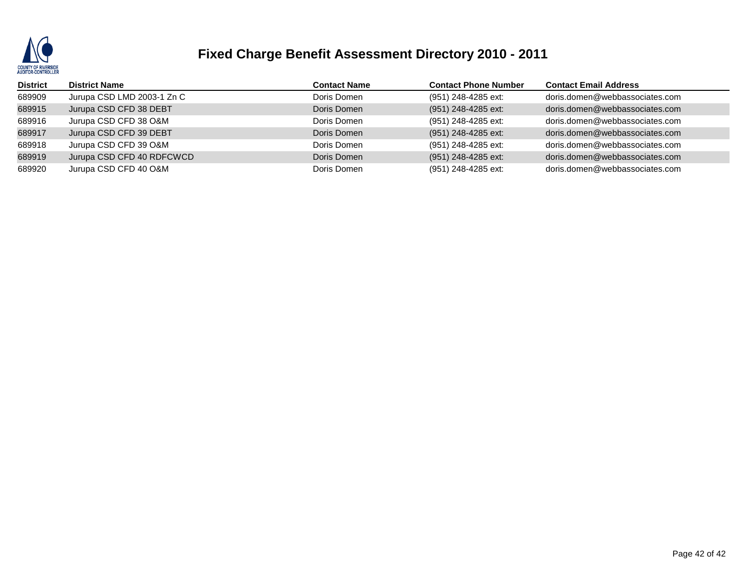# Fixed Charge Benefit Assessment Directory 2010 - 2011

| District | District Name | Contact Name | Contact Phone Number | Contact Email Address |
|---|---|---|---|---|
| 689909 | Jurupa CSD LMD 2003-1 Zn C | Doris Domen | (951) 248-4285 ext: | doris.domen@webbassociates.com |
| 689915 | Jurupa CSD CFD 38 DEBT | Doris Domen | (951) 248-4285 ext: | doris.domen@webbassociates.com |
| 689916 | Jurupa CSD CFD 38 O&M | Doris Domen | (951) 248-4285 ext: | doris.domen@webbassociates.com |
| 689917 | Jurupa CSD CFD 39 DEBT | Doris Domen | (951) 248-4285 ext: | doris.domen@webbassociates.com |
| 689918 | Jurupa CSD CFD 39 O&M | Doris Domen | (951) 248-4285 ext: | doris.domen@webbassociates.com |
| 689919 | Jurupa CSD CFD 40 RDFCWCD | Doris Domen | (951) 248-4285 ext: | doris.domen@webbassociates.com |
| 689920 | Jurupa CSD CFD 40 O&M | Doris Domen | (951) 248-4285 ext: | doris.domen@webbassociates.com |